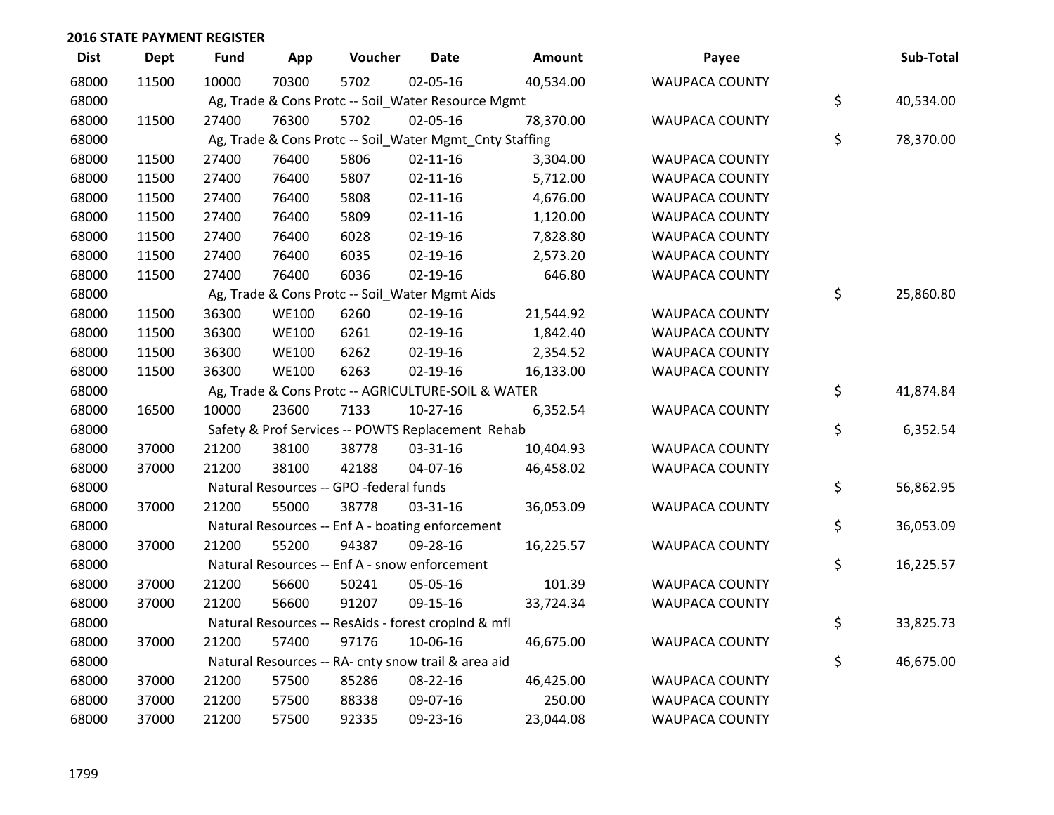## 2016 STATE PAYMENT REGISTER

| Dist | Dept | Fund | App | Voucher | Date | Amount | Payee | Sub-Total |
|---|---|---|---|---|---|---|---|---|
| 68000 | 11500 | 10000 | 70300 | 5702 | 02-05-16 | 40,534.00 | WAUPACA COUNTY | |
| 68000 | | Ag, Trade & Cons Protc -- Soil_Water Resource Mgmt | | | | | | $ 40,534.00 |
| 68000 | 11500 | 27400 | 76300 | 5702 | 02-05-16 | 78,370.00 | WAUPACA COUNTY | |
| 68000 | | Ag, Trade & Cons Protc -- Soil_Water Mgmt_Cnty Staffing | | | | | | $ 78,370.00 |
| 68000 | 11500 | 27400 | 76400 | 5806 | 02-11-16 | 3,304.00 | WAUPACA COUNTY | |
| 68000 | 11500 | 27400 | 76400 | 5807 | 02-11-16 | 5,712.00 | WAUPACA COUNTY | |
| 68000 | 11500 | 27400 | 76400 | 5808 | 02-11-16 | 4,676.00 | WAUPACA COUNTY | |
| 68000 | 11500 | 27400 | 76400 | 5809 | 02-11-16 | 1,120.00 | WAUPACA COUNTY | |
| 68000 | 11500 | 27400 | 76400 | 6028 | 02-19-16 | 7,828.80 | WAUPACA COUNTY | |
| 68000 | 11500 | 27400 | 76400 | 6035 | 02-19-16 | 2,573.20 | WAUPACA COUNTY | |
| 68000 | 11500 | 27400 | 76400 | 6036 | 02-19-16 | 646.80 | WAUPACA COUNTY | |
| 68000 | | Ag, Trade & Cons Protc -- Soil_Water Mgmt Aids | | | | | | $ 25,860.80 |
| 68000 | 11500 | 36300 | WE100 | 6260 | 02-19-16 | 21,544.92 | WAUPACA COUNTY | |
| 68000 | 11500 | 36300 | WE100 | 6261 | 02-19-16 | 1,842.40 | WAUPACA COUNTY | |
| 68000 | 11500 | 36300 | WE100 | 6262 | 02-19-16 | 2,354.52 | WAUPACA COUNTY | |
| 68000 | 11500 | 36300 | WE100 | 6263 | 02-19-16 | 16,133.00 | WAUPACA COUNTY | |
| 68000 | | Ag, Trade & Cons Protc -- AGRICULTURE-SOIL & WATER | | | | | | $ 41,874.84 |
| 68000 | 16500 | 10000 | 23600 | 7133 | 10-27-16 | 6,352.54 | WAUPACA COUNTY | |
| 68000 | | Safety & Prof Services -- POWTS Replacement Rehab | | | | | | $ 6,352.54 |
| 68000 | 37000 | 21200 | 38100 | 38778 | 03-31-16 | 10,404.93 | WAUPACA COUNTY | |
| 68000 | 37000 | 21200 | 38100 | 42188 | 04-07-16 | 46,458.02 | WAUPACA COUNTY | |
| 68000 | | Natural Resources -- GPO -federal funds | | | | | | $ 56,862.95 |
| 68000 | 37000 | 21200 | 55000 | 38778 | 03-31-16 | 36,053.09 | WAUPACA COUNTY | |
| 68000 | | Natural Resources -- Enf A - boating enforcement | | | | | | $ 36,053.09 |
| 68000 | 37000 | 21200 | 55200 | 94387 | 09-28-16 | 16,225.57 | WAUPACA COUNTY | |
| 68000 | | Natural Resources -- Enf A - snow enforcement | | | | | | $ 16,225.57 |
| 68000 | 37000 | 21200 | 56600 | 50241 | 05-05-16 | 101.39 | WAUPACA COUNTY | |
| 68000 | 37000 | 21200 | 56600 | 91207 | 09-15-16 | 33,724.34 | WAUPACA COUNTY | |
| 68000 | | Natural Resources -- ResAids - forest croplnd & mfl | | | | | | $ 33,825.73 |
| 68000 | 37000 | 21200 | 57400 | 97176 | 10-06-16 | 46,675.00 | WAUPACA COUNTY | |
| 68000 | | Natural Resources -- RA- cnty snow trail & area aid | | | | | | $ 46,675.00 |
| 68000 | 37000 | 21200 | 57500 | 85286 | 08-22-16 | 46,425.00 | WAUPACA COUNTY | |
| 68000 | 37000 | 21200 | 57500 | 88338 | 09-07-16 | 250.00 | WAUPACA COUNTY | |
| 68000 | 37000 | 21200 | 57500 | 92335 | 09-23-16 | 23,044.08 | WAUPACA COUNTY | |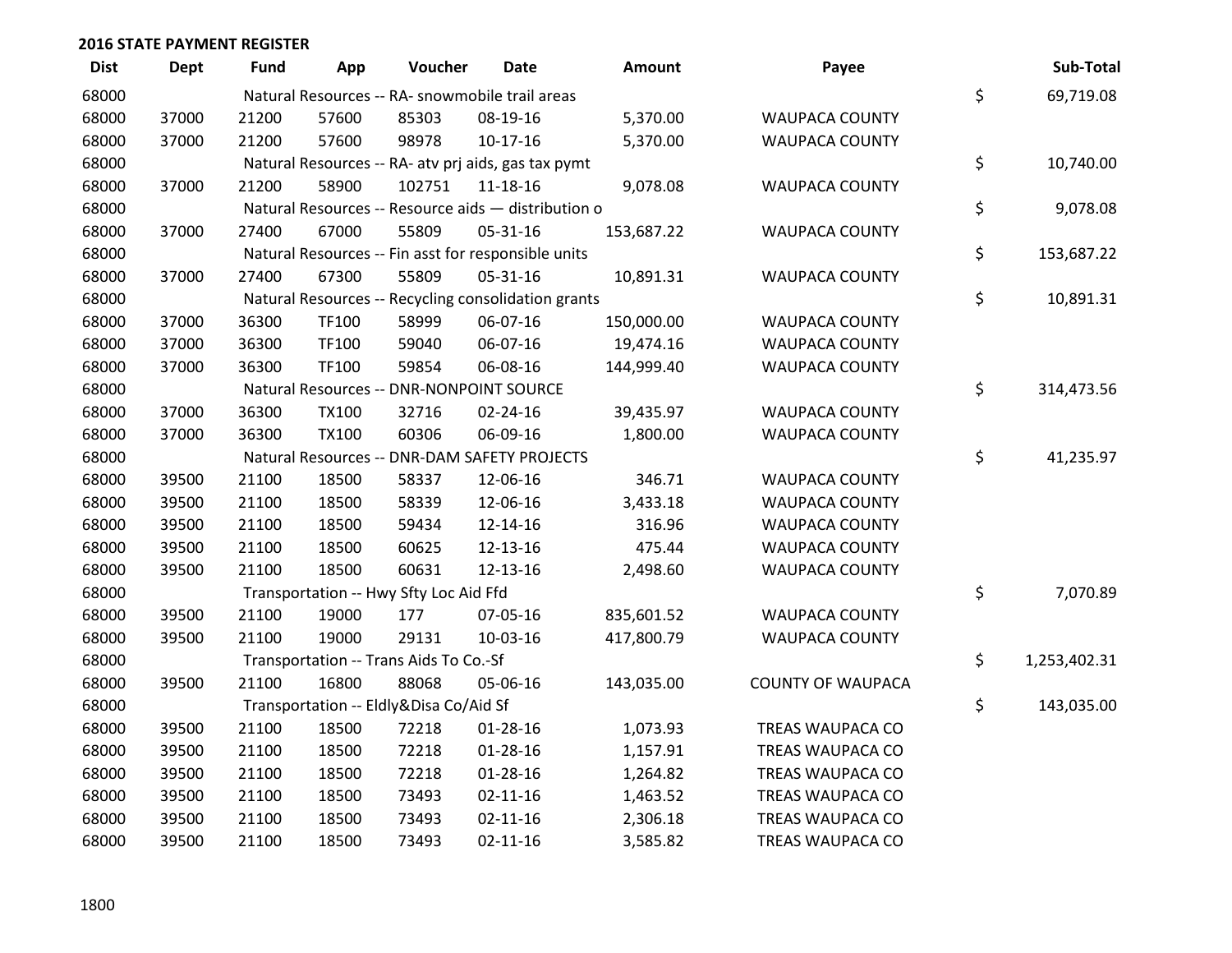**2016 STATE PAYMENT REGISTER**

| Dist | Dept | Fund | App | Voucher | Date | Amount | Payee | | Sub-Total |
|---|---|---|---|---|---|---|---|---|---|
| 68000 | | Natural Resources -- RA- snowmobile trail areas | | | | | | $ | 69,719.08 |
| 68000 | 37000 | 21200 | 57600 | 85303 | 08-19-16 | 5,370.00 | WAUPACA COUNTY | | |
| 68000 | 37000 | 21200 | 57600 | 98978 | 10-17-16 | 5,370.00 | WAUPACA COUNTY | | |
| 68000 | | Natural Resources -- RA- atv prj aids, gas tax pymt | | | | | | $ | 10,740.00 |
| 68000 | 37000 | 21200 | 58900 | 102751 | 11-18-16 | 9,078.08 | WAUPACA COUNTY | | |
| 68000 | | Natural Resources -- Resource aids — distribution o | | | | | | $ | 9,078.08 |
| 68000 | 37000 | 27400 | 67000 | 55809 | 05-31-16 | 153,687.22 | WAUPACA COUNTY | | |
| 68000 | | Natural Resources -- Fin asst for responsible units | | | | | | $ | 153,687.22 |
| 68000 | 37000 | 27400 | 67300 | 55809 | 05-31-16 | 10,891.31 | WAUPACA COUNTY | | |
| 68000 | | Natural Resources -- Recycling consolidation grants | | | | | | $ | 10,891.31 |
| 68000 | 37000 | 36300 | TF100 | 58999 | 06-07-16 | 150,000.00 | WAUPACA COUNTY | | |
| 68000 | 37000 | 36300 | TF100 | 59040 | 06-07-16 | 19,474.16 | WAUPACA COUNTY | | |
| 68000 | 37000 | 36300 | TF100 | 59854 | 06-08-16 | 144,999.40 | WAUPACA COUNTY | | |
| 68000 | | Natural Resources -- DNR-NONPOINT SOURCE | | | | | | $ | 314,473.56 |
| 68000 | 37000 | 36300 | TX100 | 32716 | 02-24-16 | 39,435.97 | WAUPACA COUNTY | | |
| 68000 | 37000 | 36300 | TX100 | 60306 | 06-09-16 | 1,800.00 | WAUPACA COUNTY | | |
| 68000 | | Natural Resources -- DNR-DAM SAFETY PROJECTS | | | | | | $ | 41,235.97 |
| 68000 | 39500 | 21100 | 18500 | 58337 | 12-06-16 | 346.71 | WAUPACA COUNTY | | |
| 68000 | 39500 | 21100 | 18500 | 58339 | 12-06-16 | 3,433.18 | WAUPACA COUNTY | | |
| 68000 | 39500 | 21100 | 18500 | 59434 | 12-14-16 | 316.96 | WAUPACA COUNTY | | |
| 68000 | 39500 | 21100 | 18500 | 60625 | 12-13-16 | 475.44 | WAUPACA COUNTY | | |
| 68000 | 39500 | 21100 | 18500 | 60631 | 12-13-16 | 2,498.60 | WAUPACA COUNTY | | |
| 68000 | | Transportation -- Hwy Sfty Loc Aid Ffd | | | | | | $ | 7,070.89 |
| 68000 | 39500 | 21100 | 19000 | 177 | 07-05-16 | 835,601.52 | WAUPACA COUNTY | | |
| 68000 | 39500 | 21100 | 19000 | 29131 | 10-03-16 | 417,800.79 | WAUPACA COUNTY | | |
| 68000 | | Transportation -- Trans Aids To Co.-Sf | | | | | | $ | 1,253,402.31 |
| 68000 | 39500 | 21100 | 16800 | 88068 | 05-06-16 | 143,035.00 | COUNTY OF WAUPACA | | |
| 68000 | | Transportation -- Eldly&Disa Co/Aid Sf | | | | | | $ | 143,035.00 |
| 68000 | 39500 | 21100 | 18500 | 72218 | 01-28-16 | 1,073.93 | TREAS WAUPACA CO | | |
| 68000 | 39500 | 21100 | 18500 | 72218 | 01-28-16 | 1,157.91 | TREAS WAUPACA CO | | |
| 68000 | 39500 | 21100 | 18500 | 72218 | 01-28-16 | 1,264.82 | TREAS WAUPACA CO | | |
| 68000 | 39500 | 21100 | 18500 | 73493 | 02-11-16 | 1,463.52 | TREAS WAUPACA CO | | |
| 68000 | 39500 | 21100 | 18500 | 73493 | 02-11-16 | 2,306.18 | TREAS WAUPACA CO | | |
| 68000 | 39500 | 21100 | 18500 | 73493 | 02-11-16 | 3,585.82 | TREAS WAUPACA CO | | |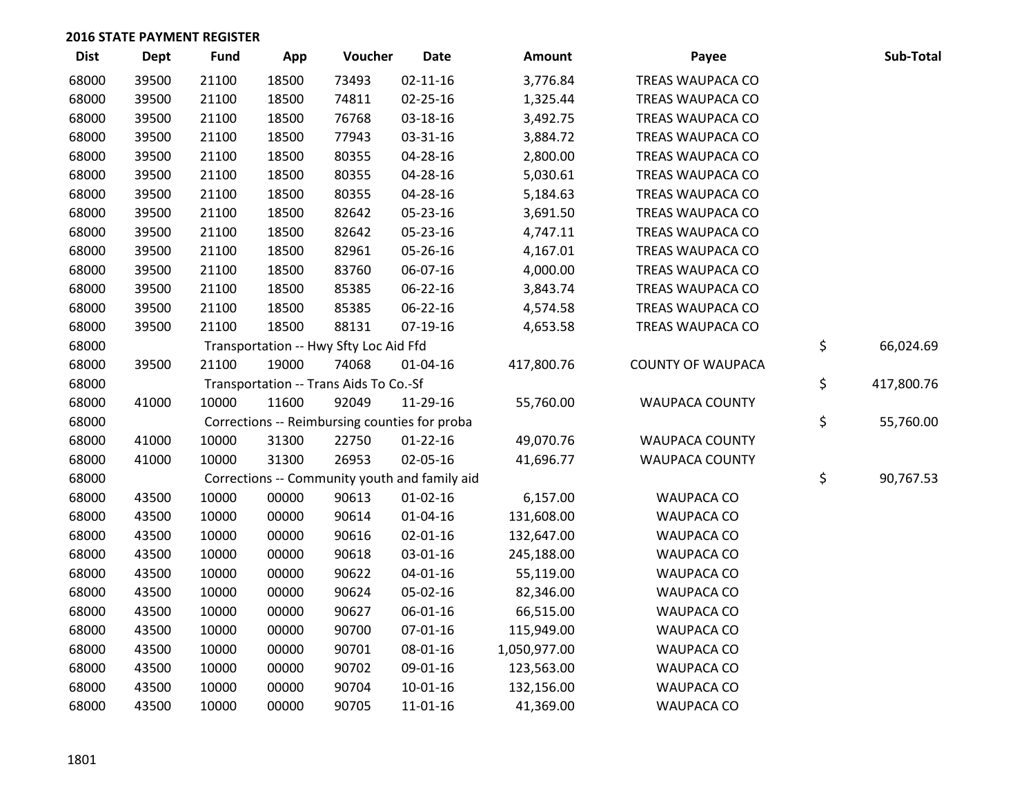**2016 STATE PAYMENT REGISTER**

| Dist | Dept | Fund | App | Voucher | Date | Amount | Payee | Sub-Total |
|---|---|---|---|---|---|---|---|---|
| 68000 | 39500 | 21100 | 18500 | 73493 | 02-11-16 | 3,776.84 | TREAS WAUPACA CO | |
| 68000 | 39500 | 21100 | 18500 | 74811 | 02-25-16 | 1,325.44 | TREAS WAUPACA CO | |
| 68000 | 39500 | 21100 | 18500 | 76768 | 03-18-16 | 3,492.75 | TREAS WAUPACA CO | |
| 68000 | 39500 | 21100 | 18500 | 77943 | 03-31-16 | 3,884.72 | TREAS WAUPACA CO | |
| 68000 | 39500 | 21100 | 18500 | 80355 | 04-28-16 | 2,800.00 | TREAS WAUPACA CO | |
| 68000 | 39500 | 21100 | 18500 | 80355 | 04-28-16 | 5,030.61 | TREAS WAUPACA CO | |
| 68000 | 39500 | 21100 | 18500 | 80355 | 04-28-16 | 5,184.63 | TREAS WAUPACA CO | |
| 68000 | 39500 | 21100 | 18500 | 82642 | 05-23-16 | 3,691.50 | TREAS WAUPACA CO | |
| 68000 | 39500 | 21100 | 18500 | 82642 | 05-23-16 | 4,747.11 | TREAS WAUPACA CO | |
| 68000 | 39500 | 21100 | 18500 | 82961 | 05-26-16 | 4,167.01 | TREAS WAUPACA CO | |
| 68000 | 39500 | 21100 | 18500 | 83760 | 06-07-16 | 4,000.00 | TREAS WAUPACA CO | |
| 68000 | 39500 | 21100 | 18500 | 85385 | 06-22-16 | 3,843.74 | TREAS WAUPACA CO | |
| 68000 | 39500 | 21100 | 18500 | 85385 | 06-22-16 | 4,574.58 | TREAS WAUPACA CO | |
| 68000 | 39500 | 21100 | 18500 | 88131 | 07-19-16 | 4,653.58 | TREAS WAUPACA CO | |
| 68000 | | Transportation -- Hwy Sfty Loc Aid Ffd | | | | | | $ 66,024.69 |
| 68000 | 39500 | 21100 | 19000 | 74068 | 01-04-16 | 417,800.76 | COUNTY OF WAUPACA | |
| 68000 | | Transportation -- Trans Aids To Co.-Sf | | | | | | $ 417,800.76 |
| 68000 | 41000 | 10000 | 11600 | 92049 | 11-29-16 | 55,760.00 | WAUPACA COUNTY | |
| 68000 | | Corrections -- Reimbursing counties for proba | | | | | | $ 55,760.00 |
| 68000 | 41000 | 10000 | 31300 | 22750 | 01-22-16 | 49,070.76 | WAUPACA COUNTY | |
| 68000 | 41000 | 10000 | 31300 | 26953 | 02-05-16 | 41,696.77 | WAUPACA COUNTY | |
| 68000 | | Corrections -- Community youth and family aid | | | | | | $ 90,767.53 |
| 68000 | 43500 | 10000 | 00000 | 90613 | 01-02-16 | 6,157.00 | WAUPACA CO | |
| 68000 | 43500 | 10000 | 00000 | 90614 | 01-04-16 | 131,608.00 | WAUPACA CO | |
| 68000 | 43500 | 10000 | 00000 | 90616 | 02-01-16 | 132,647.00 | WAUPACA CO | |
| 68000 | 43500 | 10000 | 00000 | 90618 | 03-01-16 | 245,188.00 | WAUPACA CO | |
| 68000 | 43500 | 10000 | 00000 | 90622 | 04-01-16 | 55,119.00 | WAUPACA CO | |
| 68000 | 43500 | 10000 | 00000 | 90624 | 05-02-16 | 82,346.00 | WAUPACA CO | |
| 68000 | 43500 | 10000 | 00000 | 90627 | 06-01-16 | 66,515.00 | WAUPACA CO | |
| 68000 | 43500 | 10000 | 00000 | 90700 | 07-01-16 | 115,949.00 | WAUPACA CO | |
| 68000 | 43500 | 10000 | 00000 | 90701 | 08-01-16 | 1,050,977.00 | WAUPACA CO | |
| 68000 | 43500 | 10000 | 00000 | 90702 | 09-01-16 | 123,563.00 | WAUPACA CO | |
| 68000 | 43500 | 10000 | 00000 | 90704 | 10-01-16 | 132,156.00 | WAUPACA CO | |
| 68000 | 43500 | 10000 | 00000 | 90705 | 11-01-16 | 41,369.00 | WAUPACA CO | |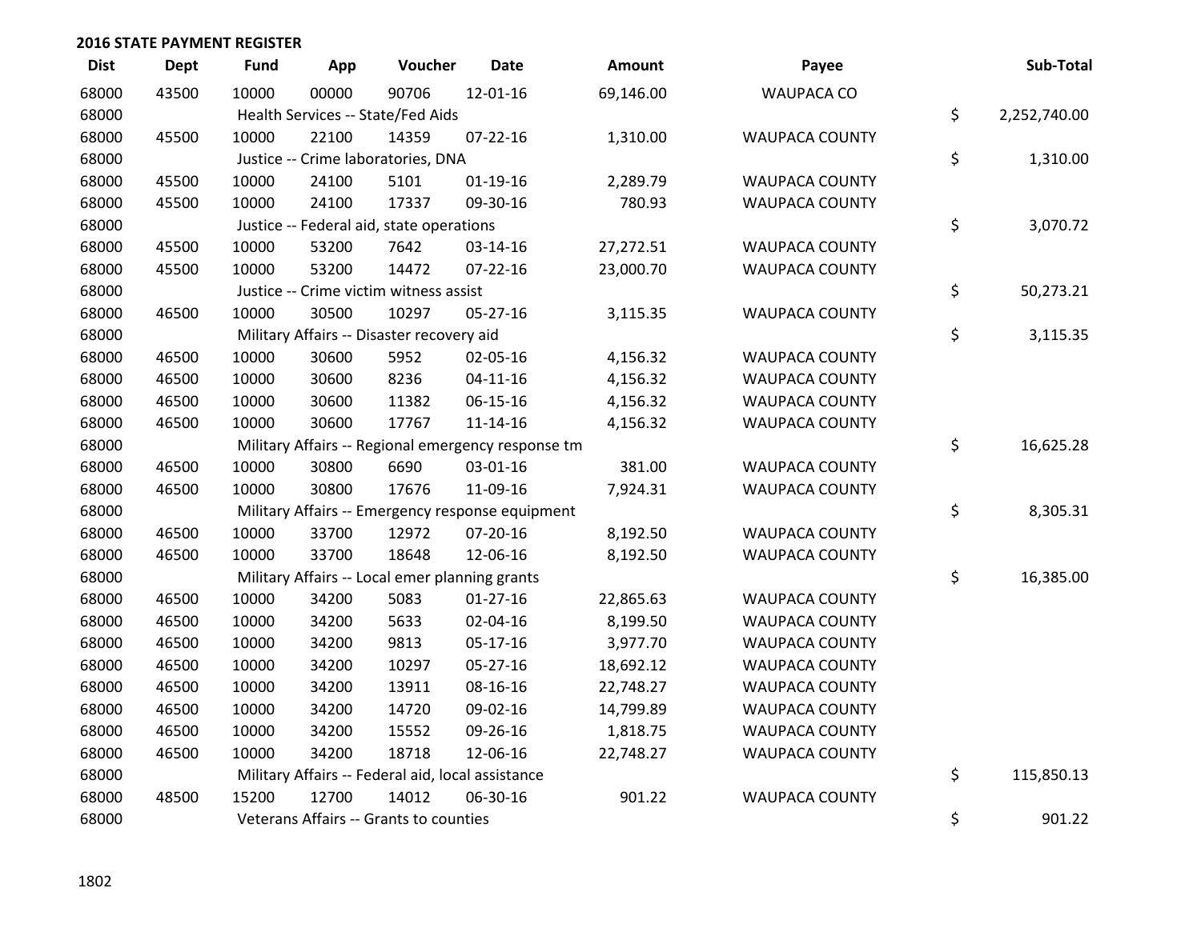**2016 STATE PAYMENT REGISTER**

| Dist | Dept | Fund | App | Voucher | Date | Amount | Payee | Sub-Total |
|---|---|---|---|---|---|---|---|---|
| 68000 | 43500 | 10000 | 00000 | 90706 | 12-01-16 | 69,146.00 | WAUPACA CO | |
| 68000 | | Health Services -- State/Fed Aids | | | | | | $ 2,252,740.00 |
| 68000 | 45500 | 10000 | 22100 | 14359 | 07-22-16 | 1,310.00 | WAUPACA COUNTY | |
| 68000 | | Justice -- Crime laboratories, DNA | | | | | | $ 1,310.00 |
| 68000 | 45500 | 10000 | 24100 | 5101 | 01-19-16 | 2,289.79 | WAUPACA COUNTY | |
| 68000 | 45500 | 10000 | 24100 | 17337 | 09-30-16 | 780.93 | WAUPACA COUNTY | |
| 68000 | | Justice -- Federal aid, state operations | | | | | | $ 3,070.72 |
| 68000 | 45500 | 10000 | 53200 | 7642 | 03-14-16 | 27,272.51 | WAUPACA COUNTY | |
| 68000 | 45500 | 10000 | 53200 | 14472 | 07-22-16 | 23,000.70 | WAUPACA COUNTY | |
| 68000 | | Justice -- Crime victim witness assist | | | | | | $ 50,273.21 |
| 68000 | 46500 | 10000 | 30500 | 10297 | 05-27-16 | 3,115.35 | WAUPACA COUNTY | |
| 68000 | | Military Affairs -- Disaster recovery aid | | | | | | $ 3,115.35 |
| 68000 | 46500 | 10000 | 30600 | 5952 | 02-05-16 | 4,156.32 | WAUPACA COUNTY | |
| 68000 | 46500 | 10000 | 30600 | 8236 | 04-11-16 | 4,156.32 | WAUPACA COUNTY | |
| 68000 | 46500 | 10000 | 30600 | 11382 | 06-15-16 | 4,156.32 | WAUPACA COUNTY | |
| 68000 | 46500 | 10000 | 30600 | 17767 | 11-14-16 | 4,156.32 | WAUPACA COUNTY | |
| 68000 | | Military Affairs -- Regional emergency response tm | | | | | | $ 16,625.28 |
| 68000 | 46500 | 10000 | 30800 | 6690 | 03-01-16 | 381.00 | WAUPACA COUNTY | |
| 68000 | 46500 | 10000 | 30800 | 17676 | 11-09-16 | 7,924.31 | WAUPACA COUNTY | |
| 68000 | | Military Affairs -- Emergency response equipment | | | | | | $ 8,305.31 |
| 68000 | 46500 | 10000 | 33700 | 12972 | 07-20-16 | 8,192.50 | WAUPACA COUNTY | |
| 68000 | 46500 | 10000 | 33700 | 18648 | 12-06-16 | 8,192.50 | WAUPACA COUNTY | |
| 68000 | | Military Affairs -- Local emer planning grants | | | | | | $ 16,385.00 |
| 68000 | 46500 | 10000 | 34200 | 5083 | 01-27-16 | 22,865.63 | WAUPACA COUNTY | |
| 68000 | 46500 | 10000 | 34200 | 5633 | 02-04-16 | 8,199.50 | WAUPACA COUNTY | |
| 68000 | 46500 | 10000 | 34200 | 9813 | 05-17-16 | 3,977.70 | WAUPACA COUNTY | |
| 68000 | 46500 | 10000 | 34200 | 10297 | 05-27-16 | 18,692.12 | WAUPACA COUNTY | |
| 68000 | 46500 | 10000 | 34200 | 13911 | 08-16-16 | 22,748.27 | WAUPACA COUNTY | |
| 68000 | 46500 | 10000 | 34200 | 14720 | 09-02-16 | 14,799.89 | WAUPACA COUNTY | |
| 68000 | 46500 | 10000 | 34200 | 15552 | 09-26-16 | 1,818.75 | WAUPACA COUNTY | |
| 68000 | 46500 | 10000 | 34200 | 18718 | 12-06-16 | 22,748.27 | WAUPACA COUNTY | |
| 68000 | | Military Affairs -- Federal aid, local assistance | | | | | | $ 115,850.13 |
| 68000 | 48500 | 15200 | 12700 | 14012 | 06-30-16 | 901.22 | WAUPACA COUNTY | |
| 68000 | | Veterans Affairs -- Grants to counties | | | | | | $ 901.22 |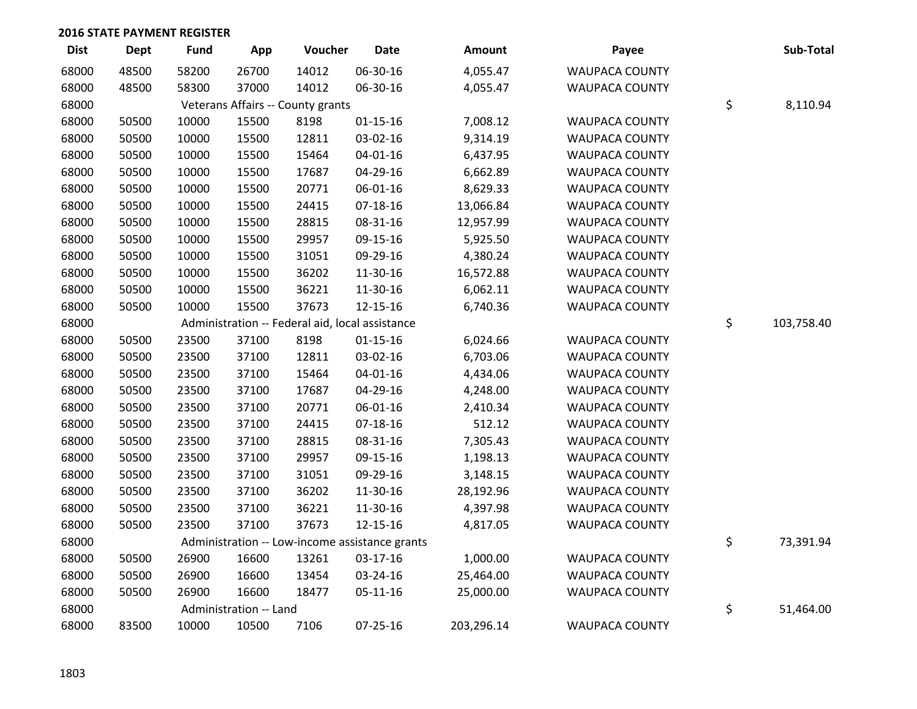## 2016 STATE PAYMENT REGISTER

| Dist | Dept | Fund | App | Voucher | Date | Amount | Payee | Sub-Total |
|---|---|---|---|---|---|---|---|---|
| 68000 | 48500 | 58200 | 26700 | 14012 | 06-30-16 | 4,055.47 | WAUPACA COUNTY | |
| 68000 | 48500 | 58300 | 37000 | 14012 | 06-30-16 | 4,055.47 | WAUPACA COUNTY | |
| 68000 | | Veterans Affairs -- County grants | | | | | | $ 8,110.94 |
| 68000 | 50500 | 10000 | 15500 | 8198 | 01-15-16 | 7,008.12 | WAUPACA COUNTY | |
| 68000 | 50500 | 10000 | 15500 | 12811 | 03-02-16 | 9,314.19 | WAUPACA COUNTY | |
| 68000 | 50500 | 10000 | 15500 | 15464 | 04-01-16 | 6,437.95 | WAUPACA COUNTY | |
| 68000 | 50500 | 10000 | 15500 | 17687 | 04-29-16 | 6,662.89 | WAUPACA COUNTY | |
| 68000 | 50500 | 10000 | 15500 | 20771 | 06-01-16 | 8,629.33 | WAUPACA COUNTY | |
| 68000 | 50500 | 10000 | 15500 | 24415 | 07-18-16 | 13,066.84 | WAUPACA COUNTY | |
| 68000 | 50500 | 10000 | 15500 | 28815 | 08-31-16 | 12,957.99 | WAUPACA COUNTY | |
| 68000 | 50500 | 10000 | 15500 | 29957 | 09-15-16 | 5,925.50 | WAUPACA COUNTY | |
| 68000 | 50500 | 10000 | 15500 | 31051 | 09-29-16 | 4,380.24 | WAUPACA COUNTY | |
| 68000 | 50500 | 10000 | 15500 | 36202 | 11-30-16 | 16,572.88 | WAUPACA COUNTY | |
| 68000 | 50500 | 10000 | 15500 | 36221 | 11-30-16 | 6,062.11 | WAUPACA COUNTY | |
| 68000 | 50500 | 10000 | 15500 | 37673 | 12-15-16 | 6,740.36 | WAUPACA COUNTY | |
| 68000 | | Administration -- Federal aid, local assistance | | | | | | $ 103,758.40 |
| 68000 | 50500 | 23500 | 37100 | 8198 | 01-15-16 | 6,024.66 | WAUPACA COUNTY | |
| 68000 | 50500 | 23500 | 37100 | 12811 | 03-02-16 | 6,703.06 | WAUPACA COUNTY | |
| 68000 | 50500 | 23500 | 37100 | 15464 | 04-01-16 | 4,434.06 | WAUPACA COUNTY | |
| 68000 | 50500 | 23500 | 37100 | 17687 | 04-29-16 | 4,248.00 | WAUPACA COUNTY | |
| 68000 | 50500 | 23500 | 37100 | 20771 | 06-01-16 | 2,410.34 | WAUPACA COUNTY | |
| 68000 | 50500 | 23500 | 37100 | 24415 | 07-18-16 | 512.12 | WAUPACA COUNTY | |
| 68000 | 50500 | 23500 | 37100 | 28815 | 08-31-16 | 7,305.43 | WAUPACA COUNTY | |
| 68000 | 50500 | 23500 | 37100 | 29957 | 09-15-16 | 1,198.13 | WAUPACA COUNTY | |
| 68000 | 50500 | 23500 | 37100 | 31051 | 09-29-16 | 3,148.15 | WAUPACA COUNTY | |
| 68000 | 50500 | 23500 | 37100 | 36202 | 11-30-16 | 28,192.96 | WAUPACA COUNTY | |
| 68000 | 50500 | 23500 | 37100 | 36221 | 11-30-16 | 4,397.98 | WAUPACA COUNTY | |
| 68000 | 50500 | 23500 | 37100 | 37673 | 12-15-16 | 4,817.05 | WAUPACA COUNTY | |
| 68000 | | Administration -- Low-income assistance grants | | | | | | $ 73,391.94 |
| 68000 | 50500 | 26900 | 16600 | 13261 | 03-17-16 | 1,000.00 | WAUPACA COUNTY | |
| 68000 | 50500 | 26900 | 16600 | 13454 | 03-24-16 | 25,464.00 | WAUPACA COUNTY | |
| 68000 | 50500 | 26900 | 16600 | 18477 | 05-11-16 | 25,000.00 | WAUPACA COUNTY | |
| 68000 | | Administration -- Land | | | | | | $ 51,464.00 |
| 68000 | 83500 | 10000 | 10500 | 7106 | 07-25-16 | 203,296.14 | WAUPACA COUNTY | |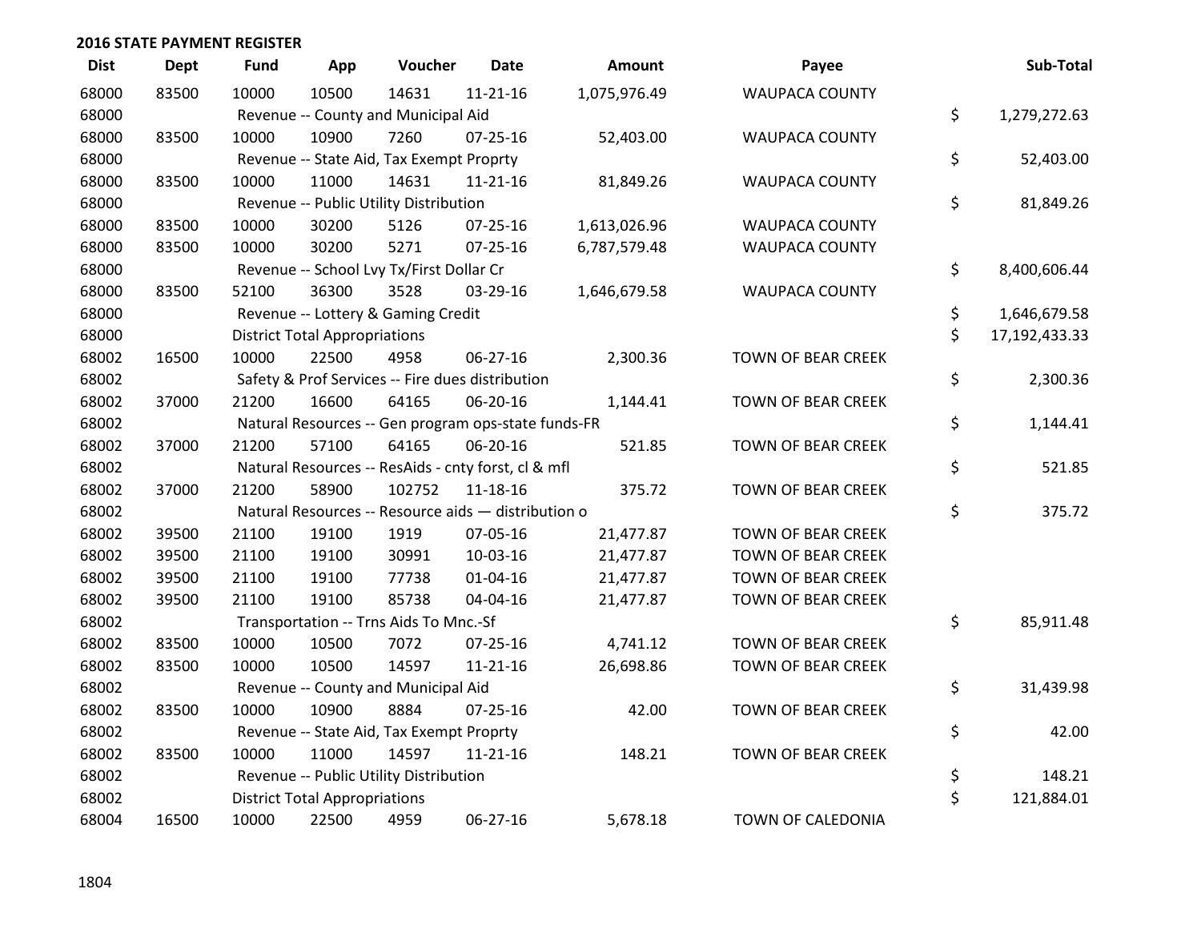## 2016 STATE PAYMENT REGISTER

| Dist | Dept | Fund | App | Voucher | Date | Amount | Payee | Sub-Total |
|---|---|---|---|---|---|---|---|---|
| 68000 | 83500 | 10000 | 10500 | 14631 | 11-21-16 | 1,075,976.49 | WAUPACA COUNTY | |
| 68000 | | Revenue -- County and Municipal Aid | | | | | | $ 1,279,272.63 |
| 68000 | 83500 | 10000 | 10900 | 7260 | 07-25-16 | 52,403.00 | WAUPACA COUNTY | |
| 68000 | | Revenue -- State Aid, Tax Exempt Proprty | | | | | | $ 52,403.00 |
| 68000 | 83500 | 10000 | 11000 | 14631 | 11-21-16 | 81,849.26 | WAUPACA COUNTY | |
| 68000 | | Revenue -- Public Utility Distribution | | | | | | $ 81,849.26 |
| 68000 | 83500 | 10000 | 30200 | 5126 | 07-25-16 | 1,613,026.96 | WAUPACA COUNTY | |
| 68000 | 83500 | 10000 | 30200 | 5271 | 07-25-16 | 6,787,579.48 | WAUPACA COUNTY | |
| 68000 | | Revenue -- School Lvy Tx/First Dollar Cr | | | | | | $ 8,400,606.44 |
| 68000 | 83500 | 52100 | 36300 | 3528 | 03-29-16 | 1,646,679.58 | WAUPACA COUNTY | |
| 68000 | | Revenue -- Lottery & Gaming Credit | | | | | | $ 1,646,679.58 |
| 68000 | | District Total Appropriations | | | | | | $ 17,192,433.33 |
| 68002 | 16500 | 10000 | 22500 | 4958 | 06-27-16 | 2,300.36 | TOWN OF BEAR CREEK | |
| 68002 | | Safety & Prof Services -- Fire dues distribution | | | | | | $ 2,300.36 |
| 68002 | 37000 | 21200 | 16600 | 64165 | 06-20-16 | 1,144.41 | TOWN OF BEAR CREEK | |
| 68002 | | Natural Resources -- Gen program ops-state funds-FR | | | | | | $ 1,144.41 |
| 68002 | 37000 | 21200 | 57100 | 64165 | 06-20-16 | 521.85 | TOWN OF BEAR CREEK | |
| 68002 | | Natural Resources -- ResAids - cnty forst, cl & mfl | | | | | | $ 521.85 |
| 68002 | 37000 | 21200 | 58900 | 102752 | 11-18-16 | 375.72 | TOWN OF BEAR CREEK | |
| 68002 | | Natural Resources -- Resource aids — distribution o | | | | | | $ 375.72 |
| 68002 | 39500 | 21100 | 19100 | 1919 | 07-05-16 | 21,477.87 | TOWN OF BEAR CREEK | |
| 68002 | 39500 | 21100 | 19100 | 30991 | 10-03-16 | 21,477.87 | TOWN OF BEAR CREEK | |
| 68002 | 39500 | 21100 | 19100 | 77738 | 01-04-16 | 21,477.87 | TOWN OF BEAR CREEK | |
| 68002 | 39500 | 21100 | 19100 | 85738 | 04-04-16 | 21,477.87 | TOWN OF BEAR CREEK | |
| 68002 | | Transportation -- Trns Aids To Mnc.-Sf | | | | | | $ 85,911.48 |
| 68002 | 83500 | 10000 | 10500 | 7072 | 07-25-16 | 4,741.12 | TOWN OF BEAR CREEK | |
| 68002 | 83500 | 10000 | 10500 | 14597 | 11-21-16 | 26,698.86 | TOWN OF BEAR CREEK | |
| 68002 | | Revenue -- County and Municipal Aid | | | | | | $ 31,439.98 |
| 68002 | 83500 | 10000 | 10900 | 8884 | 07-25-16 | 42.00 | TOWN OF BEAR CREEK | |
| 68002 | | Revenue -- State Aid, Tax Exempt Proprty | | | | | | $ 42.00 |
| 68002 | 83500 | 10000 | 11000 | 14597 | 11-21-16 | 148.21 | TOWN OF BEAR CREEK | |
| 68002 | | Revenue -- Public Utility Distribution | | | | | | $ 148.21 |
| 68002 | | District Total Appropriations | | | | | | $ 121,884.01 |
| 68004 | 16500 | 10000 | 22500 | 4959 | 06-27-16 | 5,678.18 | TOWN OF CALEDONIA | |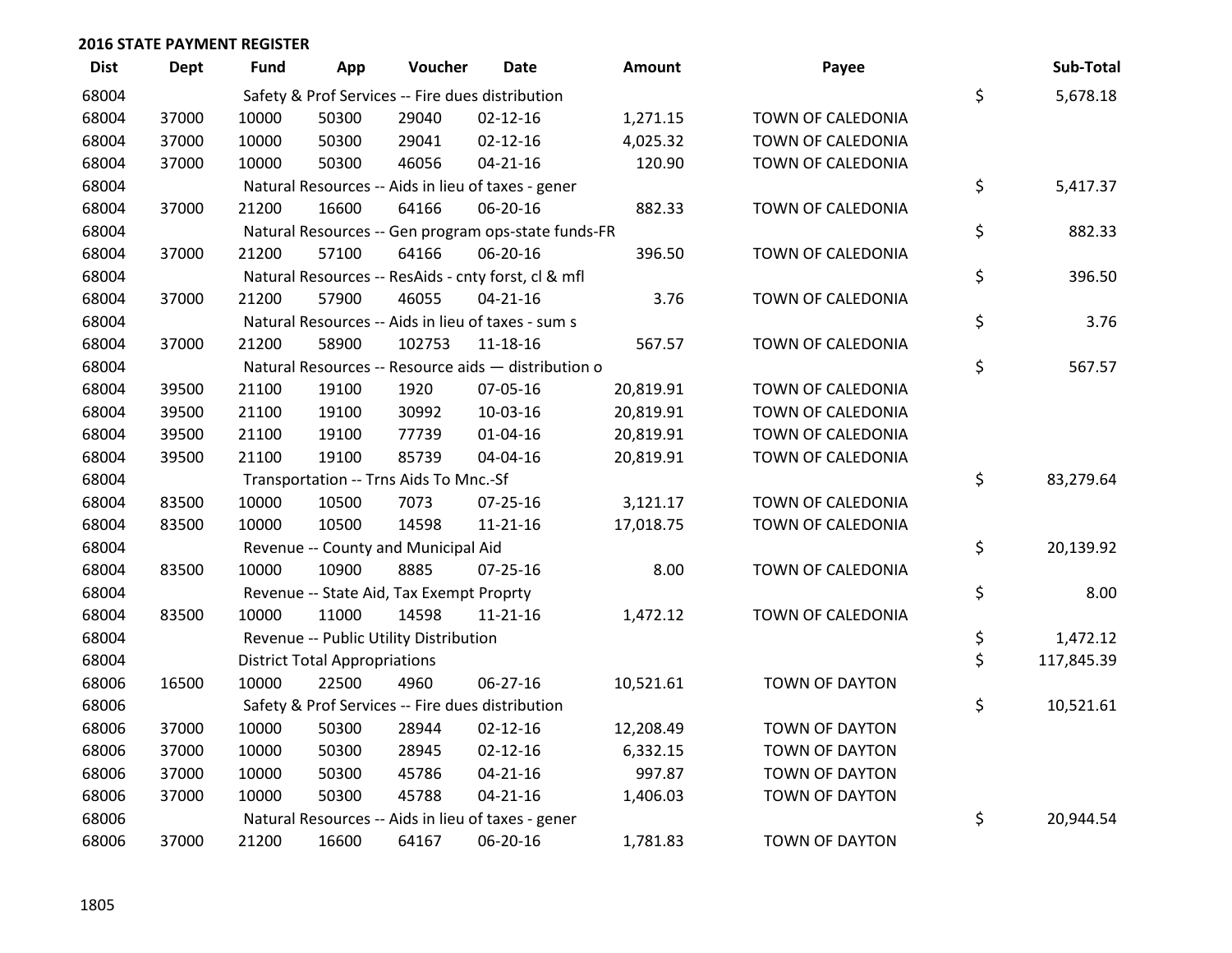## 2016 STATE PAYMENT REGISTER

| Dist | Dept | Fund | App | Voucher | Date | Amount | Payee | Sub-Total |
|---|---|---|---|---|---|---|---|---|
| 68004 | | Safety & Prof Services -- Fire dues distribution | | | | | | $ 5,678.18 |
| 68004 | 37000 | 10000 | 50300 | 29040 | 02-12-16 | 1,271.15 | TOWN OF CALEDONIA | |
| 68004 | 37000 | 10000 | 50300 | 29041 | 02-12-16 | 4,025.32 | TOWN OF CALEDONIA | |
| 68004 | 37000 | 10000 | 50300 | 46056 | 04-21-16 | 120.90 | TOWN OF CALEDONIA | |
| 68004 | | Natural Resources -- Aids in lieu of taxes - gener | | | | | | $ 5,417.37 |
| 68004 | 37000 | 21200 | 16600 | 64166 | 06-20-16 | 882.33 | TOWN OF CALEDONIA | |
| 68004 | | Natural Resources -- Gen program ops-state funds-FR | | | | | | $ 882.33 |
| 68004 | 37000 | 21200 | 57100 | 64166 | 06-20-16 | 396.50 | TOWN OF CALEDONIA | |
| 68004 | | Natural Resources -- ResAids - cnty forst, cl & mfl | | | | | | $ 396.50 |
| 68004 | 37000 | 21200 | 57900 | 46055 | 04-21-16 | 3.76 | TOWN OF CALEDONIA | |
| 68004 | | Natural Resources -- Aids in lieu of taxes - sum s | | | | | | $ 3.76 |
| 68004 | 37000 | 21200 | 58900 | 102753 | 11-18-16 | 567.57 | TOWN OF CALEDONIA | |
| 68004 | | Natural Resources -- Resource aids — distribution o | | | | | | $ 567.57 |
| 68004 | 39500 | 21100 | 19100 | 1920 | 07-05-16 | 20,819.91 | TOWN OF CALEDONIA | |
| 68004 | 39500 | 21100 | 19100 | 30992 | 10-03-16 | 20,819.91 | TOWN OF CALEDONIA | |
| 68004 | 39500 | 21100 | 19100 | 77739 | 01-04-16 | 20,819.91 | TOWN OF CALEDONIA | |
| 68004 | 39500 | 21100 | 19100 | 85739 | 04-04-16 | 20,819.91 | TOWN OF CALEDONIA | |
| 68004 | | Transportation -- Trns Aids To Mnc.-Sf | | | | | | $ 83,279.64 |
| 68004 | 83500 | 10000 | 10500 | 7073 | 07-25-16 | 3,121.17 | TOWN OF CALEDONIA | |
| 68004 | 83500 | 10000 | 10500 | 14598 | 11-21-16 | 17,018.75 | TOWN OF CALEDONIA | |
| 68004 | | Revenue -- County and Municipal Aid | | | | | | $ 20,139.92 |
| 68004 | 83500 | 10000 | 10900 | 8885 | 07-25-16 | 8.00 | TOWN OF CALEDONIA | |
| 68004 | | Revenue -- State Aid, Tax Exempt Proprty | | | | | | $ 8.00 |
| 68004 | 83500 | 10000 | 11000 | 14598 | 11-21-16 | 1,472.12 | TOWN OF CALEDONIA | |
| 68004 | | Revenue -- Public Utility Distribution | | | | | | $ 1,472.12 |
| 68004 | | District Total Appropriations | | | | | | $ 117,845.39 |
| 68006 | 16500 | 10000 | 22500 | 4960 | 06-27-16 | 10,521.61 | TOWN OF DAYTON | |
| 68006 | | Safety & Prof Services -- Fire dues distribution | | | | | | $ 10,521.61 |
| 68006 | 37000 | 10000 | 50300 | 28944 | 02-12-16 | 12,208.49 | TOWN OF DAYTON | |
| 68006 | 37000 | 10000 | 50300 | 28945 | 02-12-16 | 6,332.15 | TOWN OF DAYTON | |
| 68006 | 37000 | 10000 | 50300 | 45786 | 04-21-16 | 997.87 | TOWN OF DAYTON | |
| 68006 | 37000 | 10000 | 50300 | 45788 | 04-21-16 | 1,406.03 | TOWN OF DAYTON | |
| 68006 | | Natural Resources -- Aids in lieu of taxes - gener | | | | | | $ 20,944.54 |
| 68006 | 37000 | 21200 | 16600 | 64167 | 06-20-16 | 1,781.83 | TOWN OF DAYTON | |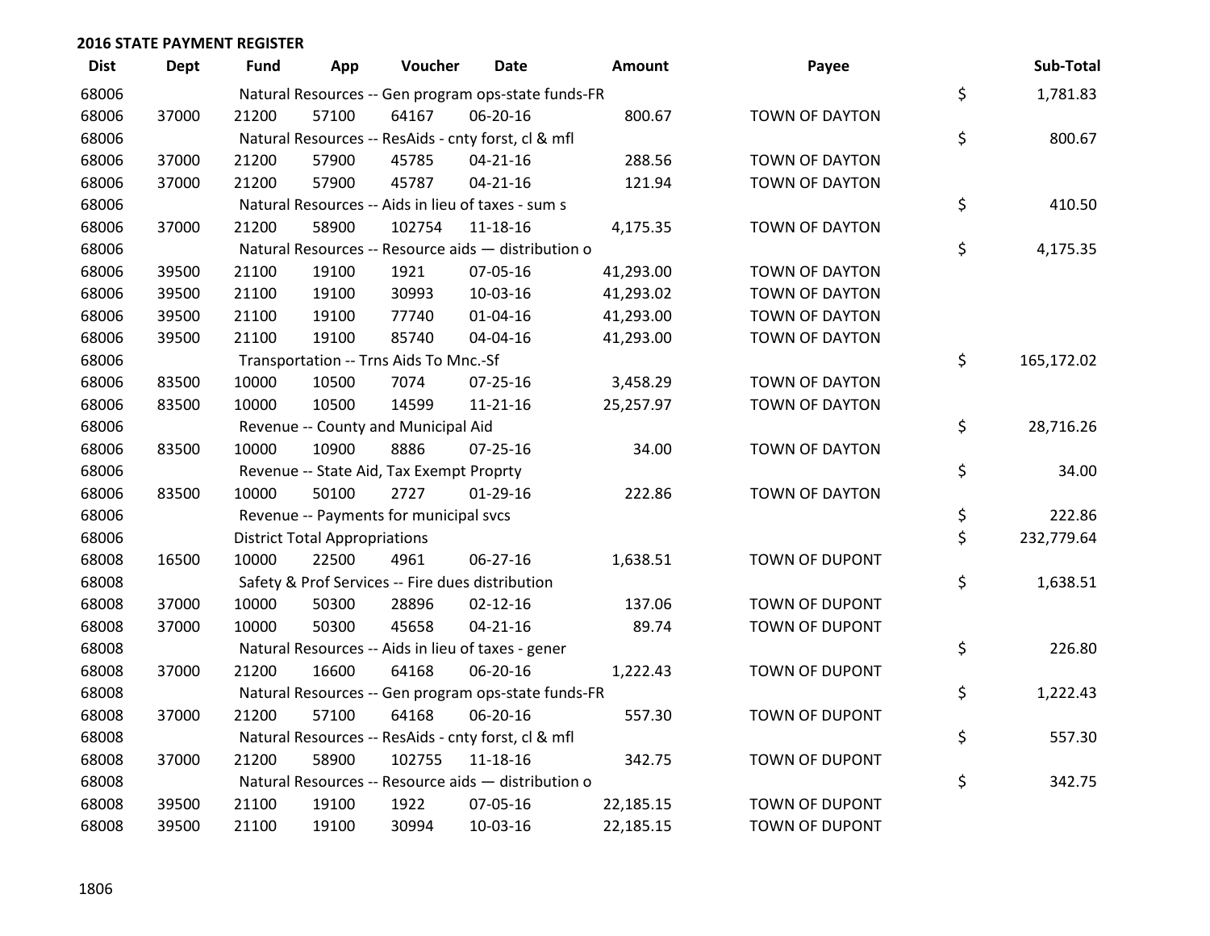## 2016 STATE PAYMENT REGISTER

| Dist | Dept | Fund | App | Voucher | Date | Amount | Payee | Sub-Total |
|---|---|---|---|---|---|---|---|---|
| 68006 | | Natural Resources -- Gen program ops-state funds-FR | | | | | | $ 1,781.83 |
| 68006 | 37000 | 21200 | 57100 | 64167 | 06-20-16 | 800.67 | TOWN OF DAYTON | |
| 68006 | | Natural Resources -- ResAids - cnty forst, cl & mfl | | | | | | $ 800.67 |
| 68006 | 37000 | 21200 | 57900 | 45785 | 04-21-16 | 288.56 | TOWN OF DAYTON | |
| 68006 | 37000 | 21200 | 57900 | 45787 | 04-21-16 | 121.94 | TOWN OF DAYTON | |
| 68006 | | Natural Resources -- Aids in lieu of taxes - sum s | | | | | | $ 410.50 |
| 68006 | 37000 | 21200 | 58900 | 102754 | 11-18-16 | 4,175.35 | TOWN OF DAYTON | |
| 68006 | | Natural Resources -- Resource aids — distribution o | | | | | | $ 4,175.35 |
| 68006 | 39500 | 21100 | 19100 | 1921 | 07-05-16 | 41,293.00 | TOWN OF DAYTON | |
| 68006 | 39500 | 21100 | 19100 | 30993 | 10-03-16 | 41,293.02 | TOWN OF DAYTON | |
| 68006 | 39500 | 21100 | 19100 | 77740 | 01-04-16 | 41,293.00 | TOWN OF DAYTON | |
| 68006 | 39500 | 21100 | 19100 | 85740 | 04-04-16 | 41,293.00 | TOWN OF DAYTON | |
| 68006 | | Transportation -- Trns Aids To Mnc.-Sf | | | | | | $ 165,172.02 |
| 68006 | 83500 | 10000 | 10500 | 7074 | 07-25-16 | 3,458.29 | TOWN OF DAYTON | |
| 68006 | 83500 | 10000 | 10500 | 14599 | 11-21-16 | 25,257.97 | TOWN OF DAYTON | |
| 68006 | | Revenue -- County and Municipal Aid | | | | | | $ 28,716.26 |
| 68006 | 83500 | 10000 | 10900 | 8886 | 07-25-16 | 34.00 | TOWN OF DAYTON | |
| 68006 | | Revenue -- State Aid, Tax Exempt Proprty | | | | | | $ 34.00 |
| 68006 | 83500 | 10000 | 50100 | 2727 | 01-29-16 | 222.86 | TOWN OF DAYTON | |
| 68006 | | Revenue -- Payments for municipal svcs | | | | | | $ 222.86 |
| 68006 | | District Total Appropriations | | | | | | $ 232,779.64 |
| 68008 | 16500 | 10000 | 22500 | 4961 | 06-27-16 | 1,638.51 | TOWN OF DUPONT | |
| 68008 | | Safety & Prof Services -- Fire dues distribution | | | | | | $ 1,638.51 |
| 68008 | 37000 | 10000 | 50300 | 28896 | 02-12-16 | 137.06 | TOWN OF DUPONT | |
| 68008 | 37000 | 10000 | 50300 | 45658 | 04-21-16 | 89.74 | TOWN OF DUPONT | |
| 68008 | | Natural Resources -- Aids in lieu of taxes - gener | | | | | | $ 226.80 |
| 68008 | 37000 | 21200 | 16600 | 64168 | 06-20-16 | 1,222.43 | TOWN OF DUPONT | |
| 68008 | | Natural Resources -- Gen program ops-state funds-FR | | | | | | $ 1,222.43 |
| 68008 | 37000 | 21200 | 57100 | 64168 | 06-20-16 | 557.30 | TOWN OF DUPONT | |
| 68008 | | Natural Resources -- ResAids - cnty forst, cl & mfl | | | | | | $ 557.30 |
| 68008 | 37000 | 21200 | 58900 | 102755 | 11-18-16 | 342.75 | TOWN OF DUPONT | |
| 68008 | | Natural Resources -- Resource aids — distribution o | | | | | | $ 342.75 |
| 68008 | 39500 | 21100 | 19100 | 1922 | 07-05-16 | 22,185.15 | TOWN OF DUPONT | |
| 68008 | 39500 | 21100 | 19100 | 30994 | 10-03-16 | 22,185.15 | TOWN OF DUPONT | |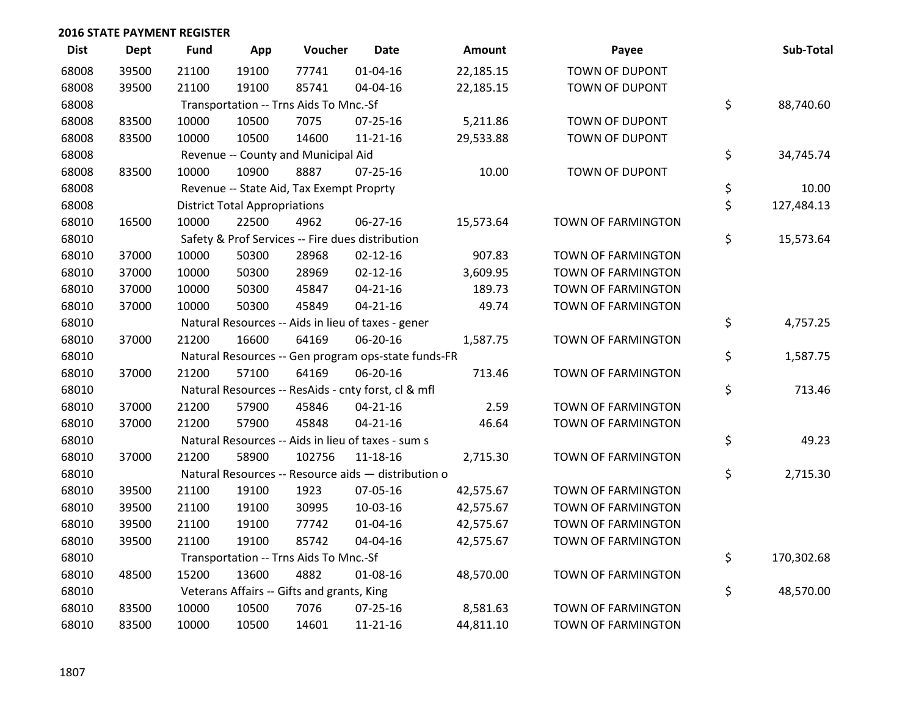## 2016 STATE PAYMENT REGISTER

| Dist | Dept | Fund | App | Voucher | Date | Amount | Payee | Sub-Total |
|---|---|---|---|---|---|---|---|---|
| 68008 | 39500 | 21100 | 19100 | 77741 | 01-04-16 | 22,185.15 | TOWN OF DUPONT | |
| 68008 | 39500 | 21100 | 19100 | 85741 | 04-04-16 | 22,185.15 | TOWN OF DUPONT | |
| 68008 | | Transportation -- Trns Aids To Mnc.-Sf | | | | | | $ 88,740.60 |
| 68008 | 83500 | 10000 | 10500 | 7075 | 07-25-16 | 5,211.86 | TOWN OF DUPONT | |
| 68008 | 83500 | 10000 | 10500 | 14600 | 11-21-16 | 29,533.88 | TOWN OF DUPONT | |
| 68008 | | Revenue -- County and Municipal Aid | | | | | | $ 34,745.74 |
| 68008 | 83500 | 10000 | 10900 | 8887 | 07-25-16 | 10.00 | TOWN OF DUPONT | |
| 68008 | | Revenue -- State Aid, Tax Exempt Proprty | | | | | | $ 10.00 |
| 68008 | | District Total Appropriations | | | | | | $ 127,484.13 |
| 68010 | 16500 | 10000 | 22500 | 4962 | 06-27-16 | 15,573.64 | TOWN OF FARMINGTON | |
| 68010 | | Safety & Prof Services -- Fire dues distribution | | | | | | $ 15,573.64 |
| 68010 | 37000 | 10000 | 50300 | 28968 | 02-12-16 | 907.83 | TOWN OF FARMINGTON | |
| 68010 | 37000 | 10000 | 50300 | 28969 | 02-12-16 | 3,609.95 | TOWN OF FARMINGTON | |
| 68010 | 37000 | 10000 | 50300 | 45847 | 04-21-16 | 189.73 | TOWN OF FARMINGTON | |
| 68010 | 37000 | 10000 | 50300 | 45849 | 04-21-16 | 49.74 | TOWN OF FARMINGTON | |
| 68010 | | Natural Resources -- Aids in lieu of taxes - gener | | | | | | $ 4,757.25 |
| 68010 | 37000 | 21200 | 16600 | 64169 | 06-20-16 | 1,587.75 | TOWN OF FARMINGTON | |
| 68010 | | Natural Resources -- Gen program ops-state funds-FR | | | | | | $ 1,587.75 |
| 68010 | 37000 | 21200 | 57100 | 64169 | 06-20-16 | 713.46 | TOWN OF FARMINGTON | |
| 68010 | | Natural Resources -- ResAids - cnty forst, cl & mfl | | | | | | $ 713.46 |
| 68010 | 37000 | 21200 | 57900 | 45846 | 04-21-16 | 2.59 | TOWN OF FARMINGTON | |
| 68010 | 37000 | 21200 | 57900 | 45848 | 04-21-16 | 46.64 | TOWN OF FARMINGTON | |
| 68010 | | Natural Resources -- Aids in lieu of taxes - sum s | | | | | | $ 49.23 |
| 68010 | 37000 | 21200 | 58900 | 102756 | 11-18-16 | 2,715.30 | TOWN OF FARMINGTON | |
| 68010 | | Natural Resources -- Resource aids — distribution o | | | | | | $ 2,715.30 |
| 68010 | 39500 | 21100 | 19100 | 1923 | 07-05-16 | 42,575.67 | TOWN OF FARMINGTON | |
| 68010 | 39500 | 21100 | 19100 | 30995 | 10-03-16 | 42,575.67 | TOWN OF FARMINGTON | |
| 68010 | 39500 | 21100 | 19100 | 77742 | 01-04-16 | 42,575.67 | TOWN OF FARMINGTON | |
| 68010 | 39500 | 21100 | 19100 | 85742 | 04-04-16 | 42,575.67 | TOWN OF FARMINGTON | |
| 68010 | | Transportation -- Trns Aids To Mnc.-Sf | | | | | | $ 170,302.68 |
| 68010 | 48500 | 15200 | 13600 | 4882 | 01-08-16 | 48,570.00 | TOWN OF FARMINGTON | |
| 68010 | | Veterans Affairs -- Gifts and grants, King | | | | | | $ 48,570.00 |
| 68010 | 83500 | 10000 | 10500 | 7076 | 07-25-16 | 8,581.63 | TOWN OF FARMINGTON | |
| 68010 | 83500 | 10000 | 10500 | 14601 | 11-21-16 | 44,811.10 | TOWN OF FARMINGTON | |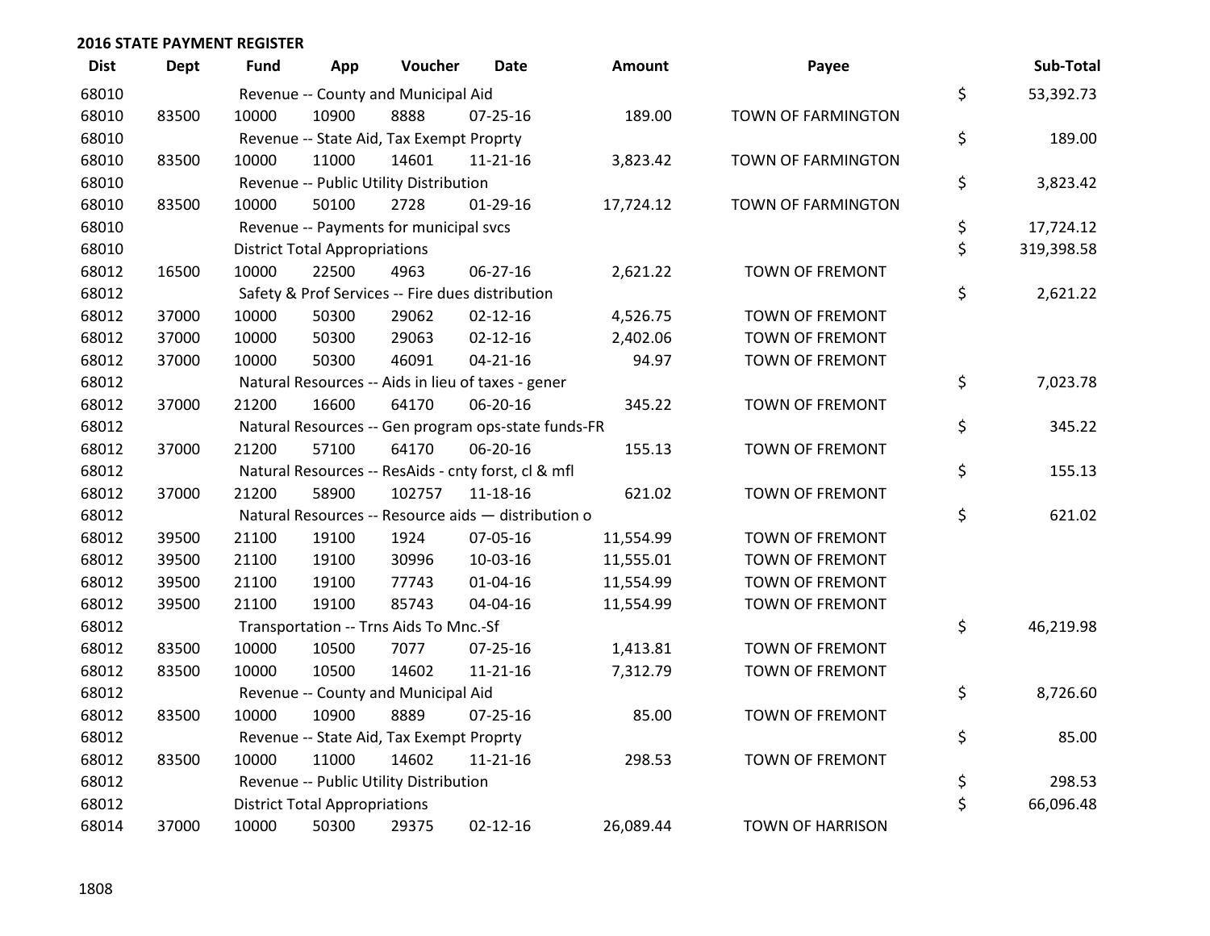**2016 STATE PAYMENT REGISTER**

| Dist | Dept | Fund | App | Voucher | Date | Amount | Payee | | Sub-Total |
|---|---|---|---|---|---|---|---|---|---|
| 68010 | | Revenue -- County and Municipal Aid | | | | | | $ | 53,392.73 |
| 68010 | 83500 | 10000 | 10900 | 8888 | 07-25-16 | 189.00 | TOWN OF FARMINGTON | | |
| 68010 | | Revenue -- State Aid, Tax Exempt Proprty | | | | | | $ | 189.00 |
| 68010 | 83500 | 10000 | 11000 | 14601 | 11-21-16 | 3,823.42 | TOWN OF FARMINGTON | | |
| 68010 | | Revenue -- Public Utility Distribution | | | | | | $ | 3,823.42 |
| 68010 | 83500 | 10000 | 50100 | 2728 | 01-29-16 | 17,724.12 | TOWN OF FARMINGTON | | |
| 68010 | | Revenue -- Payments for municipal svcs | | | | | | $ | 17,724.12 |
| 68010 | | District Total Appropriations | | | | | | $ | 319,398.58 |
| 68012 | 16500 | 10000 | 22500 | 4963 | 06-27-16 | 2,621.22 | TOWN OF FREMONT | | |
| 68012 | | Safety & Prof Services -- Fire dues distribution | | | | | | $ | 2,621.22 |
| 68012 | 37000 | 10000 | 50300 | 29062 | 02-12-16 | 4,526.75 | TOWN OF FREMONT | | |
| 68012 | 37000 | 10000 | 50300 | 29063 | 02-12-16 | 2,402.06 | TOWN OF FREMONT | | |
| 68012 | 37000 | 10000 | 50300 | 46091 | 04-21-16 | 94.97 | TOWN OF FREMONT | | |
| 68012 | | Natural Resources -- Aids in lieu of taxes - gener | | | | | | $ | 7,023.78 |
| 68012 | 37000 | 21200 | 16600 | 64170 | 06-20-16 | 345.22 | TOWN OF FREMONT | | |
| 68012 | | Natural Resources -- Gen program ops-state funds-FR | | | | | | $ | 345.22 |
| 68012 | 37000 | 21200 | 57100 | 64170 | 06-20-16 | 155.13 | TOWN OF FREMONT | | |
| 68012 | | Natural Resources -- ResAids - cnty forst, cl & mfl | | | | | | $ | 155.13 |
| 68012 | 37000 | 21200 | 58900 | 102757 | 11-18-16 | 621.02 | TOWN OF FREMONT | | |
| 68012 | | Natural Resources -- Resource aids — distribution o | | | | | | $ | 621.02 |
| 68012 | 39500 | 21100 | 19100 | 1924 | 07-05-16 | 11,554.99 | TOWN OF FREMONT | | |
| 68012 | 39500 | 21100 | 19100 | 30996 | 10-03-16 | 11,555.01 | TOWN OF FREMONT | | |
| 68012 | 39500 | 21100 | 19100 | 77743 | 01-04-16 | 11,554.99 | TOWN OF FREMONT | | |
| 68012 | 39500 | 21100 | 19100 | 85743 | 04-04-16 | 11,554.99 | TOWN OF FREMONT | | |
| 68012 | | Transportation -- Trns Aids To Mnc.-Sf | | | | | | $ | 46,219.98 |
| 68012 | 83500 | 10000 | 10500 | 7077 | 07-25-16 | 1,413.81 | TOWN OF FREMONT | | |
| 68012 | 83500 | 10000 | 10500 | 14602 | 11-21-16 | 7,312.79 | TOWN OF FREMONT | | |
| 68012 | | Revenue -- County and Municipal Aid | | | | | | $ | 8,726.60 |
| 68012 | 83500 | 10000 | 10900 | 8889 | 07-25-16 | 85.00 | TOWN OF FREMONT | | |
| 68012 | | Revenue -- State Aid, Tax Exempt Proprty | | | | | | $ | 85.00 |
| 68012 | 83500 | 10000 | 11000 | 14602 | 11-21-16 | 298.53 | TOWN OF FREMONT | | |
| 68012 | | Revenue -- Public Utility Distribution | | | | | | $ | 298.53 |
| 68012 | | District Total Appropriations | | | | | | $ | 66,096.48 |
| 68014 | 37000 | 10000 | 50300 | 29375 | 02-12-16 | 26,089.44 | TOWN OF HARRISON | | |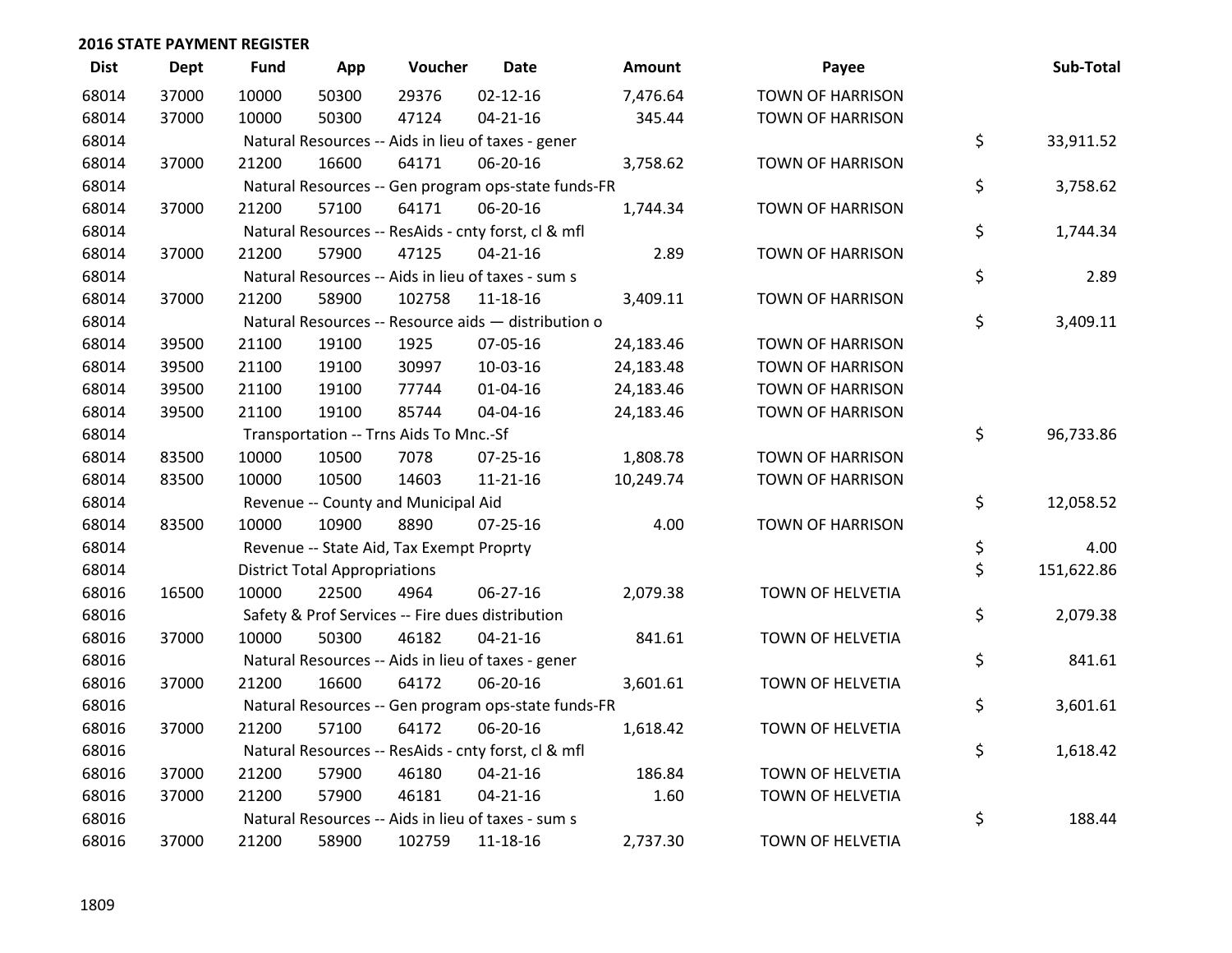## 2016 STATE PAYMENT REGISTER

| Dist | Dept | Fund | App | Voucher | Date | Amount | Payee | Sub-Total |
|---|---|---|---|---|---|---|---|---|
| 68014 | 37000 | 10000 | 50300 | 29376 | 02-12-16 | 7,476.64 | TOWN OF HARRISON | |
| 68014 | 37000 | 10000 | 50300 | 47124 | 04-21-16 | 345.44 | TOWN OF HARRISON | |
| 68014 | | Natural Resources -- Aids in lieu of taxes - gener | | | | | | $ 33,911.52 |
| 68014 | 37000 | 21200 | 16600 | 64171 | 06-20-16 | 3,758.62 | TOWN OF HARRISON | |
| 68014 | | Natural Resources -- Gen program ops-state funds-FR | | | | | | $ 3,758.62 |
| 68014 | 37000 | 21200 | 57100 | 64171 | 06-20-16 | 1,744.34 | TOWN OF HARRISON | |
| 68014 | | Natural Resources -- ResAids - cnty forst, cl & mfl | | | | | | $ 1,744.34 |
| 68014 | 37000 | 21200 | 57900 | 47125 | 04-21-16 | 2.89 | TOWN OF HARRISON | |
| 68014 | | Natural Resources -- Aids in lieu of taxes - sum s | | | | | | $ 2.89 |
| 68014 | 37000 | 21200 | 58900 | 102758 | 11-18-16 | 3,409.11 | TOWN OF HARRISON | |
| 68014 | | Natural Resources -- Resource aids — distribution o | | | | | | $ 3,409.11 |
| 68014 | 39500 | 21100 | 19100 | 1925 | 07-05-16 | 24,183.46 | TOWN OF HARRISON | |
| 68014 | 39500 | 21100 | 19100 | 30997 | 10-03-16 | 24,183.48 | TOWN OF HARRISON | |
| 68014 | 39500 | 21100 | 19100 | 77744 | 01-04-16 | 24,183.46 | TOWN OF HARRISON | |
| 68014 | 39500 | 21100 | 19100 | 85744 | 04-04-16 | 24,183.46 | TOWN OF HARRISON | |
| 68014 | | Transportation -- Trns Aids To Mnc.-Sf | | | | | | $ 96,733.86 |
| 68014 | 83500 | 10000 | 10500 | 7078 | 07-25-16 | 1,808.78 | TOWN OF HARRISON | |
| 68014 | 83500 | 10000 | 10500 | 14603 | 11-21-16 | 10,249.74 | TOWN OF HARRISON | |
| 68014 | | Revenue -- County and Municipal Aid | | | | | | $ 12,058.52 |
| 68014 | 83500 | 10000 | 10900 | 8890 | 07-25-16 | 4.00 | TOWN OF HARRISON | |
| 68014 | | Revenue -- State Aid, Tax Exempt Proprty | | | | | | $ 4.00 |
| 68014 | | District Total Appropriations | | | | | | $ 151,622.86 |
| 68016 | 16500 | 10000 | 22500 | 4964 | 06-27-16 | 2,079.38 | TOWN OF HELVETIA | |
| 68016 | | Safety & Prof Services -- Fire dues distribution | | | | | | $ 2,079.38 |
| 68016 | 37000 | 10000 | 50300 | 46182 | 04-21-16 | 841.61 | TOWN OF HELVETIA | |
| 68016 | | Natural Resources -- Aids in lieu of taxes - gener | | | | | | $ 841.61 |
| 68016 | 37000 | 21200 | 16600 | 64172 | 06-20-16 | 3,601.61 | TOWN OF HELVETIA | |
| 68016 | | Natural Resources -- Gen program ops-state funds-FR | | | | | | $ 3,601.61 |
| 68016 | 37000 | 21200 | 57100 | 64172 | 06-20-16 | 1,618.42 | TOWN OF HELVETIA | |
| 68016 | | Natural Resources -- ResAids - cnty forst, cl & mfl | | | | | | $ 1,618.42 |
| 68016 | 37000 | 21200 | 57900 | 46180 | 04-21-16 | 186.84 | TOWN OF HELVETIA | |
| 68016 | 37000 | 21200 | 57900 | 46181 | 04-21-16 | 1.60 | TOWN OF HELVETIA | |
| 68016 | | Natural Resources -- Aids in lieu of taxes - sum s | | | | | | $ 188.44 |
| 68016 | 37000 | 21200 | 58900 | 102759 | 11-18-16 | 2,737.30 | TOWN OF HELVETIA | |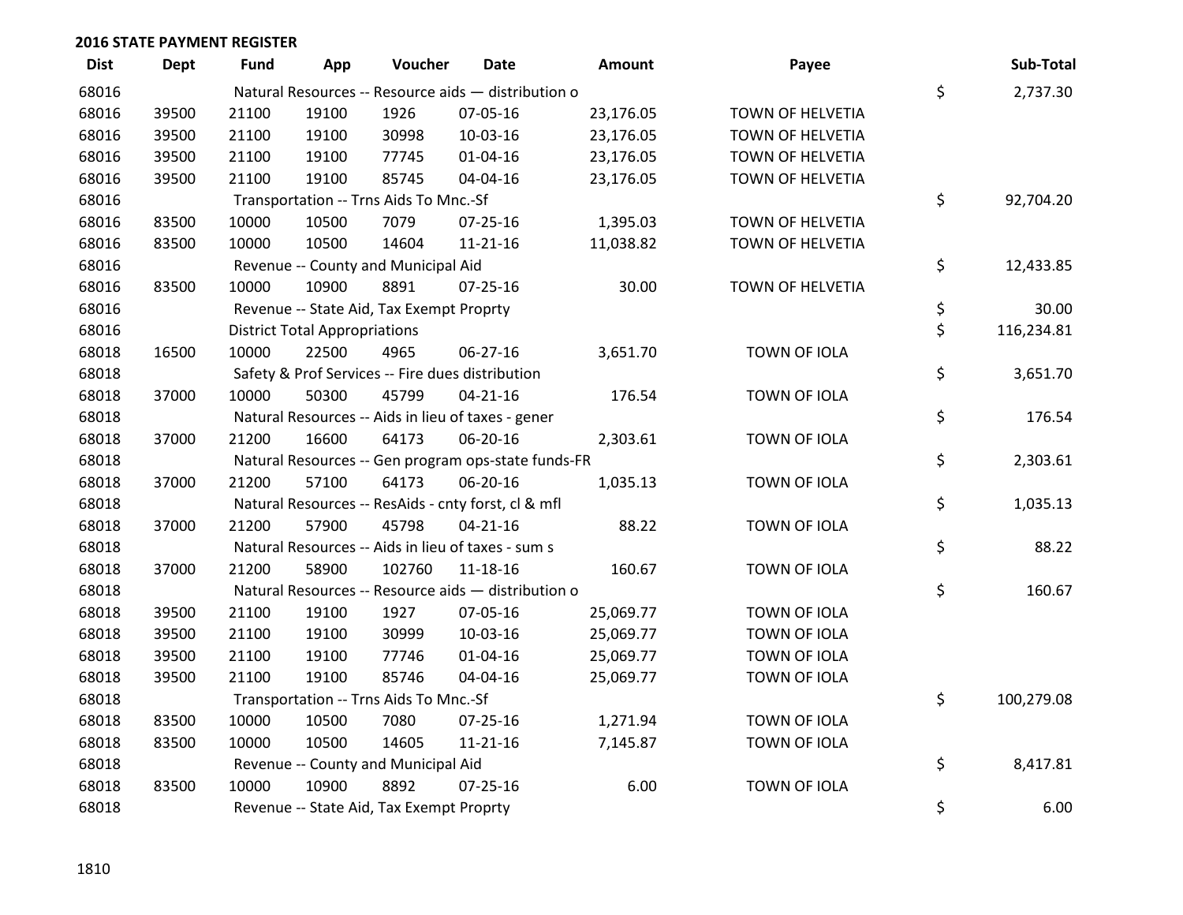**2016 STATE PAYMENT REGISTER**

| Dist | Dept | Fund | App | Voucher | Date | Amount | Payee | Sub-Total |
|---|---|---|---|---|---|---|---|---|
| 68016 | | Natural Resources -- Resource aids — distribution o | | | | | | $ 2,737.30 |
| 68016 | 39500 | 21100 | 19100 | 1926 | 07-05-16 | 23,176.05 | TOWN OF HELVETIA | |
| 68016 | 39500 | 21100 | 19100 | 30998 | 10-03-16 | 23,176.05 | TOWN OF HELVETIA | |
| 68016 | 39500 | 21100 | 19100 | 77745 | 01-04-16 | 23,176.05 | TOWN OF HELVETIA | |
| 68016 | 39500 | 21100 | 19100 | 85745 | 04-04-16 | 23,176.05 | TOWN OF HELVETIA | |
| 68016 | | Transportation -- Trns Aids To Mnc.-Sf | | | | | | $ 92,704.20 |
| 68016 | 83500 | 10000 | 10500 | 7079 | 07-25-16 | 1,395.03 | TOWN OF HELVETIA | |
| 68016 | 83500 | 10000 | 10500 | 14604 | 11-21-16 | 11,038.82 | TOWN OF HELVETIA | |
| 68016 | | Revenue -- County and Municipal Aid | | | | | | $ 12,433.85 |
| 68016 | 83500 | 10000 | 10900 | 8891 | 07-25-16 | 30.00 | TOWN OF HELVETIA | |
| 68016 | | Revenue -- State Aid, Tax Exempt Proprty | | | | | | $ 30.00 |
| 68016 | | District Total Appropriations | | | | | | $ 116,234.81 |
| 68018 | 16500 | 10000 | 22500 | 4965 | 06-27-16 | 3,651.70 | TOWN OF IOLA | |
| 68018 | | Safety & Prof Services -- Fire dues distribution | | | | | | $ 3,651.70 |
| 68018 | 37000 | 10000 | 50300 | 45799 | 04-21-16 | 176.54 | TOWN OF IOLA | |
| 68018 | | Natural Resources -- Aids in lieu of taxes - gener | | | | | | $ 176.54 |
| 68018 | 37000 | 21200 | 16600 | 64173 | 06-20-16 | 2,303.61 | TOWN OF IOLA | |
| 68018 | | Natural Resources -- Gen program ops-state funds-FR | | | | | | $ 2,303.61 |
| 68018 | 37000 | 21200 | 57100 | 64173 | 06-20-16 | 1,035.13 | TOWN OF IOLA | |
| 68018 | | Natural Resources -- ResAids - cnty forst, cl & mfl | | | | | | $ 1,035.13 |
| 68018 | 37000 | 21200 | 57900 | 45798 | 04-21-16 | 88.22 | TOWN OF IOLA | |
| 68018 | | Natural Resources -- Aids in lieu of taxes - sum s | | | | | | $ 88.22 |
| 68018 | 37000 | 21200 | 58900 | 102760 | 11-18-16 | 160.67 | TOWN OF IOLA | |
| 68018 | | Natural Resources -- Resource aids — distribution o | | | | | | $ 160.67 |
| 68018 | 39500 | 21100 | 19100 | 1927 | 07-05-16 | 25,069.77 | TOWN OF IOLA | |
| 68018 | 39500 | 21100 | 19100 | 30999 | 10-03-16 | 25,069.77 | TOWN OF IOLA | |
| 68018 | 39500 | 21100 | 19100 | 77746 | 01-04-16 | 25,069.77 | TOWN OF IOLA | |
| 68018 | 39500 | 21100 | 19100 | 85746 | 04-04-16 | 25,069.77 | TOWN OF IOLA | |
| 68018 | | Transportation -- Trns Aids To Mnc.-Sf | | | | | | $ 100,279.08 |
| 68018 | 83500 | 10000 | 10500 | 7080 | 07-25-16 | 1,271.94 | TOWN OF IOLA | |
| 68018 | 83500 | 10000 | 10500 | 14605 | 11-21-16 | 7,145.87 | TOWN OF IOLA | |
| 68018 | | Revenue -- County and Municipal Aid | | | | | | $ 8,417.81 |
| 68018 | 83500 | 10000 | 10900 | 8892 | 07-25-16 | 6.00 | TOWN OF IOLA | |
| 68018 | | Revenue -- State Aid, Tax Exempt Proprty | | | | | | $ 6.00 |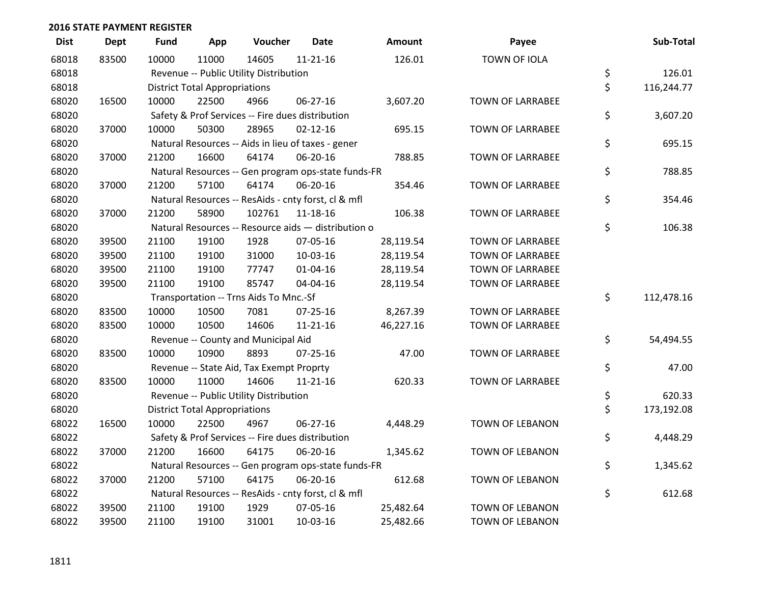## 2016 STATE PAYMENT REGISTER

| Dist | Dept | Fund | App | Voucher | Date | Amount | Payee | Sub-Total |
|---|---|---|---|---|---|---|---|---|
| 68018 | 83500 | 10000 | 11000 | 14605 | 11-21-16 | 126.01 | TOWN OF IOLA | |
| 68018 | | Revenue -- Public Utility Distribution | | | | | | $ 126.01 |
| 68018 | | District Total Appropriations | | | | | | $ 116,244.77 |
| 68020 | 16500 | 10000 | 22500 | 4966 | 06-27-16 | 3,607.20 | TOWN OF LARRABEE | |
| 68020 | | Safety & Prof Services -- Fire dues distribution | | | | | | $ 3,607.20 |
| 68020 | 37000 | 10000 | 50300 | 28965 | 02-12-16 | 695.15 | TOWN OF LARRABEE | |
| 68020 | | Natural Resources -- Aids in lieu of taxes - gener | | | | | | $ 695.15 |
| 68020 | 37000 | 21200 | 16600 | 64174 | 06-20-16 | 788.85 | TOWN OF LARRABEE | |
| 68020 | | Natural Resources -- Gen program ops-state funds-FR | | | | | | $ 788.85 |
| 68020 | 37000 | 21200 | 57100 | 64174 | 06-20-16 | 354.46 | TOWN OF LARRABEE | |
| 68020 | | Natural Resources -- ResAids - cnty forst, cl & mfl | | | | | | $ 354.46 |
| 68020 | 37000 | 21200 | 58900 | 102761 | 11-18-16 | 106.38 | TOWN OF LARRABEE | |
| 68020 | | Natural Resources -- Resource aids — distribution o | | | | | | $ 106.38 |
| 68020 | 39500 | 21100 | 19100 | 1928 | 07-05-16 | 28,119.54 | TOWN OF LARRABEE | |
| 68020 | 39500 | 21100 | 19100 | 31000 | 10-03-16 | 28,119.54 | TOWN OF LARRABEE | |
| 68020 | 39500 | 21100 | 19100 | 77747 | 01-04-16 | 28,119.54 | TOWN OF LARRABEE | |
| 68020 | 39500 | 21100 | 19100 | 85747 | 04-04-16 | 28,119.54 | TOWN OF LARRABEE | |
| 68020 | | Transportation -- Trns Aids To Mnc.-Sf | | | | | | $ 112,478.16 |
| 68020 | 83500 | 10000 | 10500 | 7081 | 07-25-16 | 8,267.39 | TOWN OF LARRABEE | |
| 68020 | 83500 | 10000 | 10500 | 14606 | 11-21-16 | 46,227.16 | TOWN OF LARRABEE | |
| 68020 | | Revenue -- County and Municipal Aid | | | | | | $ 54,494.55 |
| 68020 | 83500 | 10000 | 10900 | 8893 | 07-25-16 | 47.00 | TOWN OF LARRABEE | |
| 68020 | | Revenue -- State Aid, Tax Exempt Proprty | | | | | | $ 47.00 |
| 68020 | 83500 | 10000 | 11000 | 14606 | 11-21-16 | 620.33 | TOWN OF LARRABEE | |
| 68020 | | Revenue -- Public Utility Distribution | | | | | | $ 620.33 |
| 68020 | | District Total Appropriations | | | | | | $ 173,192.08 |
| 68022 | 16500 | 10000 | 22500 | 4967 | 06-27-16 | 4,448.29 | TOWN OF LEBANON | |
| 68022 | | Safety & Prof Services -- Fire dues distribution | | | | | | $ 4,448.29 |
| 68022 | 37000 | 21200 | 16600 | 64175 | 06-20-16 | 1,345.62 | TOWN OF LEBANON | |
| 68022 | | Natural Resources -- Gen program ops-state funds-FR | | | | | | $ 1,345.62 |
| 68022 | 37000 | 21200 | 57100 | 64175 | 06-20-16 | 612.68 | TOWN OF LEBANON | |
| 68022 | | Natural Resources -- ResAids - cnty forst, cl & mfl | | | | | | $ 612.68 |
| 68022 | 39500 | 21100 | 19100 | 1929 | 07-05-16 | 25,482.64 | TOWN OF LEBANON | |
| 68022 | 39500 | 21100 | 19100 | 31001 | 10-03-16 | 25,482.66 | TOWN OF LEBANON | |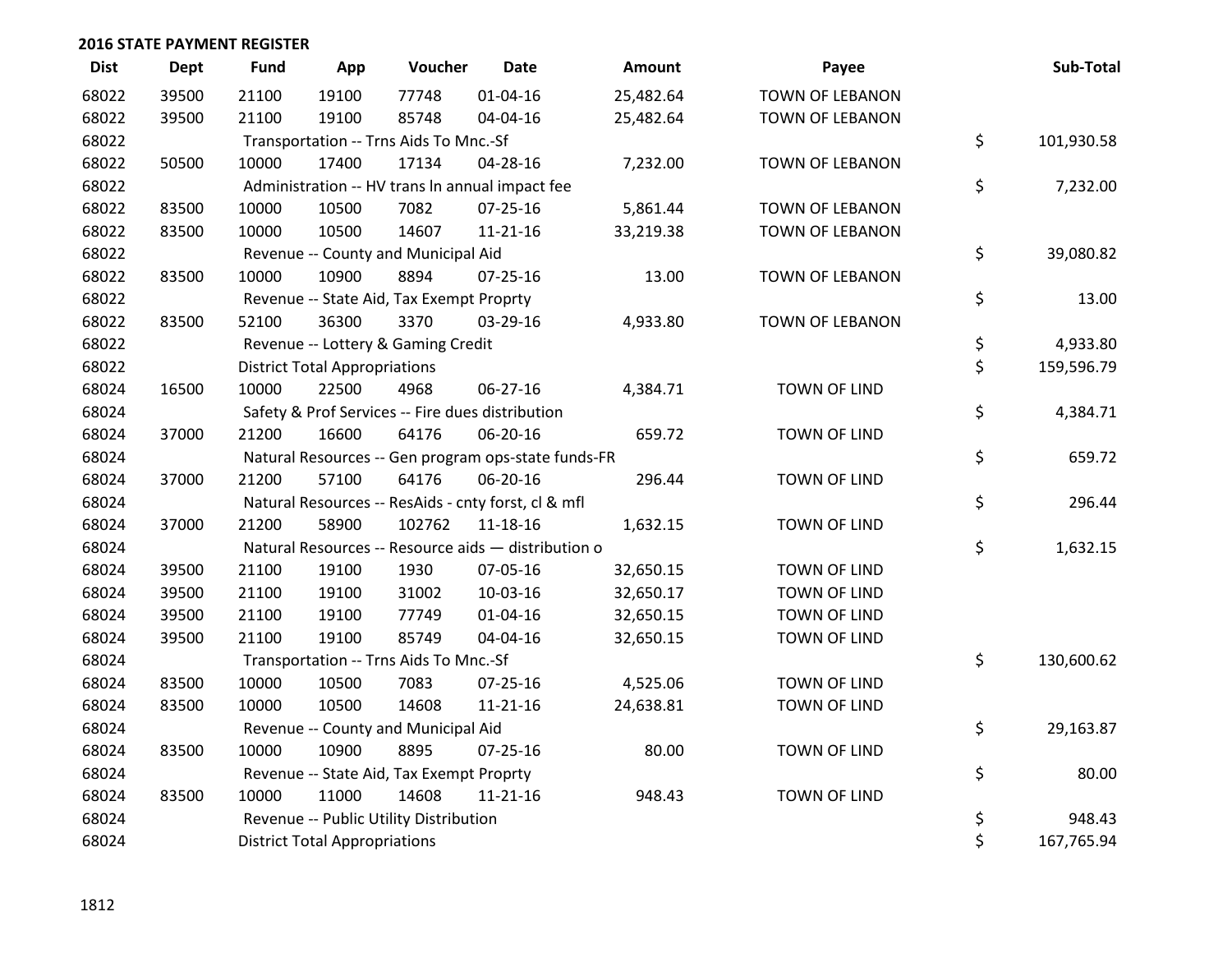## 2016 STATE PAYMENT REGISTER

| Dist | Dept | Fund | App | Voucher | Date | Amount | Payee | Sub-Total |
|---|---|---|---|---|---|---|---|---|
| 68022 | 39500 | 21100 | 19100 | 77748 | 01-04-16 | 25,482.64 | TOWN OF LEBANON | |
| 68022 | 39500 | 21100 | 19100 | 85748 | 04-04-16 | 25,482.64 | TOWN OF LEBANON | |
| 68022 | | Transportation -- Trns Aids To Mnc.-Sf | | | | | | $ 101,930.58 |
| 68022 | 50500 | 10000 | 17400 | 17134 | 04-28-16 | 7,232.00 | TOWN OF LEBANON | |
| 68022 | | Administration -- HV trans ln annual impact fee | | | | | | $ 7,232.00 |
| 68022 | 83500 | 10000 | 10500 | 7082 | 07-25-16 | 5,861.44 | TOWN OF LEBANON | |
| 68022 | 83500 | 10000 | 10500 | 14607 | 11-21-16 | 33,219.38 | TOWN OF LEBANON | |
| 68022 | | Revenue -- County and Municipal Aid | | | | | | $ 39,080.82 |
| 68022 | 83500 | 10000 | 10900 | 8894 | 07-25-16 | 13.00 | TOWN OF LEBANON | |
| 68022 | | Revenue -- State Aid, Tax Exempt Proprty | | | | | | $ 13.00 |
| 68022 | 83500 | 52100 | 36300 | 3370 | 03-29-16 | 4,933.80 | TOWN OF LEBANON | |
| 68022 | | Revenue -- Lottery & Gaming Credit | | | | | | $ 4,933.80 |
| 68022 | | District Total Appropriations | | | | | | $ 159,596.79 |
| 68024 | 16500 | 10000 | 22500 | 4968 | 06-27-16 | 4,384.71 | TOWN OF LIND | |
| 68024 | | Safety & Prof Services -- Fire dues distribution | | | | | | $ 4,384.71 |
| 68024 | 37000 | 21200 | 16600 | 64176 | 06-20-16 | 659.72 | TOWN OF LIND | |
| 68024 | | Natural Resources -- Gen program ops-state funds-FR | | | | | | $ 659.72 |
| 68024 | 37000 | 21200 | 57100 | 64176 | 06-20-16 | 296.44 | TOWN OF LIND | |
| 68024 | | Natural Resources -- ResAids - cnty forst, cl & mfl | | | | | | $ 296.44 |
| 68024 | 37000 | 21200 | 58900 | 102762 | 11-18-16 | 1,632.15 | TOWN OF LIND | |
| 68024 | | Natural Resources -- Resource aids — distribution o | | | | | | $ 1,632.15 |
| 68024 | 39500 | 21100 | 19100 | 1930 | 07-05-16 | 32,650.15 | TOWN OF LIND | |
| 68024 | 39500 | 21100 | 19100 | 31002 | 10-03-16 | 32,650.17 | TOWN OF LIND | |
| 68024 | 39500 | 21100 | 19100 | 77749 | 01-04-16 | 32,650.15 | TOWN OF LIND | |
| 68024 | 39500 | 21100 | 19100 | 85749 | 04-04-16 | 32,650.15 | TOWN OF LIND | |
| 68024 | | Transportation -- Trns Aids To Mnc.-Sf | | | | | | $ 130,600.62 |
| 68024 | 83500 | 10000 | 10500 | 7083 | 07-25-16 | 4,525.06 | TOWN OF LIND | |
| 68024 | 83500 | 10000 | 10500 | 14608 | 11-21-16 | 24,638.81 | TOWN OF LIND | |
| 68024 | | Revenue -- County and Municipal Aid | | | | | | $ 29,163.87 |
| 68024 | 83500 | 10000 | 10900 | 8895 | 07-25-16 | 80.00 | TOWN OF LIND | |
| 68024 | | Revenue -- State Aid, Tax Exempt Proprty | | | | | | $ 80.00 |
| 68024 | 83500 | 10000 | 11000 | 14608 | 11-21-16 | 948.43 | TOWN OF LIND | |
| 68024 | | Revenue -- Public Utility Distribution | | | | | | $ 948.43 |
| 68024 | | District Total Appropriations | | | | | | $ 167,765.94 |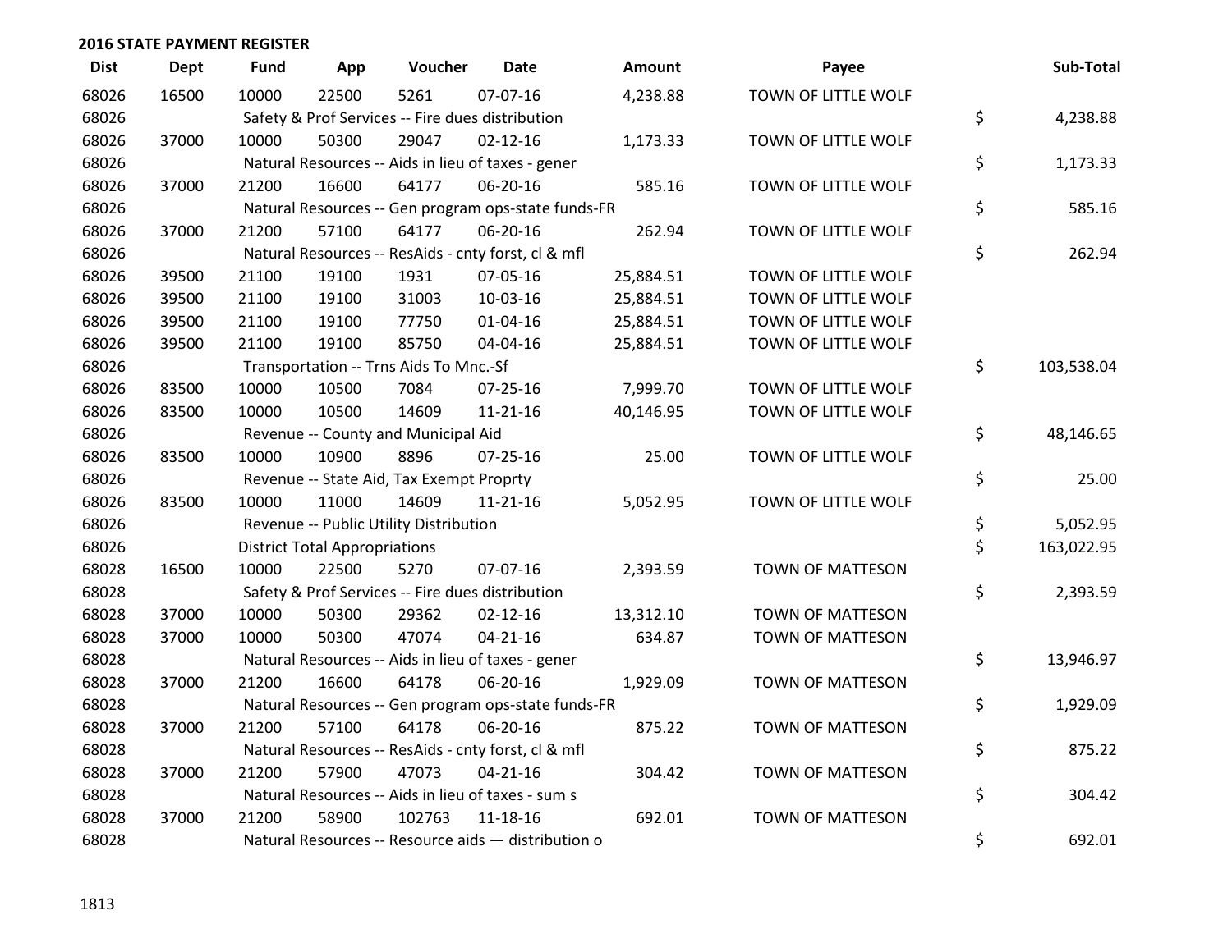## 2016 STATE PAYMENT REGISTER

| Dist | Dept | Fund | App | Voucher | Date | Amount | Payee | Sub-Total |
|---|---|---|---|---|---|---|---|---|
| 68026 | 16500 | 10000 | 22500 | 5261 | 07-07-16 | 4,238.88 | TOWN OF LITTLE WOLF | |
| 68026 | | Safety & Prof Services -- Fire dues distribution | | | | | | $ 4,238.88 |
| 68026 | 37000 | 10000 | 50300 | 29047 | 02-12-16 | 1,173.33 | TOWN OF LITTLE WOLF | |
| 68026 | | Natural Resources -- Aids in lieu of taxes - gener | | | | | | $ 1,173.33 |
| 68026 | 37000 | 21200 | 16600 | 64177 | 06-20-16 | 585.16 | TOWN OF LITTLE WOLF | |
| 68026 | | Natural Resources -- Gen program ops-state funds-FR | | | | | | $ 585.16 |
| 68026 | 37000 | 21200 | 57100 | 64177 | 06-20-16 | 262.94 | TOWN OF LITTLE WOLF | |
| 68026 | | Natural Resources -- ResAids - cnty forst, cl & mfl | | | | | | $ 262.94 |
| 68026 | 39500 | 21100 | 19100 | 1931 | 07-05-16 | 25,884.51 | TOWN OF LITTLE WOLF | |
| 68026 | 39500 | 21100 | 19100 | 31003 | 10-03-16 | 25,884.51 | TOWN OF LITTLE WOLF | |
| 68026 | 39500 | 21100 | 19100 | 77750 | 01-04-16 | 25,884.51 | TOWN OF LITTLE WOLF | |
| 68026 | 39500 | 21100 | 19100 | 85750 | 04-04-16 | 25,884.51 | TOWN OF LITTLE WOLF | |
| 68026 | | Transportation -- Trns Aids To Mnc.-Sf | | | | | | $ 103,538.04 |
| 68026 | 83500 | 10000 | 10500 | 7084 | 07-25-16 | 7,999.70 | TOWN OF LITTLE WOLF | |
| 68026 | 83500 | 10000 | 10500 | 14609 | 11-21-16 | 40,146.95 | TOWN OF LITTLE WOLF | |
| 68026 | | Revenue -- County and Municipal Aid | | | | | | $ 48,146.65 |
| 68026 | 83500 | 10000 | 10900 | 8896 | 07-25-16 | 25.00 | TOWN OF LITTLE WOLF | |
| 68026 | | Revenue -- State Aid, Tax Exempt Proprty | | | | | | $ 25.00 |
| 68026 | 83500 | 10000 | 11000 | 14609 | 11-21-16 | 5,052.95 | TOWN OF LITTLE WOLF | |
| 68026 | | Revenue -- Public Utility Distribution | | | | | | $ 5,052.95 |
| 68026 | | District Total Appropriations | | | | | | $ 163,022.95 |
| 68028 | 16500 | 10000 | 22500 | 5270 | 07-07-16 | 2,393.59 | TOWN OF MATTESON | |
| 68028 | | Safety & Prof Services -- Fire dues distribution | | | | | | $ 2,393.59 |
| 68028 | 37000 | 10000 | 50300 | 29362 | 02-12-16 | 13,312.10 | TOWN OF MATTESON | |
| 68028 | 37000 | 10000 | 50300 | 47074 | 04-21-16 | 634.87 | TOWN OF MATTESON | |
| 68028 | | Natural Resources -- Aids in lieu of taxes - gener | | | | | | $ 13,946.97 |
| 68028 | 37000 | 21200 | 16600 | 64178 | 06-20-16 | 1,929.09 | TOWN OF MATTESON | |
| 68028 | | Natural Resources -- Gen program ops-state funds-FR | | | | | | $ 1,929.09 |
| 68028 | 37000 | 21200 | 57100 | 64178 | 06-20-16 | 875.22 | TOWN OF MATTESON | |
| 68028 | | Natural Resources -- ResAids - cnty forst, cl & mfl | | | | | | $ 875.22 |
| 68028 | 37000 | 21200 | 57900 | 47073 | 04-21-16 | 304.42 | TOWN OF MATTESON | |
| 68028 | | Natural Resources -- Aids in lieu of taxes - sum s | | | | | | $ 304.42 |
| 68028 | 37000 | 21200 | 58900 | 102763 | 11-18-16 | 692.01 | TOWN OF MATTESON | |
| 68028 | | Natural Resources -- Resource aids — distribution o | | | | | | $ 692.01 |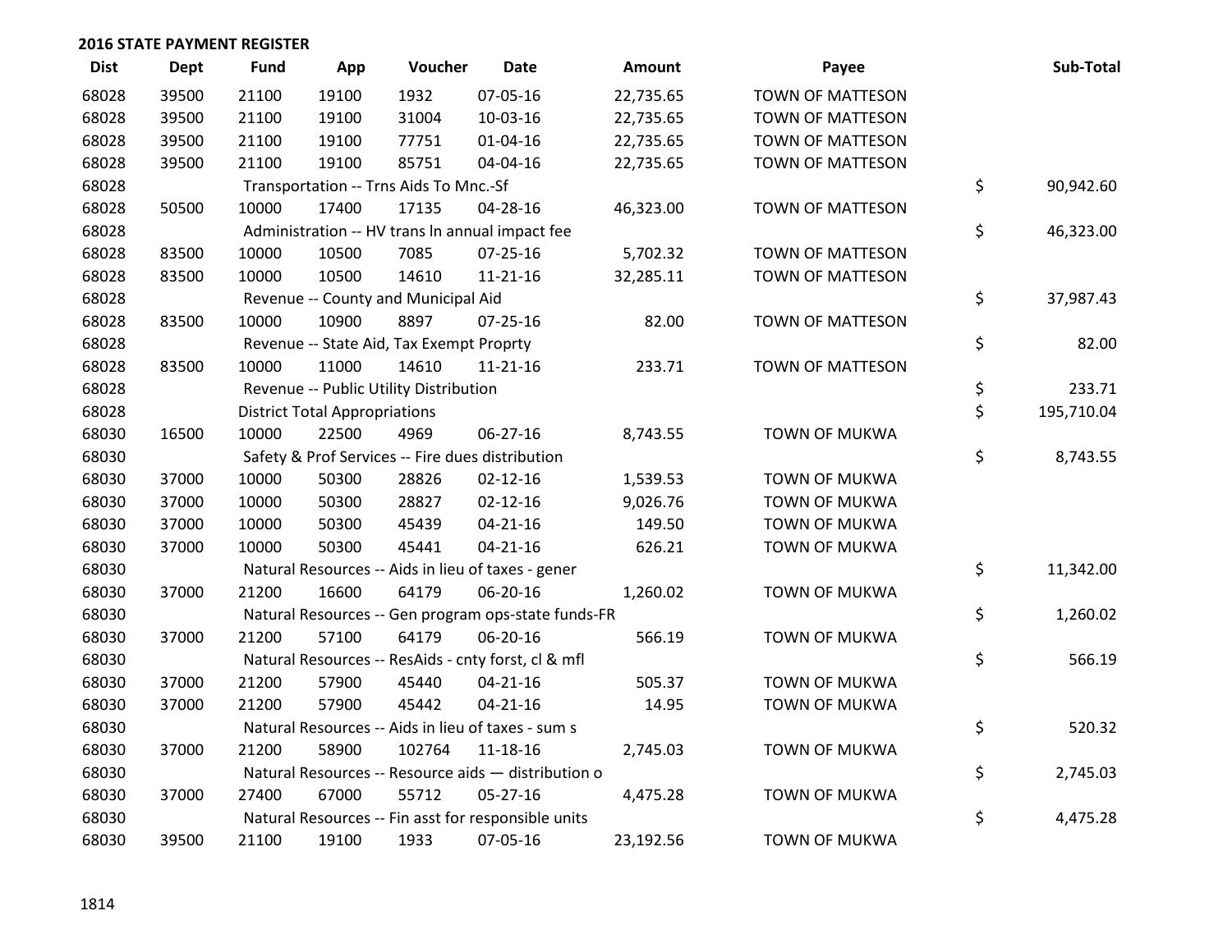## 2016 STATE PAYMENT REGISTER

| Dist | Dept | Fund | App | Voucher | Date | Amount | Payee | Sub-Total |
|---|---|---|---|---|---|---|---|---|
| 68028 | 39500 | 21100 | 19100 | 1932 | 07-05-16 | 22,735.65 | TOWN OF MATTESON | |
| 68028 | 39500 | 21100 | 19100 | 31004 | 10-03-16 | 22,735.65 | TOWN OF MATTESON | |
| 68028 | 39500 | 21100 | 19100 | 77751 | 01-04-16 | 22,735.65 | TOWN OF MATTESON | |
| 68028 | 39500 | 21100 | 19100 | 85751 | 04-04-16 | 22,735.65 | TOWN OF MATTESON | |
| 68028 | | Transportation -- Trns Aids To Mnc.-Sf | | | | | | $ 90,942.60 |
| 68028 | 50500 | 10000 | 17400 | 17135 | 04-28-16 | 46,323.00 | TOWN OF MATTESON | |
| 68028 | | Administration -- HV trans ln annual impact fee | | | | | | $ 46,323.00 |
| 68028 | 83500 | 10000 | 10500 | 7085 | 07-25-16 | 5,702.32 | TOWN OF MATTESON | |
| 68028 | 83500 | 10000 | 10500 | 14610 | 11-21-16 | 32,285.11 | TOWN OF MATTESON | |
| 68028 | | Revenue -- County and Municipal Aid | | | | | | $ 37,987.43 |
| 68028 | 83500 | 10000 | 10900 | 8897 | 07-25-16 | 82.00 | TOWN OF MATTESON | |
| 68028 | | Revenue -- State Aid, Tax Exempt Proprty | | | | | | $ 82.00 |
| 68028 | 83500 | 10000 | 11000 | 14610 | 11-21-16 | 233.71 | TOWN OF MATTESON | |
| 68028 | | Revenue -- Public Utility Distribution | | | | | | $ 233.71 |
| 68028 | | District Total Appropriations | | | | | | $ 195,710.04 |
| 68030 | 16500 | 10000 | 22500 | 4969 | 06-27-16 | 8,743.55 | TOWN OF MUKWA | |
| 68030 | | Safety & Prof Services -- Fire dues distribution | | | | | | $ 8,743.55 |
| 68030 | 37000 | 10000 | 50300 | 28826 | 02-12-16 | 1,539.53 | TOWN OF MUKWA | |
| 68030 | 37000 | 10000 | 50300 | 28827 | 02-12-16 | 9,026.76 | TOWN OF MUKWA | |
| 68030 | 37000 | 10000 | 50300 | 45439 | 04-21-16 | 149.50 | TOWN OF MUKWA | |
| 68030 | 37000 | 10000 | 50300 | 45441 | 04-21-16 | 626.21 | TOWN OF MUKWA | |
| 68030 | | Natural Resources -- Aids in lieu of taxes - gener | | | | | | $ 11,342.00 |
| 68030 | 37000 | 21200 | 16600 | 64179 | 06-20-16 | 1,260.02 | TOWN OF MUKWA | |
| 68030 | | Natural Resources -- Gen program ops-state funds-FR | | | | | | $ 1,260.02 |
| 68030 | 37000 | 21200 | 57100 | 64179 | 06-20-16 | 566.19 | TOWN OF MUKWA | |
| 68030 | | Natural Resources -- ResAids - cnty forst, cl & mfl | | | | | | $ 566.19 |
| 68030 | 37000 | 21200 | 57900 | 45440 | 04-21-16 | 505.37 | TOWN OF MUKWA | |
| 68030 | 37000 | 21200 | 57900 | 45442 | 04-21-16 | 14.95 | TOWN OF MUKWA | |
| 68030 | | Natural Resources -- Aids in lieu of taxes - sum s | | | | | | $ 520.32 |
| 68030 | 37000 | 21200 | 58900 | 102764 | 11-18-16 | 2,745.03 | TOWN OF MUKWA | |
| 68030 | | Natural Resources -- Resource aids — distribution o | | | | | | $ 2,745.03 |
| 68030 | 37000 | 27400 | 67000 | 55712 | 05-27-16 | 4,475.28 | TOWN OF MUKWA | |
| 68030 | | Natural Resources -- Fin asst for responsible units | | | | | | $ 4,475.28 |
| 68030 | 39500 | 21100 | 19100 | 1933 | 07-05-16 | 23,192.56 | TOWN OF MUKWA | |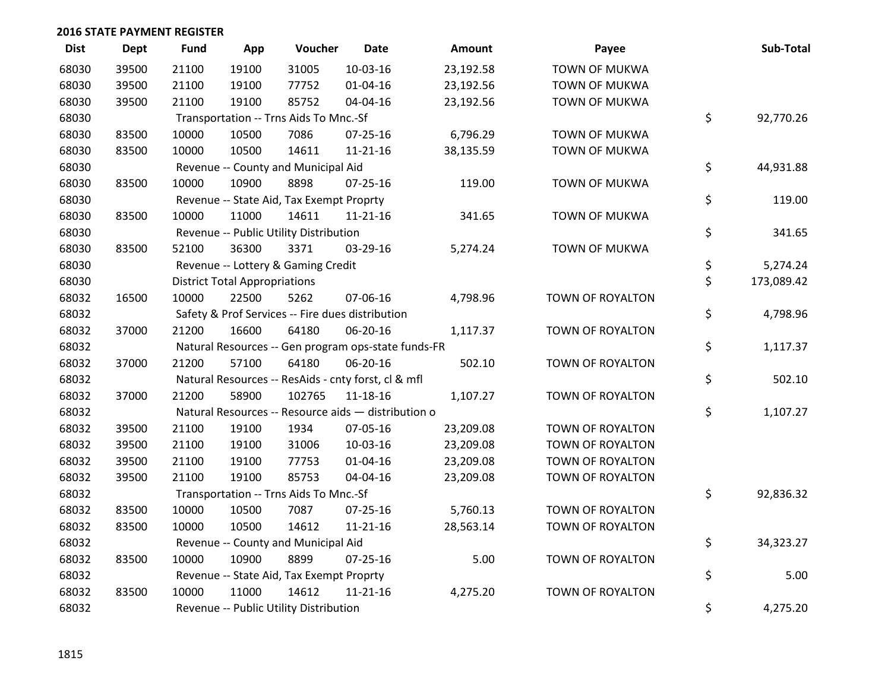## 2016 STATE PAYMENT REGISTER

| Dist | Dept | Fund | App | Voucher | Date | Amount | Payee | Sub-Total |
|---|---|---|---|---|---|---|---|---|
| 68030 | 39500 | 21100 | 19100 | 31005 | 10-03-16 | 23,192.58 | TOWN OF MUKWA | |
| 68030 | 39500 | 21100 | 19100 | 77752 | 01-04-16 | 23,192.56 | TOWN OF MUKWA | |
| 68030 | 39500 | 21100 | 19100 | 85752 | 04-04-16 | 23,192.56 | TOWN OF MUKWA | |
| 68030 | | Transportation -- Trns Aids To Mnc.-Sf | | | | | | $ 92,770.26 |
| 68030 | 83500 | 10000 | 10500 | 7086 | 07-25-16 | 6,796.29 | TOWN OF MUKWA | |
| 68030 | 83500 | 10000 | 10500 | 14611 | 11-21-16 | 38,135.59 | TOWN OF MUKWA | |
| 68030 | | Revenue -- County and Municipal Aid | | | | | | $ 44,931.88 |
| 68030 | 83500 | 10000 | 10900 | 8898 | 07-25-16 | 119.00 | TOWN OF MUKWA | |
| 68030 | | Revenue -- State Aid, Tax Exempt Proprty | | | | | | $ 119.00 |
| 68030 | 83500 | 10000 | 11000 | 14611 | 11-21-16 | 341.65 | TOWN OF MUKWA | |
| 68030 | | Revenue -- Public Utility Distribution | | | | | | $ 341.65 |
| 68030 | 83500 | 52100 | 36300 | 3371 | 03-29-16 | 5,274.24 | TOWN OF MUKWA | |
| 68030 | | Revenue -- Lottery & Gaming Credit | | | | | | $ 5,274.24 |
| 68030 | | District Total Appropriations | | | | | | $ 173,089.42 |
| 68032 | 16500 | 10000 | 22500 | 5262 | 07-06-16 | 4,798.96 | TOWN OF ROYALTON | |
| 68032 | | Safety & Prof Services -- Fire dues distribution | | | | | | $ 4,798.96 |
| 68032 | 37000 | 21200 | 16600 | 64180 | 06-20-16 | 1,117.37 | TOWN OF ROYALTON | |
| 68032 | | Natural Resources -- Gen program ops-state funds-FR | | | | | | $ 1,117.37 |
| 68032 | 37000 | 21200 | 57100 | 64180 | 06-20-16 | 502.10 | TOWN OF ROYALTON | |
| 68032 | | Natural Resources -- ResAids - cnty forst, cl & mfl | | | | | | $ 502.10 |
| 68032 | 37000 | 21200 | 58900 | 102765 | 11-18-16 | 1,107.27 | TOWN OF ROYALTON | |
| 68032 | | Natural Resources -- Resource aids — distribution o | | | | | | $ 1,107.27 |
| 68032 | 39500 | 21100 | 19100 | 1934 | 07-05-16 | 23,209.08 | TOWN OF ROYALTON | |
| 68032 | 39500 | 21100 | 19100 | 31006 | 10-03-16 | 23,209.08 | TOWN OF ROYALTON | |
| 68032 | 39500 | 21100 | 19100 | 77753 | 01-04-16 | 23,209.08 | TOWN OF ROYALTON | |
| 68032 | 39500 | 21100 | 19100 | 85753 | 04-04-16 | 23,209.08 | TOWN OF ROYALTON | |
| 68032 | | Transportation -- Trns Aids To Mnc.-Sf | | | | | | $ 92,836.32 |
| 68032 | 83500 | 10000 | 10500 | 7087 | 07-25-16 | 5,760.13 | TOWN OF ROYALTON | |
| 68032 | 83500 | 10000 | 10500 | 14612 | 11-21-16 | 28,563.14 | TOWN OF ROYALTON | |
| 68032 | | Revenue -- County and Municipal Aid | | | | | | $ 34,323.27 |
| 68032 | 83500 | 10000 | 10900 | 8899 | 07-25-16 | 5.00 | TOWN OF ROYALTON | |
| 68032 | | Revenue -- State Aid, Tax Exempt Proprty | | | | | | $ 5.00 |
| 68032 | 83500 | 10000 | 11000 | 14612 | 11-21-16 | 4,275.20 | TOWN OF ROYALTON | |
| 68032 | | Revenue -- Public Utility Distribution | | | | | | $ 4,275.20 |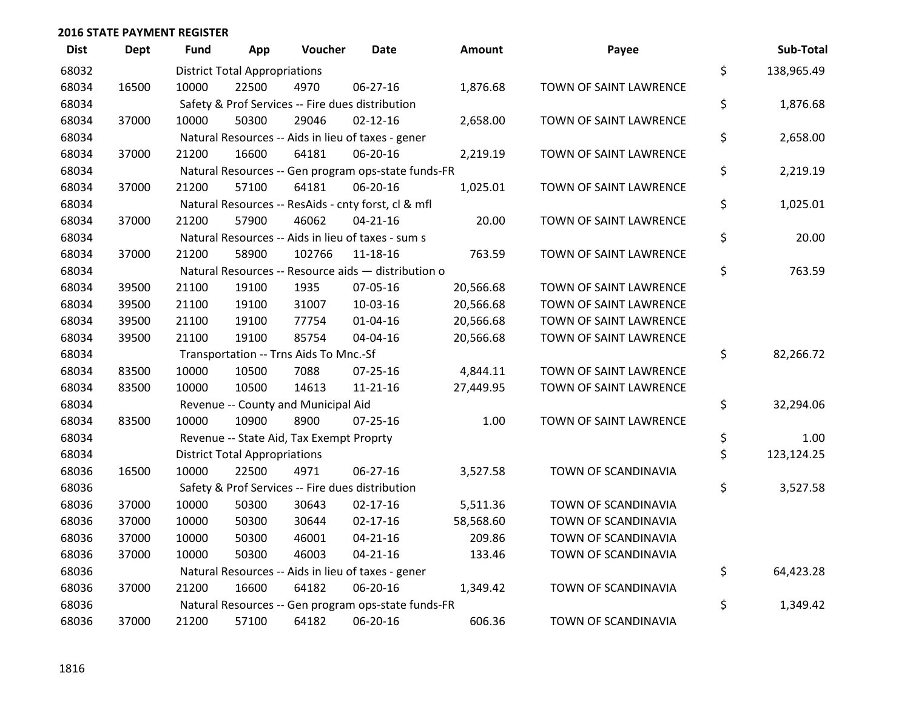**2016 STATE PAYMENT REGISTER**

| Dist | Dept | Fund | App | Voucher | Date | Amount | Payee | Sub-Total |
|---|---|---|---|---|---|---|---|---|
| 68032 | | District Total Appropriations | | | | | | $ 138,965.49 |
| 68034 | 16500 | 10000 | 22500 | 4970 | 06-27-16 | 1,876.68 | TOWN OF SAINT LAWRENCE | |
| 68034 | | Safety & Prof Services -- Fire dues distribution | | | | | | $ 1,876.68 |
| 68034 | 37000 | 10000 | 50300 | 29046 | 02-12-16 | 2,658.00 | TOWN OF SAINT LAWRENCE | |
| 68034 | | Natural Resources -- Aids in lieu of taxes - gener | | | | | | $ 2,658.00 |
| 68034 | 37000 | 21200 | 16600 | 64181 | 06-20-16 | 2,219.19 | TOWN OF SAINT LAWRENCE | |
| 68034 | | Natural Resources -- Gen program ops-state funds-FR | | | | | | $ 2,219.19 |
| 68034 | 37000 | 21200 | 57100 | 64181 | 06-20-16 | 1,025.01 | TOWN OF SAINT LAWRENCE | |
| 68034 | | Natural Resources -- ResAids - cnty forst, cl & mfl | | | | | | $ 1,025.01 |
| 68034 | 37000 | 21200 | 57900 | 46062 | 04-21-16 | 20.00 | TOWN OF SAINT LAWRENCE | |
| 68034 | | Natural Resources -- Aids in lieu of taxes - sum s | | | | | | $ 20.00 |
| 68034 | 37000 | 21200 | 58900 | 102766 | 11-18-16 | 763.59 | TOWN OF SAINT LAWRENCE | |
| 68034 | | Natural Resources -- Resource aids — distribution o | | | | | | $ 763.59 |
| 68034 | 39500 | 21100 | 19100 | 1935 | 07-05-16 | 20,566.68 | TOWN OF SAINT LAWRENCE | |
| 68034 | 39500 | 21100 | 19100 | 31007 | 10-03-16 | 20,566.68 | TOWN OF SAINT LAWRENCE | |
| 68034 | 39500 | 21100 | 19100 | 77754 | 01-04-16 | 20,566.68 | TOWN OF SAINT LAWRENCE | |
| 68034 | 39500 | 21100 | 19100 | 85754 | 04-04-16 | 20,566.68 | TOWN OF SAINT LAWRENCE | |
| 68034 | | Transportation -- Trns Aids To Mnc.-Sf | | | | | | $ 82,266.72 |
| 68034 | 83500 | 10000 | 10500 | 7088 | 07-25-16 | 4,844.11 | TOWN OF SAINT LAWRENCE | |
| 68034 | 83500 | 10000 | 10500 | 14613 | 11-21-16 | 27,449.95 | TOWN OF SAINT LAWRENCE | |
| 68034 | | Revenue -- County and Municipal Aid | | | | | | $ 32,294.06 |
| 68034 | 83500 | 10000 | 10900 | 8900 | 07-25-16 | 1.00 | TOWN OF SAINT LAWRENCE | |
| 68034 | | Revenue -- State Aid, Tax Exempt Proprty | | | | | | $ 1.00 |
| 68034 | | District Total Appropriations | | | | | | $ 123,124.25 |
| 68036 | 16500 | 10000 | 22500 | 4971 | 06-27-16 | 3,527.58 | TOWN OF SCANDINAVIA | |
| 68036 | | Safety & Prof Services -- Fire dues distribution | | | | | | $ 3,527.58 |
| 68036 | 37000 | 10000 | 50300 | 30643 | 02-17-16 | 5,511.36 | TOWN OF SCANDINAVIA | |
| 68036 | 37000 | 10000 | 50300 | 30644 | 02-17-16 | 58,568.60 | TOWN OF SCANDINAVIA | |
| 68036 | 37000 | 10000 | 50300 | 46001 | 04-21-16 | 209.86 | TOWN OF SCANDINAVIA | |
| 68036 | 37000 | 10000 | 50300 | 46003 | 04-21-16 | 133.46 | TOWN OF SCANDINAVIA | |
| 68036 | | Natural Resources -- Aids in lieu of taxes - gener | | | | | | $ 64,423.28 |
| 68036 | 37000 | 21200 | 16600 | 64182 | 06-20-16 | 1,349.42 | TOWN OF SCANDINAVIA | |
| 68036 | | Natural Resources -- Gen program ops-state funds-FR | | | | | | $ 1,349.42 |
| 68036 | 37000 | 21200 | 57100 | 64182 | 06-20-16 | 606.36 | TOWN OF SCANDINAVIA | |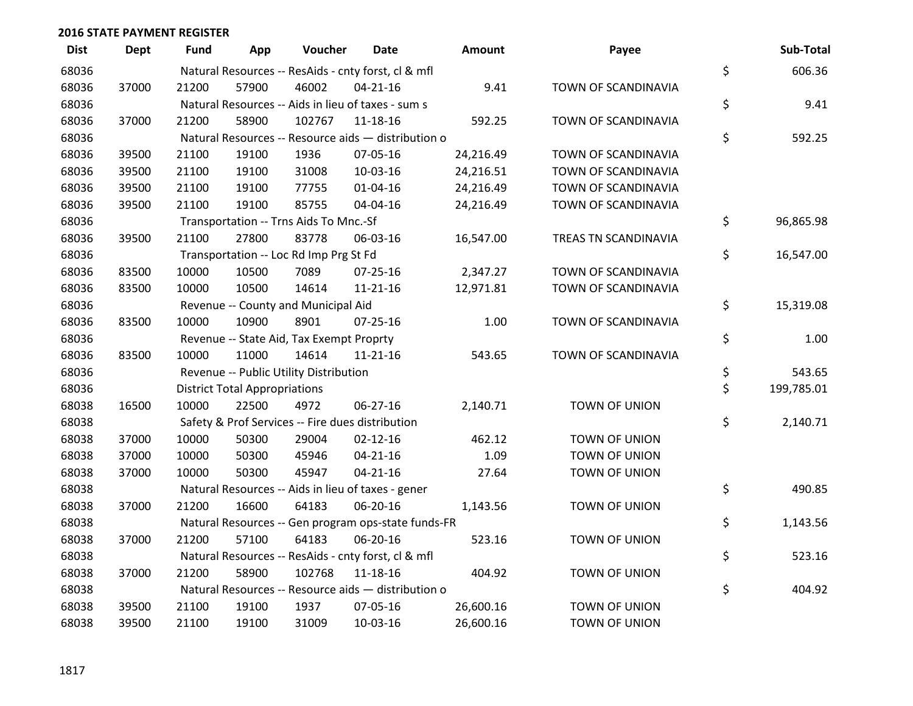## 2016 STATE PAYMENT REGISTER

| Dist | Dept | Fund | App | Voucher | Date | Amount | Payee | Sub-Total |
|---|---|---|---|---|---|---|---|---|
| 68036 | | Natural Resources -- ResAids - cnty forst, cl & mfl | | | | | | $ 606.36 |
| 68036 | 37000 | 21200 | 57900 | 46002 | 04-21-16 | 9.41 | TOWN OF SCANDINAVIA | |
| 68036 | | Natural Resources -- Aids in lieu of taxes - sum s | | | | | | $ 9.41 |
| 68036 | 37000 | 21200 | 58900 | 102767 | 11-18-16 | 592.25 | TOWN OF SCANDINAVIA | |
| 68036 | | Natural Resources -- Resource aids — distribution o | | | | | | $ 592.25 |
| 68036 | 39500 | 21100 | 19100 | 1936 | 07-05-16 | 24,216.49 | TOWN OF SCANDINAVIA | |
| 68036 | 39500 | 21100 | 19100 | 31008 | 10-03-16 | 24,216.51 | TOWN OF SCANDINAVIA | |
| 68036 | 39500 | 21100 | 19100 | 77755 | 01-04-16 | 24,216.49 | TOWN OF SCANDINAVIA | |
| 68036 | 39500 | 21100 | 19100 | 85755 | 04-04-16 | 24,216.49 | TOWN OF SCANDINAVIA | |
| 68036 | | Transportation -- Trns Aids To Mnc.-Sf | | | | | | $ 96,865.98 |
| 68036 | 39500 | 21100 | 27800 | 83778 | 06-03-16 | 16,547.00 | TREAS TN SCANDINAVIA | |
| 68036 | | Transportation -- Loc Rd Imp Prg St Fd | | | | | | $ 16,547.00 |
| 68036 | 83500 | 10000 | 10500 | 7089 | 07-25-16 | 2,347.27 | TOWN OF SCANDINAVIA | |
| 68036 | 83500 | 10000 | 10500 | 14614 | 11-21-16 | 12,971.81 | TOWN OF SCANDINAVIA | |
| 68036 | | Revenue -- County and Municipal Aid | | | | | | $ 15,319.08 |
| 68036 | 83500 | 10000 | 10900 | 8901 | 07-25-16 | 1.00 | TOWN OF SCANDINAVIA | |
| 68036 | | Revenue -- State Aid, Tax Exempt Proprty | | | | | | $ 1.00 |
| 68036 | 83500 | 10000 | 11000 | 14614 | 11-21-16 | 543.65 | TOWN OF SCANDINAVIA | |
| 68036 | | Revenue -- Public Utility Distribution | | | | | | $ 543.65 |
| 68036 | | District Total Appropriations | | | | | | $ 199,785.01 |
| 68038 | 16500 | 10000 | 22500 | 4972 | 06-27-16 | 2,140.71 | TOWN OF UNION | |
| 68038 | | Safety & Prof Services -- Fire dues distribution | | | | | | $ 2,140.71 |
| 68038 | 37000 | 10000 | 50300 | 29004 | 02-12-16 | 462.12 | TOWN OF UNION | |
| 68038 | 37000 | 10000 | 50300 | 45946 | 04-21-16 | 1.09 | TOWN OF UNION | |
| 68038 | 37000 | 10000 | 50300 | 45947 | 04-21-16 | 27.64 | TOWN OF UNION | |
| 68038 | | Natural Resources -- Aids in lieu of taxes - gener | | | | | | $ 490.85 |
| 68038 | 37000 | 21200 | 16600 | 64183 | 06-20-16 | 1,143.56 | TOWN OF UNION | |
| 68038 | | Natural Resources -- Gen program ops-state funds-FR | | | | | | $ 1,143.56 |
| 68038 | 37000 | 21200 | 57100 | 64183 | 06-20-16 | 523.16 | TOWN OF UNION | |
| 68038 | | Natural Resources -- ResAids - cnty forst, cl & mfl | | | | | | $ 523.16 |
| 68038 | 37000 | 21200 | 58900 | 102768 | 11-18-16 | 404.92 | TOWN OF UNION | |
| 68038 | | Natural Resources -- Resource aids — distribution o | | | | | | $ 404.92 |
| 68038 | 39500 | 21100 | 19100 | 1937 | 07-05-16 | 26,600.16 | TOWN OF UNION | |
| 68038 | 39500 | 21100 | 19100 | 31009 | 10-03-16 | 26,600.16 | TOWN OF UNION | |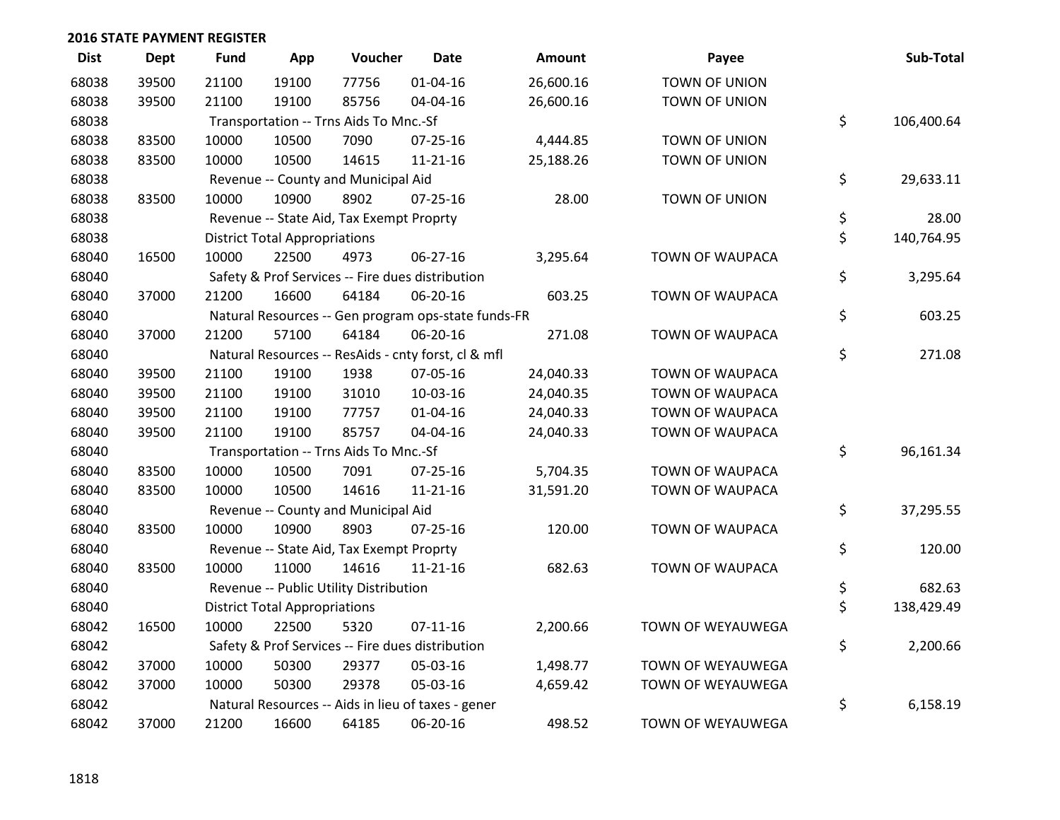## 2016 STATE PAYMENT REGISTER

| Dist | Dept | Fund | App | Voucher | Date | Amount | Payee | Sub-Total |
|---|---|---|---|---|---|---|---|---|
| 68038 | 39500 | 21100 | 19100 | 77756 | 01-04-16 | 26,600.16 | TOWN OF UNION | |
| 68038 | 39500 | 21100 | 19100 | 85756 | 04-04-16 | 26,600.16 | TOWN OF UNION | |
| 68038 | | Transportation -- Trns Aids To Mnc.-Sf | | | | | | $ 106,400.64 |
| 68038 | 83500 | 10000 | 10500 | 7090 | 07-25-16 | 4,444.85 | TOWN OF UNION | |
| 68038 | 83500 | 10000 | 10500 | 14615 | 11-21-16 | 25,188.26 | TOWN OF UNION | |
| 68038 | | Revenue -- County and Municipal Aid | | | | | | $ 29,633.11 |
| 68038 | 83500 | 10000 | 10900 | 8902 | 07-25-16 | 28.00 | TOWN OF UNION | |
| 68038 | | Revenue -- State Aid, Tax Exempt Proprty | | | | | | $ 28.00 |
| 68038 | | District Total Appropriations | | | | | | $ 140,764.95 |
| 68040 | 16500 | 10000 | 22500 | 4973 | 06-27-16 | 3,295.64 | TOWN OF WAUPACA | |
| 68040 | | Safety & Prof Services -- Fire dues distribution | | | | | | $ 3,295.64 |
| 68040 | 37000 | 21200 | 16600 | 64184 | 06-20-16 | 603.25 | TOWN OF WAUPACA | |
| 68040 | | Natural Resources -- Gen program ops-state funds-FR | | | | | | $ 603.25 |
| 68040 | 37000 | 21200 | 57100 | 64184 | 06-20-16 | 271.08 | TOWN OF WAUPACA | |
| 68040 | | Natural Resources -- ResAids - cnty forst, cl & mfl | | | | | | $ 271.08 |
| 68040 | 39500 | 21100 | 19100 | 1938 | 07-05-16 | 24,040.33 | TOWN OF WAUPACA | |
| 68040 | 39500 | 21100 | 19100 | 31010 | 10-03-16 | 24,040.35 | TOWN OF WAUPACA | |
| 68040 | 39500 | 21100 | 19100 | 77757 | 01-04-16 | 24,040.33 | TOWN OF WAUPACA | |
| 68040 | 39500 | 21100 | 19100 | 85757 | 04-04-16 | 24,040.33 | TOWN OF WAUPACA | |
| 68040 | | Transportation -- Trns Aids To Mnc.-Sf | | | | | | $ 96,161.34 |
| 68040 | 83500 | 10000 | 10500 | 7091 | 07-25-16 | 5,704.35 | TOWN OF WAUPACA | |
| 68040 | 83500 | 10000 | 10500 | 14616 | 11-21-16 | 31,591.20 | TOWN OF WAUPACA | |
| 68040 | | Revenue -- County and Municipal Aid | | | | | | $ 37,295.55 |
| 68040 | 83500 | 10000 | 10900 | 8903 | 07-25-16 | 120.00 | TOWN OF WAUPACA | |
| 68040 | | Revenue -- State Aid, Tax Exempt Proprty | | | | | | $ 120.00 |
| 68040 | 83500 | 10000 | 11000 | 14616 | 11-21-16 | 682.63 | TOWN OF WAUPACA | |
| 68040 | | Revenue -- Public Utility Distribution | | | | | | $ 682.63 |
| 68040 | | District Total Appropriations | | | | | | $ 138,429.49 |
| 68042 | 16500 | 10000 | 22500 | 5320 | 07-11-16 | 2,200.66 | TOWN OF WEYAUWEGA | |
| 68042 | | Safety & Prof Services -- Fire dues distribution | | | | | | $ 2,200.66 |
| 68042 | 37000 | 10000 | 50300 | 29377 | 05-03-16 | 1,498.77 | TOWN OF WEYAUWEGA | |
| 68042 | 37000 | 10000 | 50300 | 29378 | 05-03-16 | 4,659.42 | TOWN OF WEYAUWEGA | |
| 68042 | | Natural Resources -- Aids in lieu of taxes - gener | | | | | | $ 6,158.19 |
| 68042 | 37000 | 21200 | 16600 | 64185 | 06-20-16 | 498.52 | TOWN OF WEYAUWEGA | |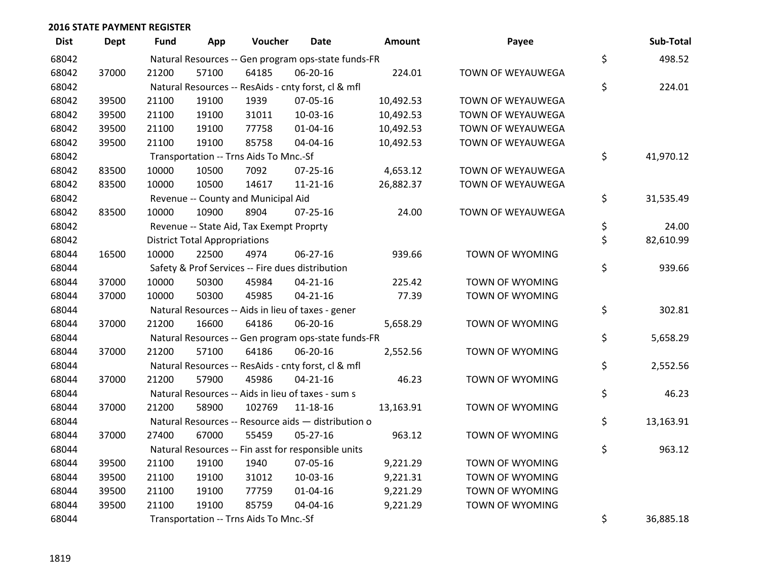## 2016 STATE PAYMENT REGISTER

| Dist | Dept | Fund | App | Voucher | Date | Amount | Payee | | Sub-Total |
|---|---|---|---|---|---|---|---|---|---|
| 68042 | | Natural Resources -- Gen program ops-state funds-FR | | | | | | $ | 498.52 |
| 68042 | 37000 | 21200 | 57100 | 64185 | 06-20-16 | 224.01 | TOWN OF WEYAUWEGA | | |
| 68042 | | Natural Resources -- ResAids - cnty forst, cl & mfl | | | | | | $ | 224.01 |
| 68042 | 39500 | 21100 | 19100 | 1939 | 07-05-16 | 10,492.53 | TOWN OF WEYAUWEGA | | |
| 68042 | 39500 | 21100 | 19100 | 31011 | 10-03-16 | 10,492.53 | TOWN OF WEYAUWEGA | | |
| 68042 | 39500 | 21100 | 19100 | 77758 | 01-04-16 | 10,492.53 | TOWN OF WEYAUWEGA | | |
| 68042 | 39500 | 21100 | 19100 | 85758 | 04-04-16 | 10,492.53 | TOWN OF WEYAUWEGA | | |
| 68042 | | Transportation -- Trns Aids To Mnc.-Sf | | | | | | $ | 41,970.12 |
| 68042 | 83500 | 10000 | 10500 | 7092 | 07-25-16 | 4,653.12 | TOWN OF WEYAUWEGA | | |
| 68042 | 83500 | 10000 | 10500 | 14617 | 11-21-16 | 26,882.37 | TOWN OF WEYAUWEGA | | |
| 68042 | | Revenue -- County and Municipal Aid | | | | | | $ | 31,535.49 |
| 68042 | 83500 | 10000 | 10900 | 8904 | 07-25-16 | 24.00 | TOWN OF WEYAUWEGA | | |
| 68042 | | Revenue -- State Aid, Tax Exempt Proprty | | | | | | $ | 24.00 |
| 68042 | | District Total Appropriations | | | | | | $ | 82,610.99 |
| 68044 | 16500 | 10000 | 22500 | 4974 | 06-27-16 | 939.66 | TOWN OF WYOMING | | |
| 68044 | | Safety & Prof Services -- Fire dues distribution | | | | | | $ | 939.66 |
| 68044 | 37000 | 10000 | 50300 | 45984 | 04-21-16 | 225.42 | TOWN OF WYOMING | | |
| 68044 | 37000 | 10000 | 50300 | 45985 | 04-21-16 | 77.39 | TOWN OF WYOMING | | |
| 68044 | | Natural Resources -- Aids in lieu of taxes - gener | | | | | | $ | 302.81 |
| 68044 | 37000 | 21200 | 16600 | 64186 | 06-20-16 | 5,658.29 | TOWN OF WYOMING | | |
| 68044 | | Natural Resources -- Gen program ops-state funds-FR | | | | | | $ | 5,658.29 |
| 68044 | 37000 | 21200 | 57100 | 64186 | 06-20-16 | 2,552.56 | TOWN OF WYOMING | | |
| 68044 | | Natural Resources -- ResAids - cnty forst, cl & mfl | | | | | | $ | 2,552.56 |
| 68044 | 37000 | 21200 | 57900 | 45986 | 04-21-16 | 46.23 | TOWN OF WYOMING | | |
| 68044 | | Natural Resources -- Aids in lieu of taxes - sum s | | | | | | $ | 46.23 |
| 68044 | 37000 | 21200 | 58900 | 102769 | 11-18-16 | 13,163.91 | TOWN OF WYOMING | | |
| 68044 | | Natural Resources -- Resource aids — distribution o | | | | | | $ | 13,163.91 |
| 68044 | 37000 | 27400 | 67000 | 55459 | 05-27-16 | 963.12 | TOWN OF WYOMING | | |
| 68044 | | Natural Resources -- Fin asst for responsible units | | | | | | $ | 963.12 |
| 68044 | 39500 | 21100 | 19100 | 1940 | 07-05-16 | 9,221.29 | TOWN OF WYOMING | | |
| 68044 | 39500 | 21100 | 19100 | 31012 | 10-03-16 | 9,221.31 | TOWN OF WYOMING | | |
| 68044 | 39500 | 21100 | 19100 | 77759 | 01-04-16 | 9,221.29 | TOWN OF WYOMING | | |
| 68044 | 39500 | 21100 | 19100 | 85759 | 04-04-16 | 9,221.29 | TOWN OF WYOMING | | |
| 68044 | | Transportation -- Trns Aids To Mnc.-Sf | | | | | | $ | 36,885.18 |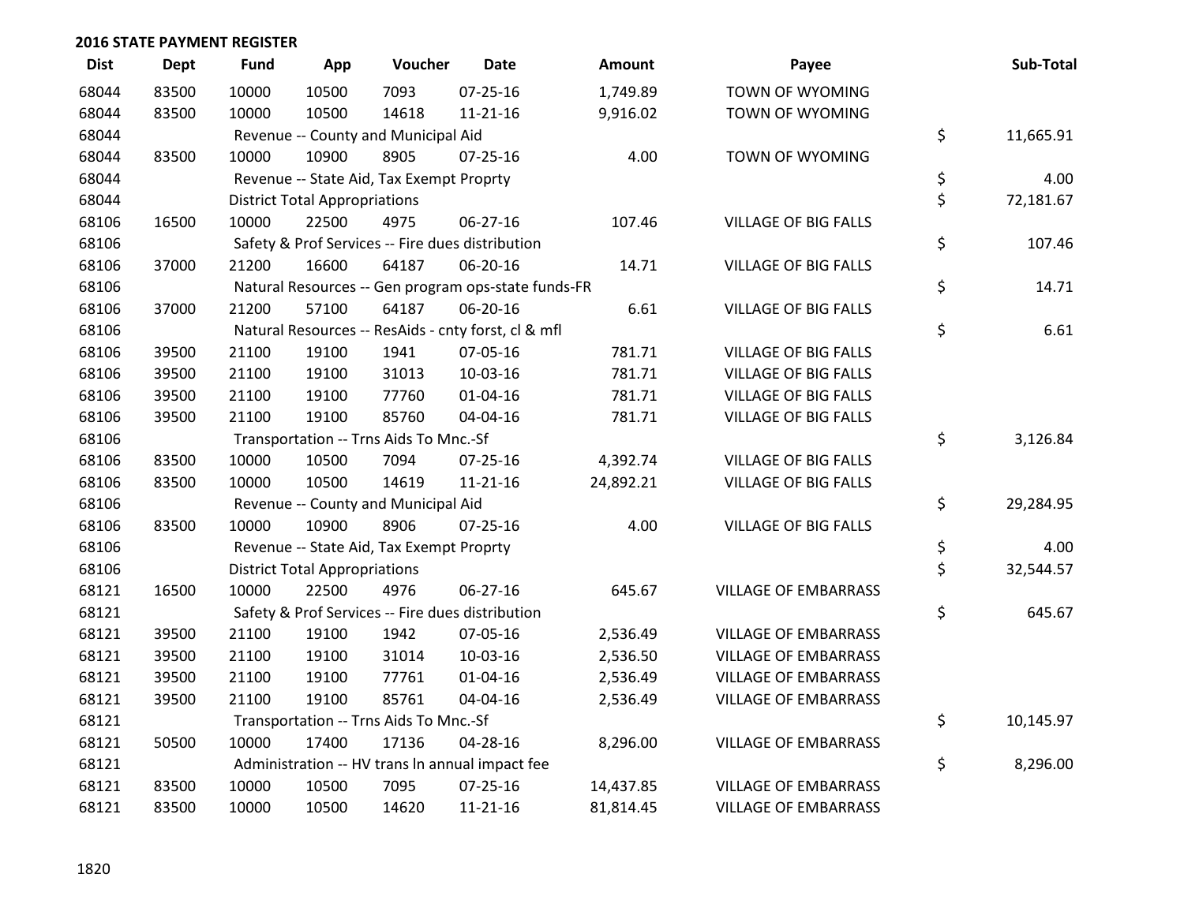## 2016 STATE PAYMENT REGISTER

| Dist | Dept | Fund | App | Voucher | Date | Amount | Payee | Sub-Total |
|---|---|---|---|---|---|---|---|---|
| 68044 | 83500 | 10000 | 10500 | 7093 | 07-25-16 | 1,749.89 | TOWN OF WYOMING | |
| 68044 | 83500 | 10000 | 10500 | 14618 | 11-21-16 | 9,916.02 | TOWN OF WYOMING | |
| 68044 | | Revenue -- County and Municipal Aid | | | | | | $ 11,665.91 |
| 68044 | 83500 | 10000 | 10900 | 8905 | 07-25-16 | 4.00 | TOWN OF WYOMING | |
| 68044 | | Revenue -- State Aid, Tax Exempt Proprty | | | | | | $ 4.00 |
| 68044 | | District Total Appropriations | | | | | | $ 72,181.67 |
| 68106 | 16500 | 10000 | 22500 | 4975 | 06-27-16 | 107.46 | VILLAGE OF BIG FALLS | |
| 68106 | | Safety & Prof Services -- Fire dues distribution | | | | | | $ 107.46 |
| 68106 | 37000 | 21200 | 16600 | 64187 | 06-20-16 | 14.71 | VILLAGE OF BIG FALLS | |
| 68106 | | Natural Resources -- Gen program ops-state funds-FR | | | | | | $ 14.71 |
| 68106 | 37000 | 21200 | 57100 | 64187 | 06-20-16 | 6.61 | VILLAGE OF BIG FALLS | |
| 68106 | | Natural Resources -- ResAids - cnty forst, cl & mfl | | | | | | $ 6.61 |
| 68106 | 39500 | 21100 | 19100 | 1941 | 07-05-16 | 781.71 | VILLAGE OF BIG FALLS | |
| 68106 | 39500 | 21100 | 19100 | 31013 | 10-03-16 | 781.71 | VILLAGE OF BIG FALLS | |
| 68106 | 39500 | 21100 | 19100 | 77760 | 01-04-16 | 781.71 | VILLAGE OF BIG FALLS | |
| 68106 | 39500 | 21100 | 19100 | 85760 | 04-04-16 | 781.71 | VILLAGE OF BIG FALLS | |
| 68106 | | Transportation -- Trns Aids To Mnc.-Sf | | | | | | $ 3,126.84 |
| 68106 | 83500 | 10000 | 10500 | 7094 | 07-25-16 | 4,392.74 | VILLAGE OF BIG FALLS | |
| 68106 | 83500 | 10000 | 10500 | 14619 | 11-21-16 | 24,892.21 | VILLAGE OF BIG FALLS | |
| 68106 | | Revenue -- County and Municipal Aid | | | | | | $ 29,284.95 |
| 68106 | 83500 | 10000 | 10900 | 8906 | 07-25-16 | 4.00 | VILLAGE OF BIG FALLS | |
| 68106 | | Revenue -- State Aid, Tax Exempt Proprty | | | | | | $ 4.00 |
| 68106 | | District Total Appropriations | | | | | | $ 32,544.57 |
| 68121 | 16500 | 10000 | 22500 | 4976 | 06-27-16 | 645.67 | VILLAGE OF EMBARRASS | |
| 68121 | | Safety & Prof Services -- Fire dues distribution | | | | | | $ 645.67 |
| 68121 | 39500 | 21100 | 19100 | 1942 | 07-05-16 | 2,536.49 | VILLAGE OF EMBARRASS | |
| 68121 | 39500 | 21100 | 19100 | 31014 | 10-03-16 | 2,536.50 | VILLAGE OF EMBARRASS | |
| 68121 | 39500 | 21100 | 19100 | 77761 | 01-04-16 | 2,536.49 | VILLAGE OF EMBARRASS | |
| 68121 | 39500 | 21100 | 19100 | 85761 | 04-04-16 | 2,536.49 | VILLAGE OF EMBARRASS | |
| 68121 | | Transportation -- Trns Aids To Mnc.-Sf | | | | | | $ 10,145.97 |
| 68121 | 50500 | 10000 | 17400 | 17136 | 04-28-16 | 8,296.00 | VILLAGE OF EMBARRASS | |
| 68121 | | Administration -- HV trans ln annual impact fee | | | | | | $ 8,296.00 |
| 68121 | 83500 | 10000 | 10500 | 7095 | 07-25-16 | 14,437.85 | VILLAGE OF EMBARRASS | |
| 68121 | 83500 | 10000 | 10500 | 14620 | 11-21-16 | 81,814.45 | VILLAGE OF EMBARRASS | |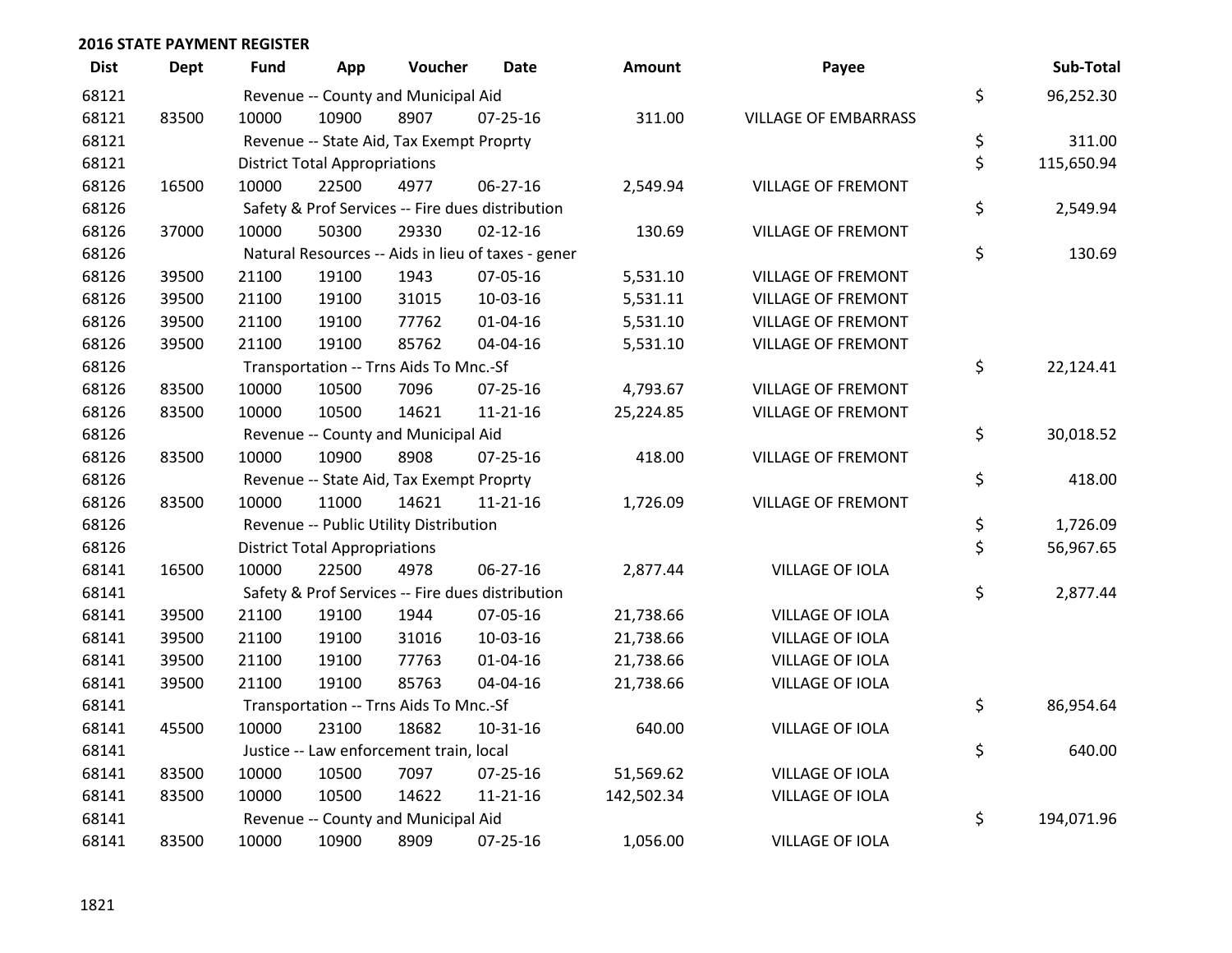## 2016 STATE PAYMENT REGISTER

| Dist | Dept | Fund | App | Voucher | Date | Amount | Payee | | Sub-Total |
|---|---|---|---|---|---|---|---|---|---|
| 68121 | | Revenue -- County and Municipal Aid | | | | | | $ | 96,252.30 |
| 68121 | 83500 | 10000 | 10900 | 8907 | 07-25-16 | 311.00 | VILLAGE OF EMBARRASS | | |
| 68121 | | Revenue -- State Aid, Tax Exempt Proprty | | | | | | $ | 311.00 |
| 68121 | | District Total Appropriations | | | | | | $ | 115,650.94 |
| 68126 | 16500 | 10000 | 22500 | 4977 | 06-27-16 | 2,549.94 | VILLAGE OF FREMONT | | |
| 68126 | | Safety & Prof Services -- Fire dues distribution | | | | | | $ | 2,549.94 |
| 68126 | 37000 | 10000 | 50300 | 29330 | 02-12-16 | 130.69 | VILLAGE OF FREMONT | | |
| 68126 | | Natural Resources -- Aids in lieu of taxes - gener | | | | | | $ | 130.69 |
| 68126 | 39500 | 21100 | 19100 | 1943 | 07-05-16 | 5,531.10 | VILLAGE OF FREMONT | | |
| 68126 | 39500 | 21100 | 19100 | 31015 | 10-03-16 | 5,531.11 | VILLAGE OF FREMONT | | |
| 68126 | 39500 | 21100 | 19100 | 77762 | 01-04-16 | 5,531.10 | VILLAGE OF FREMONT | | |
| 68126 | 39500 | 21100 | 19100 | 85762 | 04-04-16 | 5,531.10 | VILLAGE OF FREMONT | | |
| 68126 | | Transportation -- Trns Aids To Mnc.-Sf | | | | | | $ | 22,124.41 |
| 68126 | 83500 | 10000 | 10500 | 7096 | 07-25-16 | 4,793.67 | VILLAGE OF FREMONT | | |
| 68126 | 83500 | 10000 | 10500 | 14621 | 11-21-16 | 25,224.85 | VILLAGE OF FREMONT | | |
| 68126 | | Revenue -- County and Municipal Aid | | | | | | $ | 30,018.52 |
| 68126 | 83500 | 10000 | 10900 | 8908 | 07-25-16 | 418.00 | VILLAGE OF FREMONT | | |
| 68126 | | Revenue -- State Aid, Tax Exempt Proprty | | | | | | $ | 418.00 |
| 68126 | 83500 | 10000 | 11000 | 14621 | 11-21-16 | 1,726.09 | VILLAGE OF FREMONT | | |
| 68126 | | Revenue -- Public Utility Distribution | | | | | | $ | 1,726.09 |
| 68126 | | District Total Appropriations | | | | | | $ | 56,967.65 |
| 68141 | 16500 | 10000 | 22500 | 4978 | 06-27-16 | 2,877.44 | VILLAGE OF IOLA | | |
| 68141 | | Safety & Prof Services -- Fire dues distribution | | | | | | $ | 2,877.44 |
| 68141 | 39500 | 21100 | 19100 | 1944 | 07-05-16 | 21,738.66 | VILLAGE OF IOLA | | |
| 68141 | 39500 | 21100 | 19100 | 31016 | 10-03-16 | 21,738.66 | VILLAGE OF IOLA | | |
| 68141 | 39500 | 21100 | 19100 | 77763 | 01-04-16 | 21,738.66 | VILLAGE OF IOLA | | |
| 68141 | 39500 | 21100 | 19100 | 85763 | 04-04-16 | 21,738.66 | VILLAGE OF IOLA | | |
| 68141 | | Transportation -- Trns Aids To Mnc.-Sf | | | | | | $ | 86,954.64 |
| 68141 | 45500 | 10000 | 23100 | 18682 | 10-31-16 | 640.00 | VILLAGE OF IOLA | | |
| 68141 | | Justice -- Law enforcement train, local | | | | | | $ | 640.00 |
| 68141 | 83500 | 10000 | 10500 | 7097 | 07-25-16 | 51,569.62 | VILLAGE OF IOLA | | |
| 68141 | 83500 | 10000 | 10500 | 14622 | 11-21-16 | 142,502.34 | VILLAGE OF IOLA | | |
| 68141 | | Revenue -- County and Municipal Aid | | | | | | $ | 194,071.96 |
| 68141 | 83500 | 10000 | 10900 | 8909 | 07-25-16 | 1,056.00 | VILLAGE OF IOLA | | |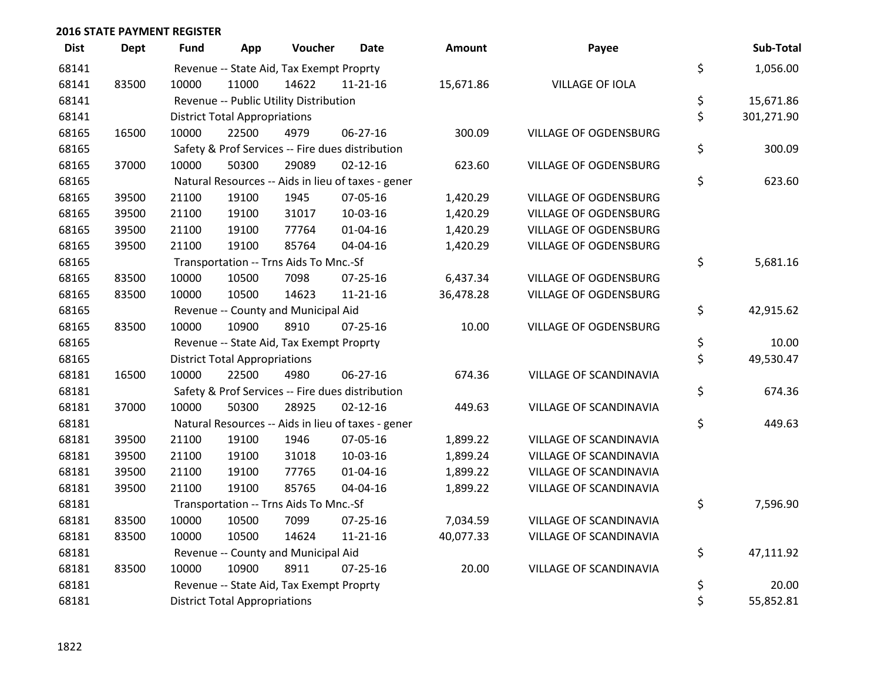## 2016 STATE PAYMENT REGISTER

| Dist | Dept | Fund | App | Voucher | Date | Amount | Payee | | Sub-Total |
|---|---|---|---|---|---|---|---|---|---|
| 68141 | | Revenue -- State Aid, Tax Exempt Proprty | | | | | | $ | 1,056.00 |
| 68141 | 83500 | 10000 | 11000 | 14622 | 11-21-16 | 15,671.86 | VILLAGE OF IOLA | | |
| 68141 | | Revenue -- Public Utility Distribution | | | | | | $ | 15,671.86 |
| 68141 | | District Total Appropriations | | | | | | $ | 301,271.90 |
| 68165 | 16500 | 10000 | 22500 | 4979 | 06-27-16 | 300.09 | VILLAGE OF OGDENSBURG | | |
| 68165 | | Safety & Prof Services -- Fire dues distribution | | | | | | $ | 300.09 |
| 68165 | 37000 | 10000 | 50300 | 29089 | 02-12-16 | 623.60 | VILLAGE OF OGDENSBURG | | |
| 68165 | | Natural Resources -- Aids in lieu of taxes - gener | | | | | | $ | 623.60 |
| 68165 | 39500 | 21100 | 19100 | 1945 | 07-05-16 | 1,420.29 | VILLAGE OF OGDENSBURG | | |
| 68165 | 39500 | 21100 | 19100 | 31017 | 10-03-16 | 1,420.29 | VILLAGE OF OGDENSBURG | | |
| 68165 | 39500 | 21100 | 19100 | 77764 | 01-04-16 | 1,420.29 | VILLAGE OF OGDENSBURG | | |
| 68165 | 39500 | 21100 | 19100 | 85764 | 04-04-16 | 1,420.29 | VILLAGE OF OGDENSBURG | | |
| 68165 | | Transportation -- Trns Aids To Mnc.-Sf | | | | | | $ | 5,681.16 |
| 68165 | 83500 | 10000 | 10500 | 7098 | 07-25-16 | 6,437.34 | VILLAGE OF OGDENSBURG | | |
| 68165 | 83500 | 10000 | 10500 | 14623 | 11-21-16 | 36,478.28 | VILLAGE OF OGDENSBURG | | |
| 68165 | | Revenue -- County and Municipal Aid | | | | | | $ | 42,915.62 |
| 68165 | 83500 | 10000 | 10900 | 8910 | 07-25-16 | 10.00 | VILLAGE OF OGDENSBURG | | |
| 68165 | | Revenue -- State Aid, Tax Exempt Proprty | | | | | | $ | 10.00 |
| 68165 | | District Total Appropriations | | | | | | $ | 49,530.47 |
| 68181 | 16500 | 10000 | 22500 | 4980 | 06-27-16 | 674.36 | VILLAGE OF SCANDINAVIA | | |
| 68181 | | Safety & Prof Services -- Fire dues distribution | | | | | | $ | 674.36 |
| 68181 | 37000 | 10000 | 50300 | 28925 | 02-12-16 | 449.63 | VILLAGE OF SCANDINAVIA | | |
| 68181 | | Natural Resources -- Aids in lieu of taxes - gener | | | | | | $ | 449.63 |
| 68181 | 39500 | 21100 | 19100 | 1946 | 07-05-16 | 1,899.22 | VILLAGE OF SCANDINAVIA | | |
| 68181 | 39500 | 21100 | 19100 | 31018 | 10-03-16 | 1,899.24 | VILLAGE OF SCANDINAVIA | | |
| 68181 | 39500 | 21100 | 19100 | 77765 | 01-04-16 | 1,899.22 | VILLAGE OF SCANDINAVIA | | |
| 68181 | 39500 | 21100 | 19100 | 85765 | 04-04-16 | 1,899.22 | VILLAGE OF SCANDINAVIA | | |
| 68181 | | Transportation -- Trns Aids To Mnc.-Sf | | | | | | $ | 7,596.90 |
| 68181 | 83500 | 10000 | 10500 | 7099 | 07-25-16 | 7,034.59 | VILLAGE OF SCANDINAVIA | | |
| 68181 | 83500 | 10000 | 10500 | 14624 | 11-21-16 | 40,077.33 | VILLAGE OF SCANDINAVIA | | |
| 68181 | | Revenue -- County and Municipal Aid | | | | | | $ | 47,111.92 |
| 68181 | 83500 | 10000 | 10900 | 8911 | 07-25-16 | 20.00 | VILLAGE OF SCANDINAVIA | | |
| 68181 | | Revenue -- State Aid, Tax Exempt Proprty | | | | | | $ | 20.00 |
| 68181 | | District Total Appropriations | | | | | | $ | 55,852.81 |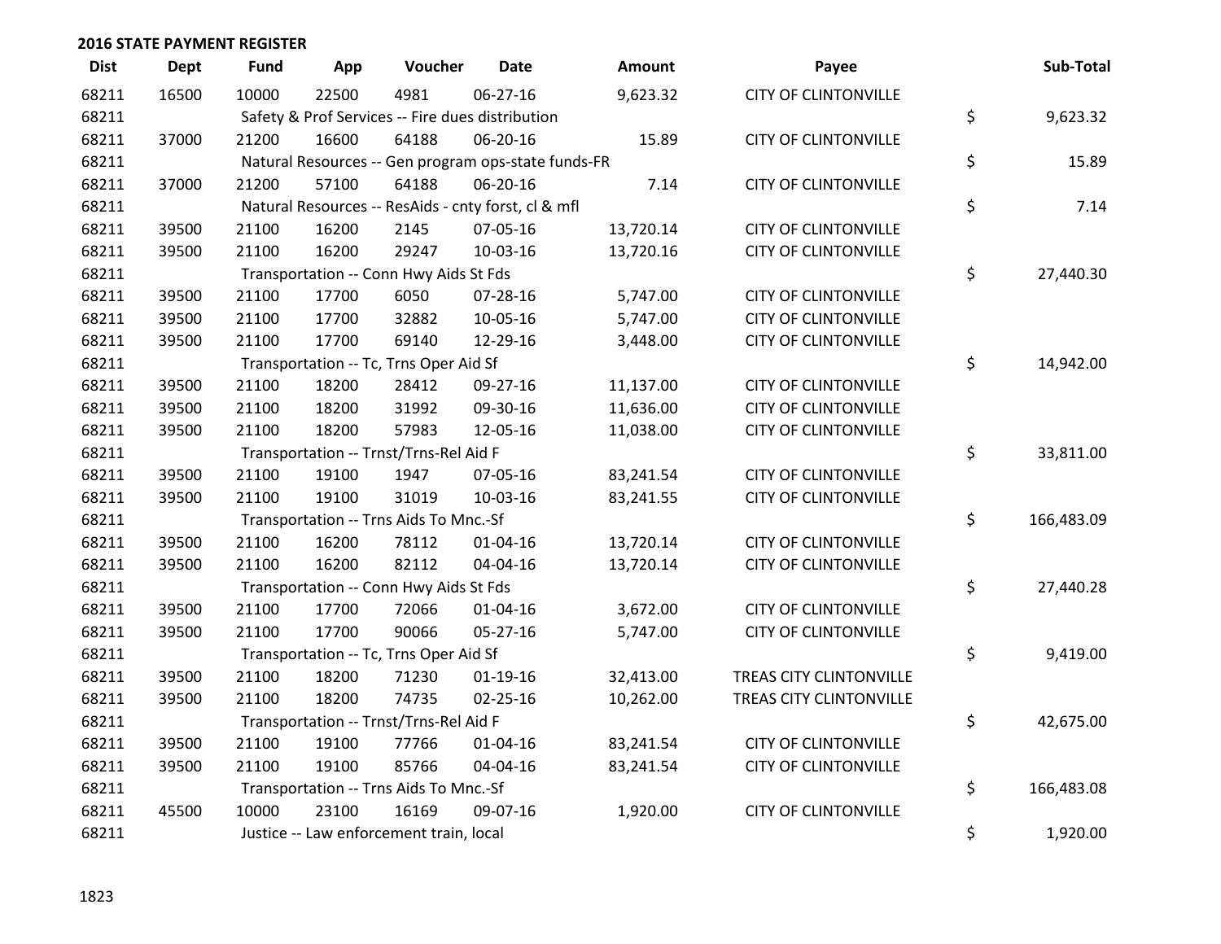## 2016 STATE PAYMENT REGISTER

| Dist | Dept | Fund | App | Voucher | Date | Amount | Payee | | Sub-Total |
|---|---|---|---|---|---|---|---|---|---|
| 68211 | 16500 | 10000 | 22500 | 4981 | 06-27-16 | 9,623.32 | CITY OF CLINTONVILLE | | |
| 68211 | | Safety & Prof Services -- Fire dues distribution | | | | | | $ | 9,623.32 |
| 68211 | 37000 | 21200 | 16600 | 64188 | 06-20-16 | 15.89 | CITY OF CLINTONVILLE | | |
| 68211 | | Natural Resources -- Gen program ops-state funds-FR | | | | | | $ | 15.89 |
| 68211 | 37000 | 21200 | 57100 | 64188 | 06-20-16 | 7.14 | CITY OF CLINTONVILLE | | |
| 68211 | | Natural Resources -- ResAids - cnty forst, cl & mfl | | | | | | $ | 7.14 |
| 68211 | 39500 | 21100 | 16200 | 2145 | 07-05-16 | 13,720.14 | CITY OF CLINTONVILLE | | |
| 68211 | 39500 | 21100 | 16200 | 29247 | 10-03-16 | 13,720.16 | CITY OF CLINTONVILLE | | |
| 68211 | | Transportation -- Conn Hwy Aids St Fds | | | | | | $ | 27,440.30 |
| 68211 | 39500 | 21100 | 17700 | 6050 | 07-28-16 | 5,747.00 | CITY OF CLINTONVILLE | | |
| 68211 | 39500 | 21100 | 17700 | 32882 | 10-05-16 | 5,747.00 | CITY OF CLINTONVILLE | | |
| 68211 | 39500 | 21100 | 17700 | 69140 | 12-29-16 | 3,448.00 | CITY OF CLINTONVILLE | | |
| 68211 | | Transportation -- Tc, Trns Oper Aid Sf | | | | | | $ | 14,942.00 |
| 68211 | 39500 | 21100 | 18200 | 28412 | 09-27-16 | 11,137.00 | CITY OF CLINTONVILLE | | |
| 68211 | 39500 | 21100 | 18200 | 31992 | 09-30-16 | 11,636.00 | CITY OF CLINTONVILLE | | |
| 68211 | 39500 | 21100 | 18200 | 57983 | 12-05-16 | 11,038.00 | CITY OF CLINTONVILLE | | |
| 68211 | | Transportation -- Trnst/Trns-Rel Aid F | | | | | | $ | 33,811.00 |
| 68211 | 39500 | 21100 | 19100 | 1947 | 07-05-16 | 83,241.54 | CITY OF CLINTONVILLE | | |
| 68211 | 39500 | 21100 | 19100 | 31019 | 10-03-16 | 83,241.55 | CITY OF CLINTONVILLE | | |
| 68211 | | Transportation -- Trns Aids To Mnc.-Sf | | | | | | $ | 166,483.09 |
| 68211 | 39500 | 21100 | 16200 | 78112 | 01-04-16 | 13,720.14 | CITY OF CLINTONVILLE | | |
| 68211 | 39500 | 21100 | 16200 | 82112 | 04-04-16 | 13,720.14 | CITY OF CLINTONVILLE | | |
| 68211 | | Transportation -- Conn Hwy Aids St Fds | | | | | | $ | 27,440.28 |
| 68211 | 39500 | 21100 | 17700 | 72066 | 01-04-16 | 3,672.00 | CITY OF CLINTONVILLE | | |
| 68211 | 39500 | 21100 | 17700 | 90066 | 05-27-16 | 5,747.00 | CITY OF CLINTONVILLE | | |
| 68211 | | Transportation -- Tc, Trns Oper Aid Sf | | | | | | $ | 9,419.00 |
| 68211 | 39500 | 21100 | 18200 | 71230 | 01-19-16 | 32,413.00 | TREAS CITY CLINTONVILLE | | |
| 68211 | 39500 | 21100 | 18200 | 74735 | 02-25-16 | 10,262.00 | TREAS CITY CLINTONVILLE | | |
| 68211 | | Transportation -- Trnst/Trns-Rel Aid F | | | | | | $ | 42,675.00 |
| 68211 | 39500 | 21100 | 19100 | 77766 | 01-04-16 | 83,241.54 | CITY OF CLINTONVILLE | | |
| 68211 | 39500 | 21100 | 19100 | 85766 | 04-04-16 | 83,241.54 | CITY OF CLINTONVILLE | | |
| 68211 | | Transportation -- Trns Aids To Mnc.-Sf | | | | | | $ | 166,483.08 |
| 68211 | 45500 | 10000 | 23100 | 16169 | 09-07-16 | 1,920.00 | CITY OF CLINTONVILLE | | |
| 68211 | | Justice -- Law enforcement train, local | | | | | | $ | 1,920.00 |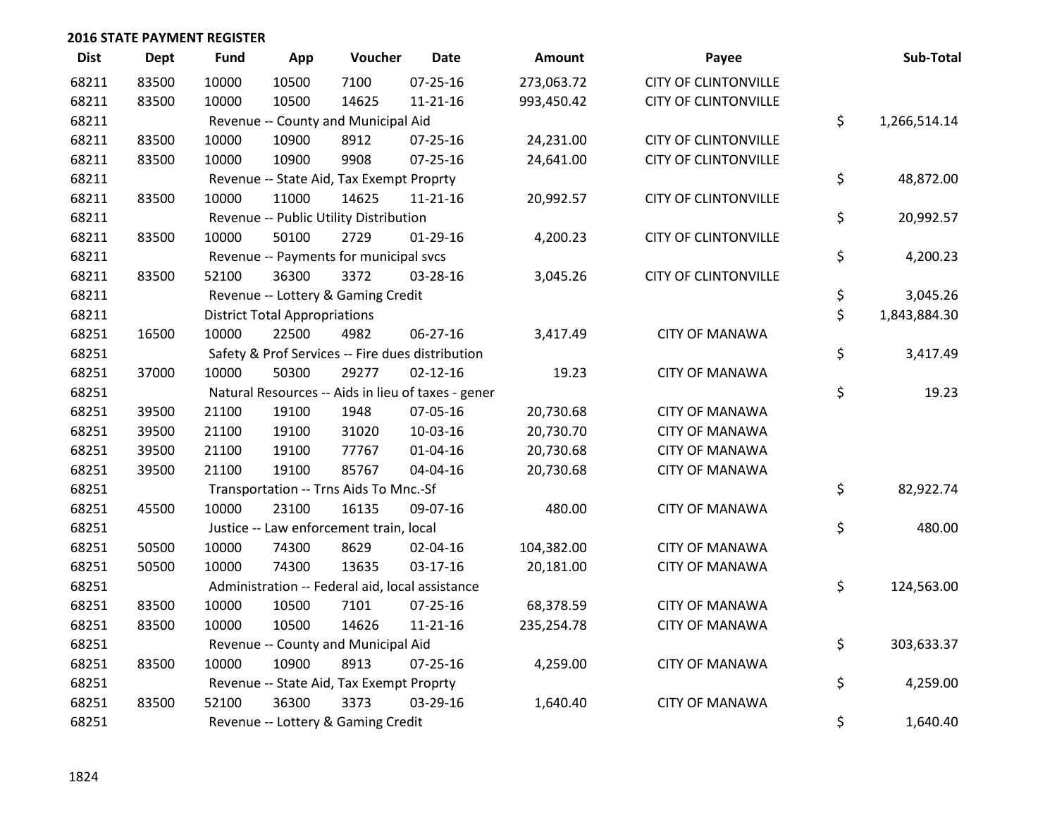## 2016 STATE PAYMENT REGISTER

| Dist | Dept | Fund | App | Voucher | Date | Amount | Payee | Sub-Total |
|---|---|---|---|---|---|---|---|---|
| 68211 | 83500 | 10000 | 10500 | 7100 | 07-25-16 | 273,063.72 | CITY OF CLINTONVILLE | |
| 68211 | 83500 | 10000 | 10500 | 14625 | 11-21-16 | 993,450.42 | CITY OF CLINTONVILLE | |
| 68211 | | Revenue -- County and Municipal Aid | | | | | | $ 1,266,514.14 |
| 68211 | 83500 | 10000 | 10900 | 8912 | 07-25-16 | 24,231.00 | CITY OF CLINTONVILLE | |
| 68211 | 83500 | 10000 | 10900 | 9908 | 07-25-16 | 24,641.00 | CITY OF CLINTONVILLE | |
| 68211 | | Revenue -- State Aid, Tax Exempt Proprty | | | | | | $ 48,872.00 |
| 68211 | 83500 | 10000 | 11000 | 14625 | 11-21-16 | 20,992.57 | CITY OF CLINTONVILLE | |
| 68211 | | Revenue -- Public Utility Distribution | | | | | | $ 20,992.57 |
| 68211 | 83500 | 10000 | 50100 | 2729 | 01-29-16 | 4,200.23 | CITY OF CLINTONVILLE | |
| 68211 | | Revenue -- Payments for municipal svcs | | | | | | $ 4,200.23 |
| 68211 | 83500 | 52100 | 36300 | 3372 | 03-28-16 | 3,045.26 | CITY OF CLINTONVILLE | |
| 68211 | | Revenue -- Lottery & Gaming Credit | | | | | | $ 3,045.26 |
| 68211 | | District Total Appropriations | | | | | | $ 1,843,884.30 |
| 68251 | 16500 | 10000 | 22500 | 4982 | 06-27-16 | 3,417.49 | CITY OF MANAWA | |
| 68251 | | Safety & Prof Services -- Fire dues distribution | | | | | | $ 3,417.49 |
| 68251 | 37000 | 10000 | 50300 | 29277 | 02-12-16 | 19.23 | CITY OF MANAWA | |
| 68251 | | Natural Resources -- Aids in lieu of taxes - gener | | | | | | $ 19.23 |
| 68251 | 39500 | 21100 | 19100 | 1948 | 07-05-16 | 20,730.68 | CITY OF MANAWA | |
| 68251 | 39500 | 21100 | 19100 | 31020 | 10-03-16 | 20,730.70 | CITY OF MANAWA | |
| 68251 | 39500 | 21100 | 19100 | 77767 | 01-04-16 | 20,730.68 | CITY OF MANAWA | |
| 68251 | 39500 | 21100 | 19100 | 85767 | 04-04-16 | 20,730.68 | CITY OF MANAWA | |
| 68251 | | Transportation -- Trns Aids To Mnc.-Sf | | | | | | $ 82,922.74 |
| 68251 | 45500 | 10000 | 23100 | 16135 | 09-07-16 | 480.00 | CITY OF MANAWA | |
| 68251 | | Justice -- Law enforcement train, local | | | | | | $ 480.00 |
| 68251 | 50500 | 10000 | 74300 | 8629 | 02-04-16 | 104,382.00 | CITY OF MANAWA | |
| 68251 | 50500 | 10000 | 74300 | 13635 | 03-17-16 | 20,181.00 | CITY OF MANAWA | |
| 68251 | | Administration -- Federal aid, local assistance | | | | | | $ 124,563.00 |
| 68251 | 83500 | 10000 | 10500 | 7101 | 07-25-16 | 68,378.59 | CITY OF MANAWA | |
| 68251 | 83500 | 10000 | 10500 | 14626 | 11-21-16 | 235,254.78 | CITY OF MANAWA | |
| 68251 | | Revenue -- County and Municipal Aid | | | | | | $ 303,633.37 |
| 68251 | 83500 | 10000 | 10900 | 8913 | 07-25-16 | 4,259.00 | CITY OF MANAWA | |
| 68251 | | Revenue -- State Aid, Tax Exempt Proprty | | | | | | $ 4,259.00 |
| 68251 | 83500 | 52100 | 36300 | 3373 | 03-29-16 | 1,640.40 | CITY OF MANAWA | |
| 68251 | | Revenue -- Lottery & Gaming Credit | | | | | | $ 1,640.40 |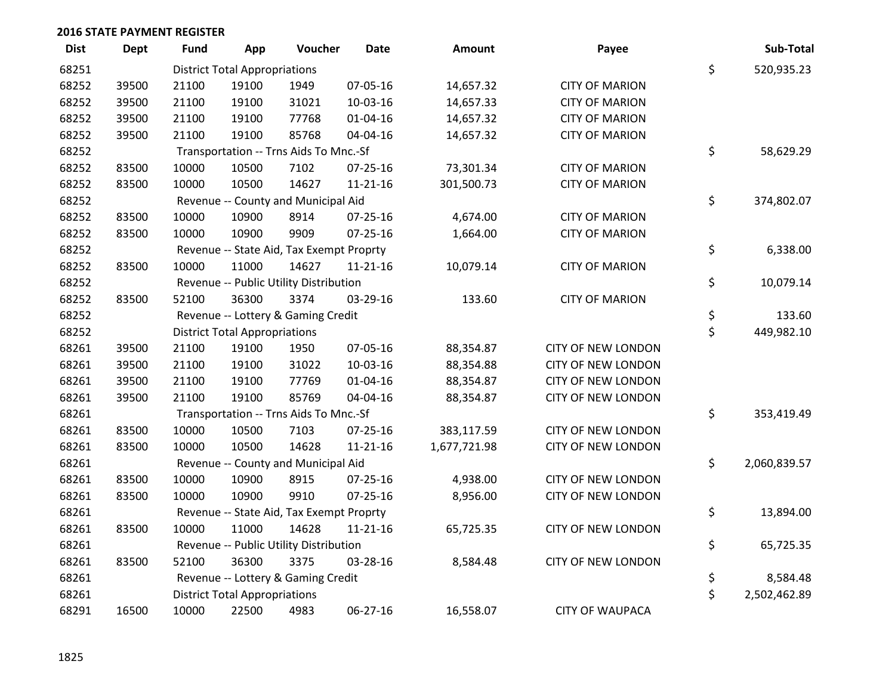**2016 STATE PAYMENT REGISTER**

| Dist | Dept | Fund | App | Voucher | Date | Amount | Payee | | Sub-Total |
|---|---|---|---|---|---|---|---|---|---|
| 68251 | | District Total Appropriations | | | | | | $ | 520,935.23 |
| 68252 | 39500 | 21100 | 19100 | 1949 | 07-05-16 | 14,657.32 | CITY OF MARION | | |
| 68252 | 39500 | 21100 | 19100 | 31021 | 10-03-16 | 14,657.33 | CITY OF MARION | | |
| 68252 | 39500 | 21100 | 19100 | 77768 | 01-04-16 | 14,657.32 | CITY OF MARION | | |
| 68252 | 39500 | 21100 | 19100 | 85768 | 04-04-16 | 14,657.32 | CITY OF MARION | | |
| 68252 | | Transportation -- Trns Aids To Mnc.-Sf | | | | | | $ | 58,629.29 |
| 68252 | 83500 | 10000 | 10500 | 7102 | 07-25-16 | 73,301.34 | CITY OF MARION | | |
| 68252 | 83500 | 10000 | 10500 | 14627 | 11-21-16 | 301,500.73 | CITY OF MARION | | |
| 68252 | | Revenue -- County and Municipal Aid | | | | | | $ | 374,802.07 |
| 68252 | 83500 | 10000 | 10900 | 8914 | 07-25-16 | 4,674.00 | CITY OF MARION | | |
| 68252 | 83500 | 10000 | 10900 | 9909 | 07-25-16 | 1,664.00 | CITY OF MARION | | |
| 68252 | | Revenue -- State Aid, Tax Exempt Proprty | | | | | | $ | 6,338.00 |
| 68252 | 83500 | 10000 | 11000 | 14627 | 11-21-16 | 10,079.14 | CITY OF MARION | | |
| 68252 | | Revenue -- Public Utility Distribution | | | | | | $ | 10,079.14 |
| 68252 | 83500 | 52100 | 36300 | 3374 | 03-29-16 | 133.60 | CITY OF MARION | | |
| 68252 | | Revenue -- Lottery & Gaming Credit | | | | | | $ | 133.60 |
| 68252 | | District Total Appropriations | | | | | | $ | 449,982.10 |
| 68261 | 39500 | 21100 | 19100 | 1950 | 07-05-16 | 88,354.87 | CITY OF NEW LONDON | | |
| 68261 | 39500 | 21100 | 19100 | 31022 | 10-03-16 | 88,354.88 | CITY OF NEW LONDON | | |
| 68261 | 39500 | 21100 | 19100 | 77769 | 01-04-16 | 88,354.87 | CITY OF NEW LONDON | | |
| 68261 | 39500 | 21100 | 19100 | 85769 | 04-04-16 | 88,354.87 | CITY OF NEW LONDON | | |
| 68261 | | Transportation -- Trns Aids To Mnc.-Sf | | | | | | $ | 353,419.49 |
| 68261 | 83500 | 10000 | 10500 | 7103 | 07-25-16 | 383,117.59 | CITY OF NEW LONDON | | |
| 68261 | 83500 | 10000 | 10500 | 14628 | 11-21-16 | 1,677,721.98 | CITY OF NEW LONDON | | |
| 68261 | | Revenue -- County and Municipal Aid | | | | | | $ | 2,060,839.57 |
| 68261 | 83500 | 10000 | 10900 | 8915 | 07-25-16 | 4,938.00 | CITY OF NEW LONDON | | |
| 68261 | 83500 | 10000 | 10900 | 9910 | 07-25-16 | 8,956.00 | CITY OF NEW LONDON | | |
| 68261 | | Revenue -- State Aid, Tax Exempt Proprty | | | | | | $ | 13,894.00 |
| 68261 | 83500 | 10000 | 11000 | 14628 | 11-21-16 | 65,725.35 | CITY OF NEW LONDON | | |
| 68261 | | Revenue -- Public Utility Distribution | | | | | | $ | 65,725.35 |
| 68261 | 83500 | 52100 | 36300 | 3375 | 03-28-16 | 8,584.48 | CITY OF NEW LONDON | | |
| 68261 | | Revenue -- Lottery & Gaming Credit | | | | | | $ | 8,584.48 |
| 68261 | | District Total Appropriations | | | | | | $ | 2,502,462.89 |
| 68291 | 16500 | 10000 | 22500 | 4983 | 06-27-16 | 16,558.07 | CITY OF WAUPACA | | |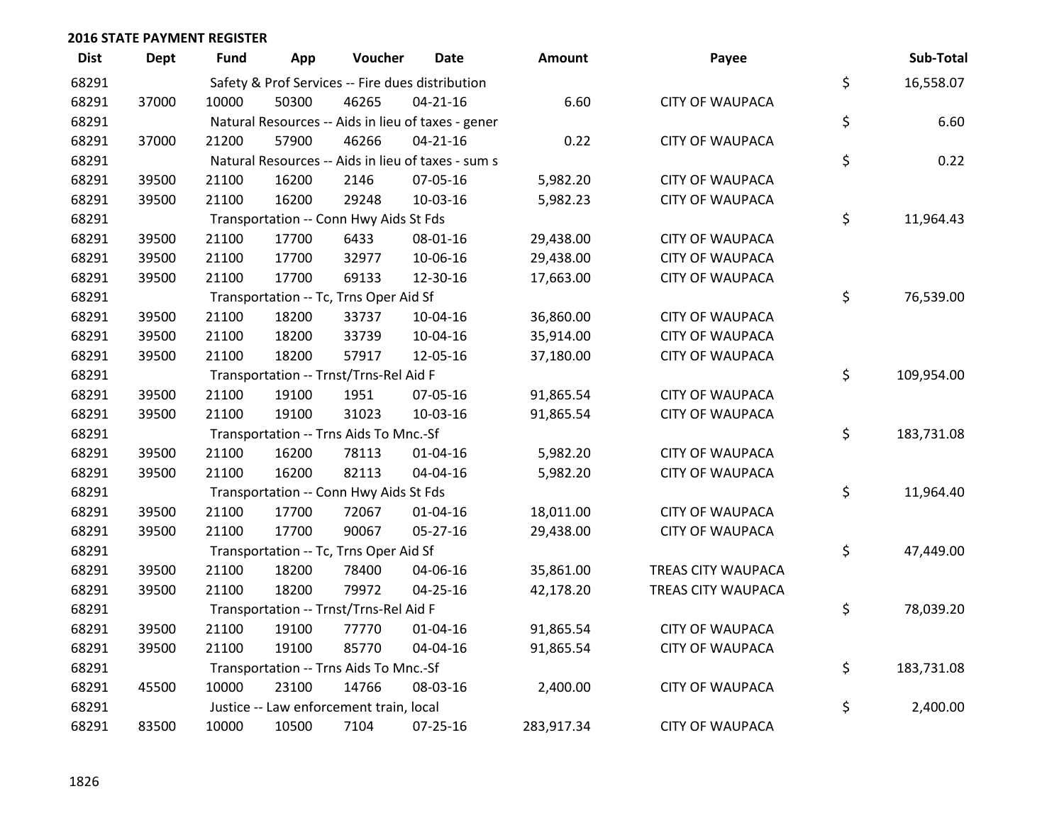**2016 STATE PAYMENT REGISTER**

| Dist | Dept | Fund | App | Voucher | Date | Amount | Payee | | Sub-Total |
|---|---|---|---|---|---|---|---|---|---|
| 68291 | | Safety & Prof Services -- Fire dues distribution | | | | | | $ | 16,558.07 |
| 68291 | 37000 | 10000 | 50300 | 46265 | 04-21-16 | 6.60 | CITY OF WAUPACA | | |
| 68291 | | Natural Resources -- Aids in lieu of taxes - gener | | | | | | $ | 6.60 |
| 68291 | 37000 | 21200 | 57900 | 46266 | 04-21-16 | 0.22 | CITY OF WAUPACA | | |
| 68291 | | Natural Resources -- Aids in lieu of taxes - sum s | | | | | | $ | 0.22 |
| 68291 | 39500 | 21100 | 16200 | 2146 | 07-05-16 | 5,982.20 | CITY OF WAUPACA | | |
| 68291 | 39500 | 21100 | 16200 | 29248 | 10-03-16 | 5,982.23 | CITY OF WAUPACA | | |
| 68291 | | Transportation -- Conn Hwy Aids St Fds | | | | | | $ | 11,964.43 |
| 68291 | 39500 | 21100 | 17700 | 6433 | 08-01-16 | 29,438.00 | CITY OF WAUPACA | | |
| 68291 | 39500 | 21100 | 17700 | 32977 | 10-06-16 | 29,438.00 | CITY OF WAUPACA | | |
| 68291 | 39500 | 21100 | 17700 | 69133 | 12-30-16 | 17,663.00 | CITY OF WAUPACA | | |
| 68291 | | Transportation -- Tc, Trns Oper Aid Sf | | | | | | $ | 76,539.00 |
| 68291 | 39500 | 21100 | 18200 | 33737 | 10-04-16 | 36,860.00 | CITY OF WAUPACA | | |
| 68291 | 39500 | 21100 | 18200 | 33739 | 10-04-16 | 35,914.00 | CITY OF WAUPACA | | |
| 68291 | 39500 | 21100 | 18200 | 57917 | 12-05-16 | 37,180.00 | CITY OF WAUPACA | | |
| 68291 | | Transportation -- Trnst/Trns-Rel Aid F | | | | | | $ | 109,954.00 |
| 68291 | 39500 | 21100 | 19100 | 1951 | 07-05-16 | 91,865.54 | CITY OF WAUPACA | | |
| 68291 | 39500 | 21100 | 19100 | 31023 | 10-03-16 | 91,865.54 | CITY OF WAUPACA | | |
| 68291 | | Transportation -- Trns Aids To Mnc.-Sf | | | | | | $ | 183,731.08 |
| 68291 | 39500 | 21100 | 16200 | 78113 | 01-04-16 | 5,982.20 | CITY OF WAUPACA | | |
| 68291 | 39500 | 21100 | 16200 | 82113 | 04-04-16 | 5,982.20 | CITY OF WAUPACA | | |
| 68291 | | Transportation -- Conn Hwy Aids St Fds | | | | | | $ | 11,964.40 |
| 68291 | 39500 | 21100 | 17700 | 72067 | 01-04-16 | 18,011.00 | CITY OF WAUPACA | | |
| 68291 | 39500 | 21100 | 17700 | 90067 | 05-27-16 | 29,438.00 | CITY OF WAUPACA | | |
| 68291 | | Transportation -- Tc, Trns Oper Aid Sf | | | | | | $ | 47,449.00 |
| 68291 | 39500 | 21100 | 18200 | 78400 | 04-06-16 | 35,861.00 | TREAS CITY WAUPACA | | |
| 68291 | 39500 | 21100 | 18200 | 79972 | 04-25-16 | 42,178.20 | TREAS CITY WAUPACA | | |
| 68291 | | Transportation -- Trnst/Trns-Rel Aid F | | | | | | $ | 78,039.20 |
| 68291 | 39500 | 21100 | 19100 | 77770 | 01-04-16 | 91,865.54 | CITY OF WAUPACA | | |
| 68291 | 39500 | 21100 | 19100 | 85770 | 04-04-16 | 91,865.54 | CITY OF WAUPACA | | |
| 68291 | | Transportation -- Trns Aids To Mnc.-Sf | | | | | | $ | 183,731.08 |
| 68291 | 45500 | 10000 | 23100 | 14766 | 08-03-16 | 2,400.00 | CITY OF WAUPACA | | |
| 68291 | | Justice -- Law enforcement train, local | | | | | | $ | 2,400.00 |
| 68291 | 83500 | 10000 | 10500 | 7104 | 07-25-16 | 283,917.34 | CITY OF WAUPACA | | |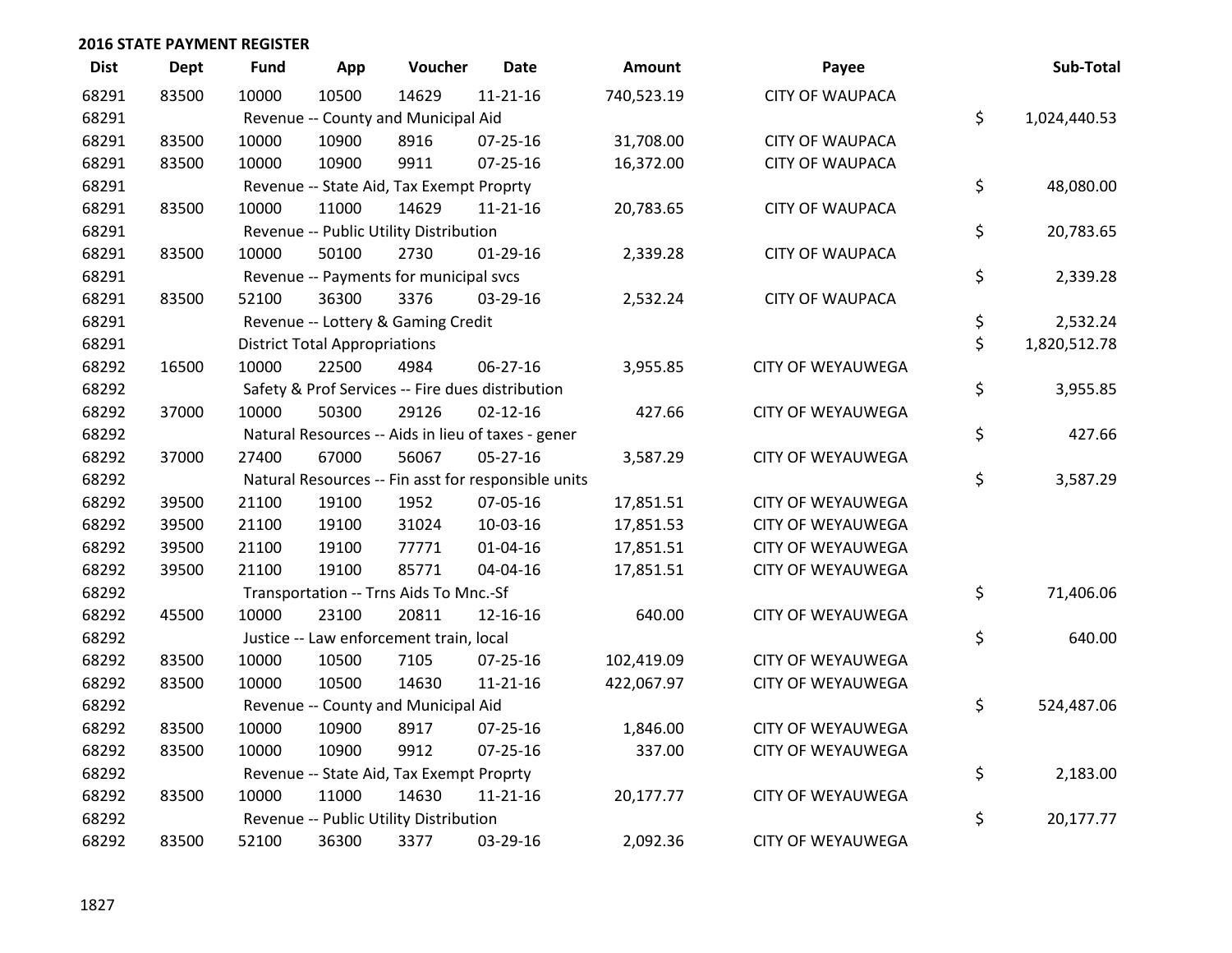## 2016 STATE PAYMENT REGISTER

| Dist | Dept | Fund | App | Voucher | Date | Amount | Payee | Sub-Total |
|---|---|---|---|---|---|---|---|---|
| 68291 | 83500 | 10000 | 10500 | 14629 | 11-21-16 | 740,523.19 | CITY OF WAUPACA | |
| 68291 | | Revenue -- County and Municipal Aid | | | | | | $ 1,024,440.53 |
| 68291 | 83500 | 10000 | 10900 | 8916 | 07-25-16 | 31,708.00 | CITY OF WAUPACA | |
| 68291 | 83500 | 10000 | 10900 | 9911 | 07-25-16 | 16,372.00 | CITY OF WAUPACA | |
| 68291 | | Revenue -- State Aid, Tax Exempt Proprty | | | | | | $ 48,080.00 |
| 68291 | 83500 | 10000 | 11000 | 14629 | 11-21-16 | 20,783.65 | CITY OF WAUPACA | |
| 68291 | | Revenue -- Public Utility Distribution | | | | | | $ 20,783.65 |
| 68291 | 83500 | 10000 | 50100 | 2730 | 01-29-16 | 2,339.28 | CITY OF WAUPACA | |
| 68291 | | Revenue -- Payments for municipal svcs | | | | | | $ 2,339.28 |
| 68291 | 83500 | 52100 | 36300 | 3376 | 03-29-16 | 2,532.24 | CITY OF WAUPACA | |
| 68291 | | Revenue -- Lottery & Gaming Credit | | | | | | $ 2,532.24 |
| 68291 | | District Total Appropriations | | | | | | $ 1,820,512.78 |
| 68292 | 16500 | 10000 | 22500 | 4984 | 06-27-16 | 3,955.85 | CITY OF WEYAUWEGA | |
| 68292 | | Safety & Prof Services -- Fire dues distribution | | | | | | $ 3,955.85 |
| 68292 | 37000 | 10000 | 50300 | 29126 | 02-12-16 | 427.66 | CITY OF WEYAUWEGA | |
| 68292 | | Natural Resources -- Aids in lieu of taxes - gener | | | | | | $ 427.66 |
| 68292 | 37000 | 27400 | 67000 | 56067 | 05-27-16 | 3,587.29 | CITY OF WEYAUWEGA | |
| 68292 | | Natural Resources -- Fin asst for responsible units | | | | | | $ 3,587.29 |
| 68292 | 39500 | 21100 | 19100 | 1952 | 07-05-16 | 17,851.51 | CITY OF WEYAUWEGA | |
| 68292 | 39500 | 21100 | 19100 | 31024 | 10-03-16 | 17,851.53 | CITY OF WEYAUWEGA | |
| 68292 | 39500 | 21100 | 19100 | 77771 | 01-04-16 | 17,851.51 | CITY OF WEYAUWEGA | |
| 68292 | 39500 | 21100 | 19100 | 85771 | 04-04-16 | 17,851.51 | CITY OF WEYAUWEGA | |
| 68292 | | Transportation -- Trns Aids To Mnc.-Sf | | | | | | $ 71,406.06 |
| 68292 | 45500 | 10000 | 23100 | 20811 | 12-16-16 | 640.00 | CITY OF WEYAUWEGA | |
| 68292 | | Justice -- Law enforcement train, local | | | | | | $ 640.00 |
| 68292 | 83500 | 10000 | 10500 | 7105 | 07-25-16 | 102,419.09 | CITY OF WEYAUWEGA | |
| 68292 | 83500 | 10000 | 10500 | 14630 | 11-21-16 | 422,067.97 | CITY OF WEYAUWEGA | |
| 68292 | | Revenue -- County and Municipal Aid | | | | | | $ 524,487.06 |
| 68292 | 83500 | 10000 | 10900 | 8917 | 07-25-16 | 1,846.00 | CITY OF WEYAUWEGA | |
| 68292 | 83500 | 10000 | 10900 | 9912 | 07-25-16 | 337.00 | CITY OF WEYAUWEGA | |
| 68292 | | Revenue -- State Aid, Tax Exempt Proprty | | | | | | $ 2,183.00 |
| 68292 | 83500 | 10000 | 11000 | 14630 | 11-21-16 | 20,177.77 | CITY OF WEYAUWEGA | |
| 68292 | | Revenue -- Public Utility Distribution | | | | | | $ 20,177.77 |
| 68292 | 83500 | 52100 | 36300 | 3377 | 03-29-16 | 2,092.36 | CITY OF WEYAUWEGA | |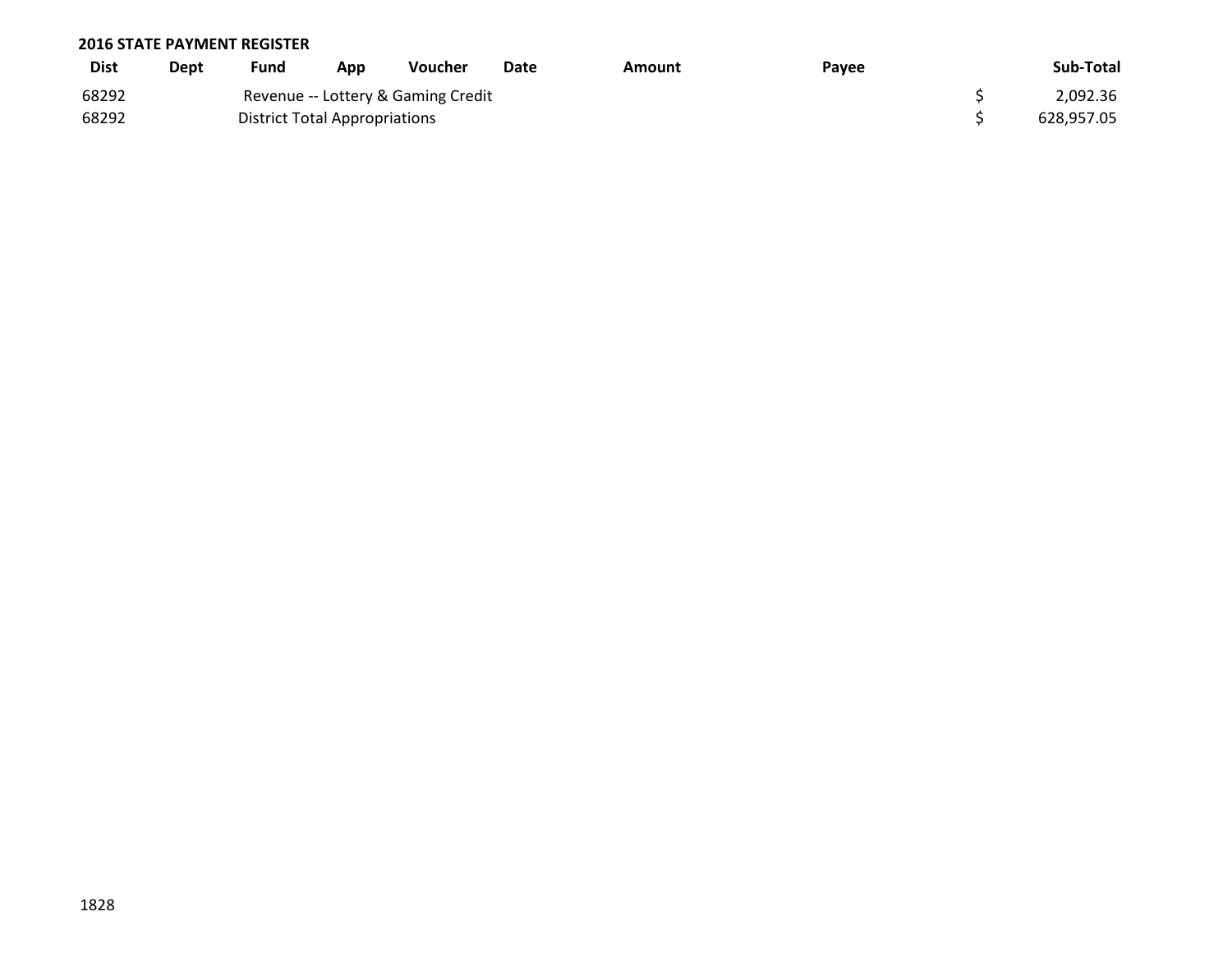## 2016 STATE PAYMENT REGISTER

| Dist | Dept | Fund | App | Voucher | Date | Amount | Payee | Sub-Total |
|---|---|---|---|---|---|---|---|---|
| 68292 | | Revenue -- Lottery & Gaming Credit | | | | | | $ 2,092.36 |
| 68292 | | District Total Appropriations | | | | | | $ 628,957.05 |